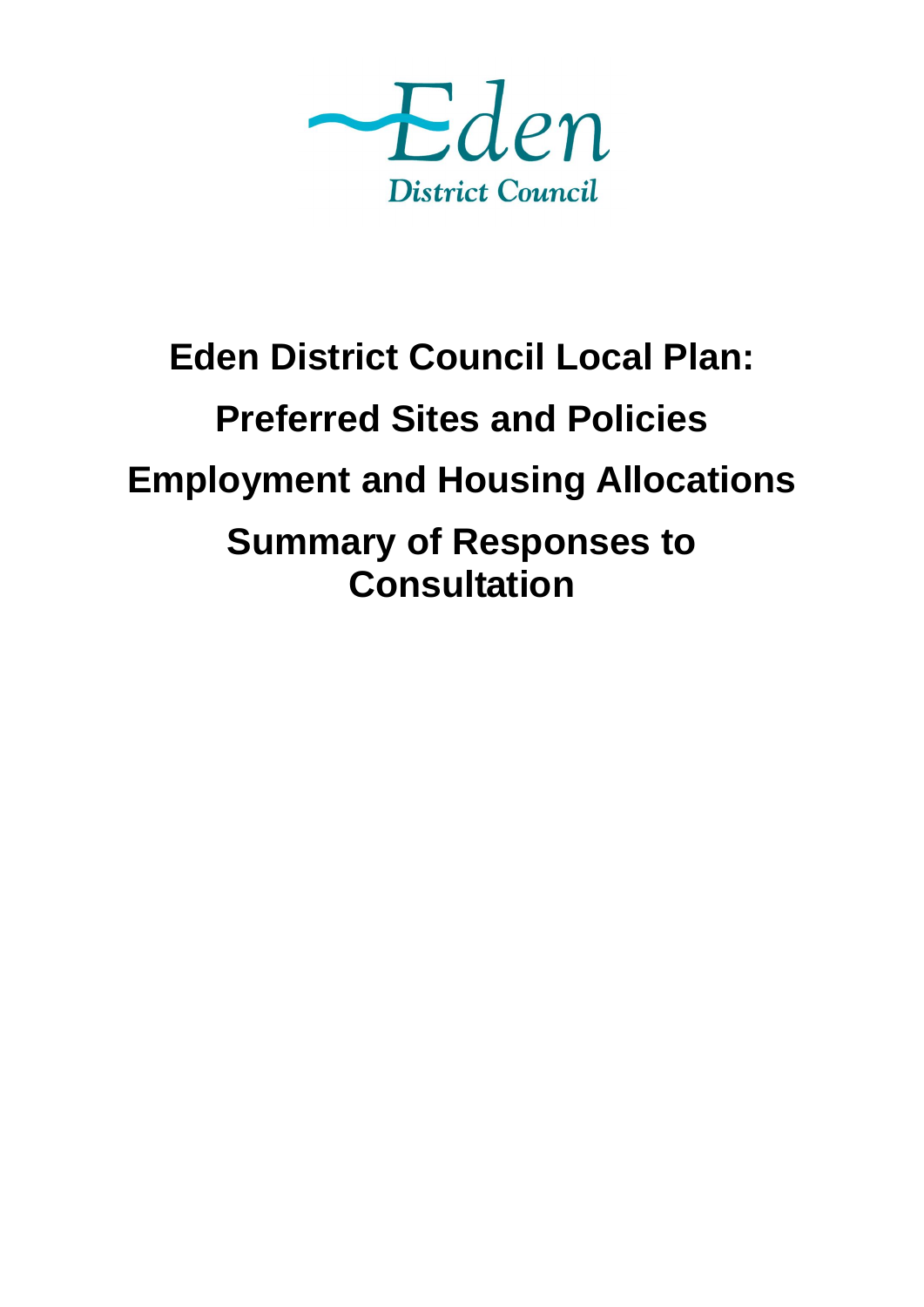Eden

District Council

# Eden District Council Local Plan:

# Preferred Sites and Policies

# Employment and Housing Allocations

# Summary of Responses to Consultation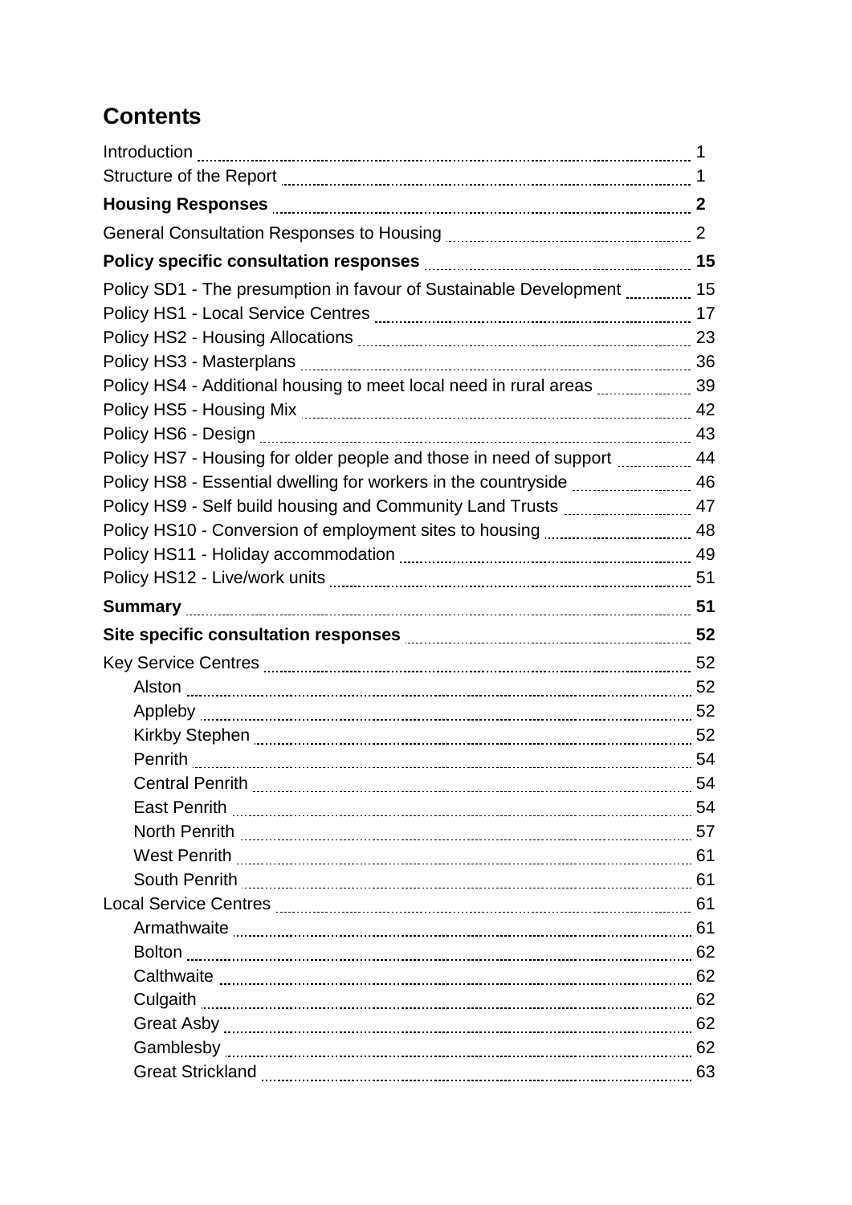# Contents

Introduction ... 1
Structure of the Report ... 1
**Housing Responses ... 2**
General Consultation Responses to Housing ... 2
**Policy specific consultation responses ... 15**
Policy SD1 - The presumption in favour of Sustainable Development ... 15
Policy HS1 - Local Service Centres ... 17
Policy HS2 - Housing Allocations ... 23
Policy HS3 - Masterplans ... 36
Policy HS4 - Additional housing to meet local need in rural areas ... 39
Policy HS5 - Housing Mix ... 42
Policy HS6 - Design ... 43
Policy HS7 - Housing for older people and those in need of support ... 44
Policy HS8 - Essential dwelling for workers in the countryside ... 46
Policy HS9 - Self build housing and Community Land Trusts ... 47
Policy HS10 - Conversion of employment sites to housing ... 48
Policy HS11 - Holiday accommodation ... 49
Policy HS12 - Live/work units ... 51
**Summary ... 51**
**Site specific consultation responses ... 52**
Key Service Centres ... 52
- Alston ... 52
- Appleby ... 52
- Kirkby Stephen ... 52
- Penrith ... 54
- Central Penrith ... 54
- East Penrith ... 54
- North Penrith ... 57
- West Penrith ... 61
- South Penrith ... 61

Local Service Centres ... 61
- Armathwaite ... 61
- Bolton ... 62
- Calthwaite ... 62
- Culgaith ... 62
- Great Asby ... 62
- Gamblesby ... 62
- Great Strickland ... 63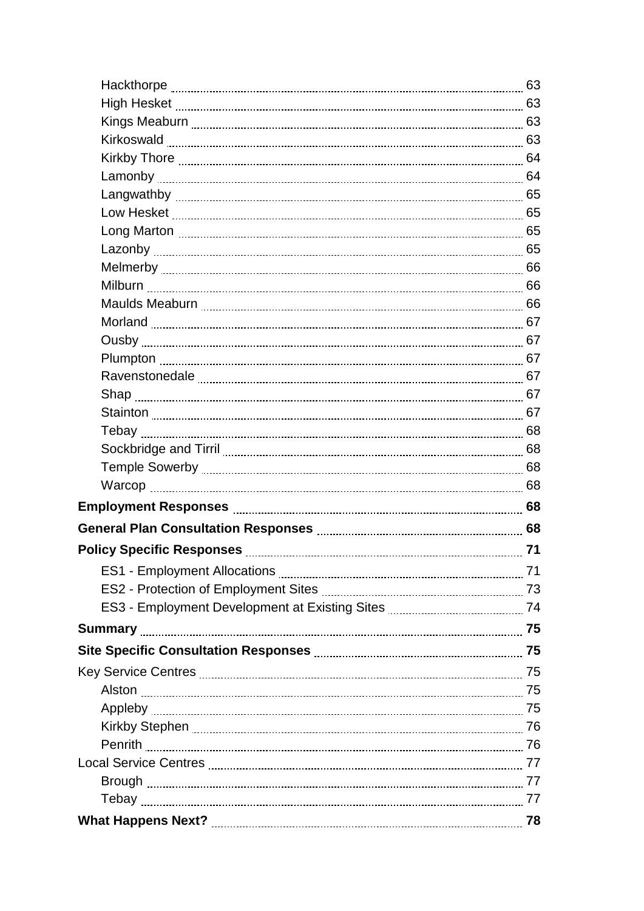- Hackthorpe 63
- High Hesket 63
- Kings Meaburn 63
- Kirkoswald 63
- Kirkby Thore 64
- Lamonby 64
- Langwathby 65
- Low Hesket 65
- Long Marton 65
- Lazonby 65
- Melmerby 66
- Milburn 66
- Maulds Meaburn 66
- Morland 67
- Ousby 67
- Plumpton 67
- Ravenstonedale 67
- Shap 67
- Stainton 67
- Tebay 68
- Sockbridge and Tirril 68
- Temple Sowerby 68
- Warcop 68

**Employment Responses** 68

**General Plan Consultation Responses** 68

**Policy Specific Responses** 71

- ES1 - Employment Allocations 71
- ES2 - Protection of Employment Sites 73
- ES3 - Employment Development at Existing Sites 74

**Summary** 75

**Site Specific Consultation Responses** 75

Key Service Centres 75

- Alston 75
- Appleby 75
- Kirkby Stephen 76
- Penrith 76

Local Service Centres 77

- Brough 77
- Tebay 77

**What Happens Next?** 78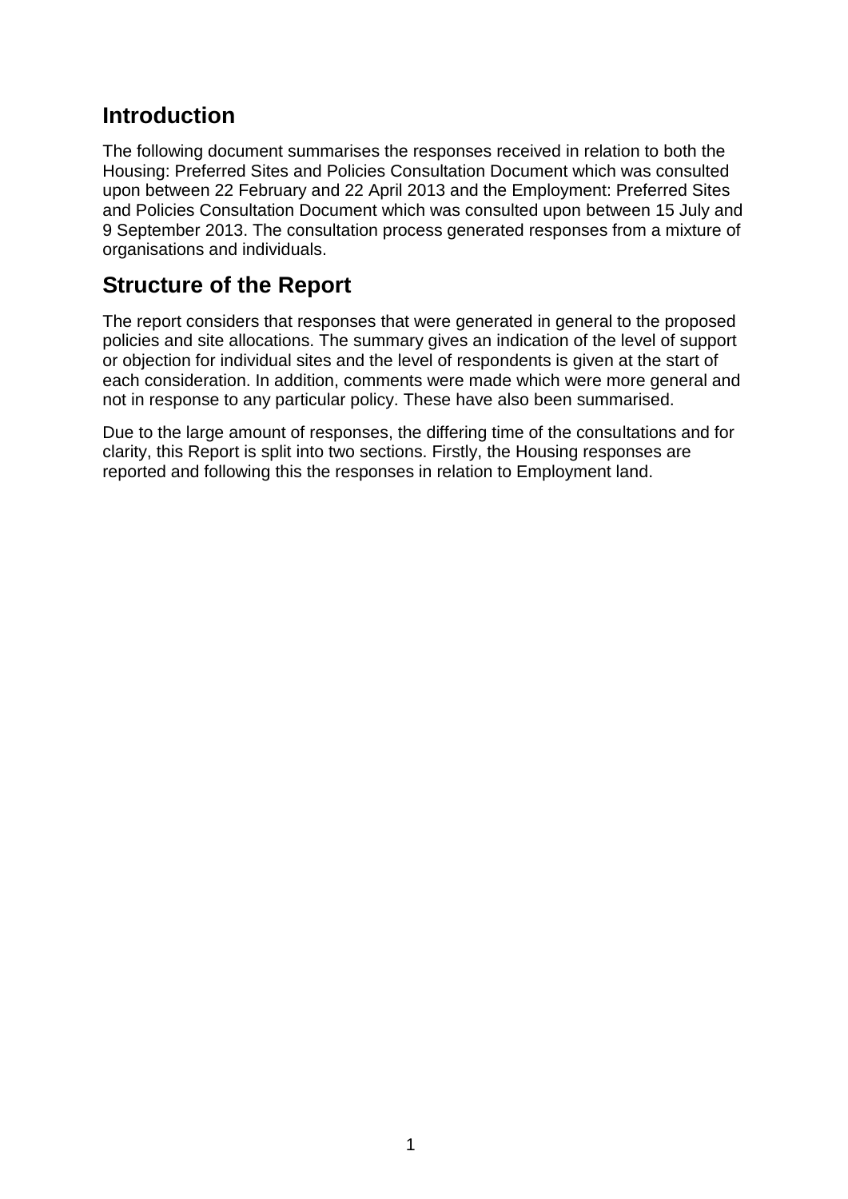## Introduction

The following document summarises the responses received in relation to both the Housing: Preferred Sites and Policies Consultation Document which was consulted upon between 22 February and 22 April 2013 and the Employment: Preferred Sites and Policies Consultation Document which was consulted upon between 15 July and 9 September 2013. The consultation process generated responses from a mixture of organisations and individuals.

## Structure of the Report

The report considers that responses that were generated in general to the proposed policies and site allocations. The summary gives an indication of the level of support or objection for individual sites and the level of respondents is given at the start of each consideration. In addition, comments were made which were more general and not in response to any particular policy. These have also been summarised.

Due to the large amount of responses, the differing time of the consultations and for clarity, this Report is split into two sections. Firstly, the Housing responses are reported and following this the responses in relation to Employment land.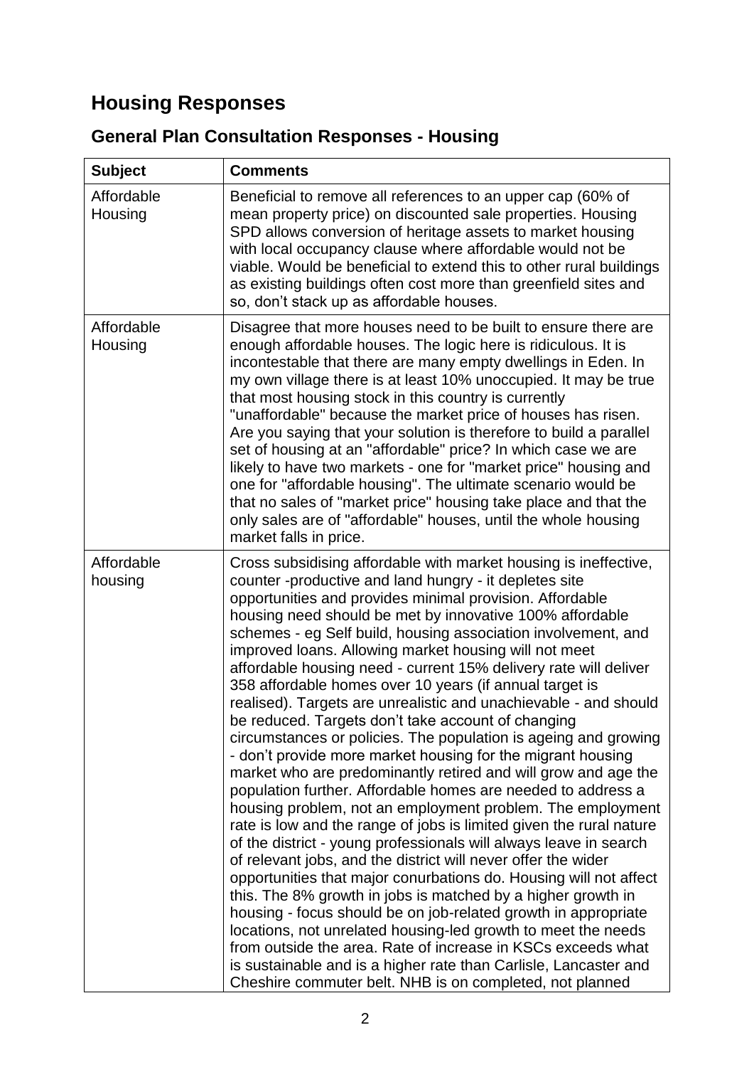# Housing Responses

## General Plan Consultation Responses - Housing

| Subject | Comments |
|---|---|
| Affordable Housing | Beneficial to remove all references to an upper cap (60% of mean property price) on discounted sale properties. Housing SPD allows conversion of heritage assets to market housing with local occupancy clause where affordable would not be viable. Would be beneficial to extend this to other rural buildings as existing buildings often cost more than greenfield sites and so, don't stack up as affordable houses. |
| Affordable Housing | Disagree that more houses need to be built to ensure there are enough affordable houses. The logic here is ridiculous. It is incontestable that there are many empty dwellings in Eden. In my own village there is at least 10% unoccupied. It may be true that most housing stock in this country is currently "unaffordable" because the market price of houses has risen. Are you saying that your solution is therefore to build a parallel set of housing at an "affordable" price? In which case we are likely to have two markets - one for "market price" housing and one for "affordable housing". The ultimate scenario would be that no sales of "market price" housing take place and that the only sales are of "affordable" houses, until the whole housing market falls in price. |
| Affordable housing | Cross subsidising affordable with market housing is ineffective, counter -productive and land hungry - it depletes site opportunities and provides minimal provision. Affordable housing need should be met by innovative 100% affordable schemes - eg Self build, housing association involvement, and improved loans. Allowing market housing will not meet affordable housing need - current 15% delivery rate will deliver 358 affordable homes over 10 years (if annual target is realised). Targets are unrealistic and unachievable - and should be reduced. Targets don't take account of changing circumstances or policies. The population is ageing and growing - don't provide more market housing for the migrant housing market who are predominantly retired and will grow and age the population further. Affordable homes are needed to address a housing problem, not an employment problem. The employment rate is low and the range of jobs is limited given the rural nature of the district - young professionals will always leave in search of relevant jobs, and the district will never offer the wider opportunities that major conurbations do. Housing will not affect this. The 8% growth in jobs is matched by a higher growth in housing - focus should be on job-related growth in appropriate locations, not unrelated housing-led growth to meet the needs from outside the area. Rate of increase in KSCs exceeds what is sustainable and is a higher rate than Carlisle, Lancaster and Cheshire commuter belt. NHB is on completed, not planned |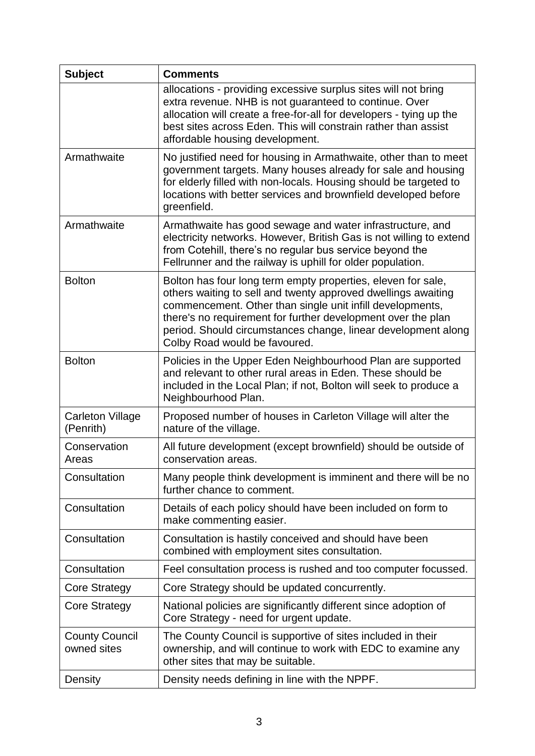| Subject | Comments |
|---|---|
| | allocations - providing excessive surplus sites will not bring extra revenue. NHB is not guaranteed to continue. Over allocation will create a free-for-all for developers - tying up the best sites across Eden. This will constrain rather than assist affordable housing development. |
| Armathwaite | No justified need for housing in Armathwaite, other than to meet government targets. Many houses already for sale and housing for elderly filled with non-locals. Housing should be targeted to locations with better services and brownfield developed before greenfield. |
| Armathwaite | Armathwaite has good sewage and water infrastructure, and electricity networks. However, British Gas is not willing to extend from Cotehill, there's no regular bus service beyond the Fellrunner and the railway is uphill for older population. |
| Bolton | Bolton has four long term empty properties, eleven for sale, others waiting to sell and twenty approved dwellings awaiting commencement. Other than single unit infill developments, there's no requirement for further development over the plan period. Should circumstances change, linear development along Colby Road would be favoured. |
| Bolton | Policies in the Upper Eden Neighbourhood Plan are supported and relevant to other rural areas in Eden. These should be included in the Local Plan; if not, Bolton will seek to produce a Neighbourhood Plan. |
| Carleton Village (Penrith) | Proposed number of houses in Carleton Village will alter the nature of the village. |
| Conservation Areas | All future development (except brownfield) should be outside of conservation areas. |
| Consultation | Many people think development is imminent and there will be no further chance to comment. |
| Consultation | Details of each policy should have been included on form to make commenting easier. |
| Consultation | Consultation is hastily conceived and should have been combined with employment sites consultation. |
| Consultation | Feel consultation process is rushed and too computer focussed. |
| Core Strategy | Core Strategy should be updated concurrently. |
| Core Strategy | National policies are significantly different since adoption of Core Strategy - need for urgent update. |
| County Council owned sites | The County Council is supportive of sites included in their ownership, and will continue to work with EDC to examine any other sites that may be suitable. |
| Density | Density needs defining in line with the NPPF. |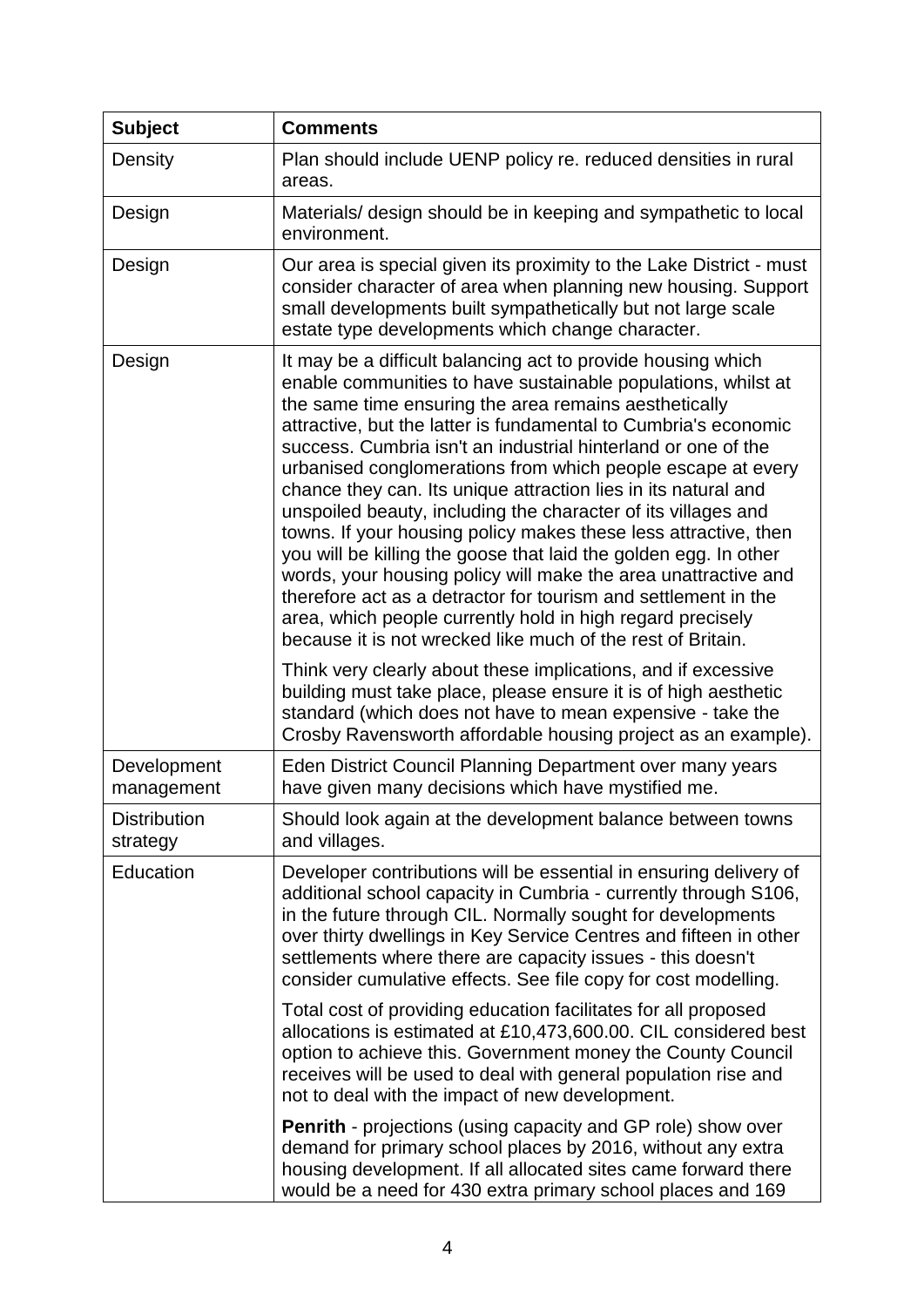| Subject | Comments |
|---|---|
| Density | Plan should include UENP policy re. reduced densities in rural areas. |
| Design | Materials/ design should be in keeping and sympathetic to local environment. |
| Design | Our area is special given its proximity to the Lake District - must consider character of area when planning new housing. Support small developments built sympathetically but not large scale estate type developments which change character. |
| Design | It may be a difficult balancing act to provide housing which enable communities to have sustainable populations, whilst at the same time ensuring the area remains aesthetically attractive, but the latter is fundamental to Cumbria's economic success. Cumbria isn't an industrial hinterland or one of the urbanised conglomerations from which people escape at every chance they can. Its unique attraction lies in its natural and unspoiled beauty, including the character of its villages and towns. If your housing policy makes these less attractive, then you will be killing the goose that laid the golden egg. In other words, your housing policy will make the area unattractive and therefore act as a detractor for tourism and settlement in the area, which people currently hold in high regard precisely because it is not wrecked like much of the rest of Britain.<br><br>Think very clearly about these implications, and if excessive building must take place, please ensure it is of high aesthetic standard (which does not have to mean expensive - take the Crosby Ravensworth affordable housing project as an example). |
| Development management | Eden District Council Planning Department over many years have given many decisions which have mystified me. |
| Distribution strategy | Should look again at the development balance between towns and villages. |
| Education | Developer contributions will be essential in ensuring delivery of additional school capacity in Cumbria - currently through S106, in the future through CIL. Normally sought for developments over thirty dwellings in Key Service Centres and fifteen in other settlements where there are capacity issues - this doesn't consider cumulative effects. See file copy for cost modelling.<br><br>Total cost of providing education facilitates for all proposed allocations is estimated at £10,473,600.00. CIL considered best option to achieve this. Government money the County Council receives will be used to deal with general population rise and not to deal with the impact of new development.<br><br>**Penrith** - projections (using capacity and GP role) show over demand for primary school places by 2016, without any extra housing development. If all allocated sites came forward there would be a need for 430 extra primary school places and 169 |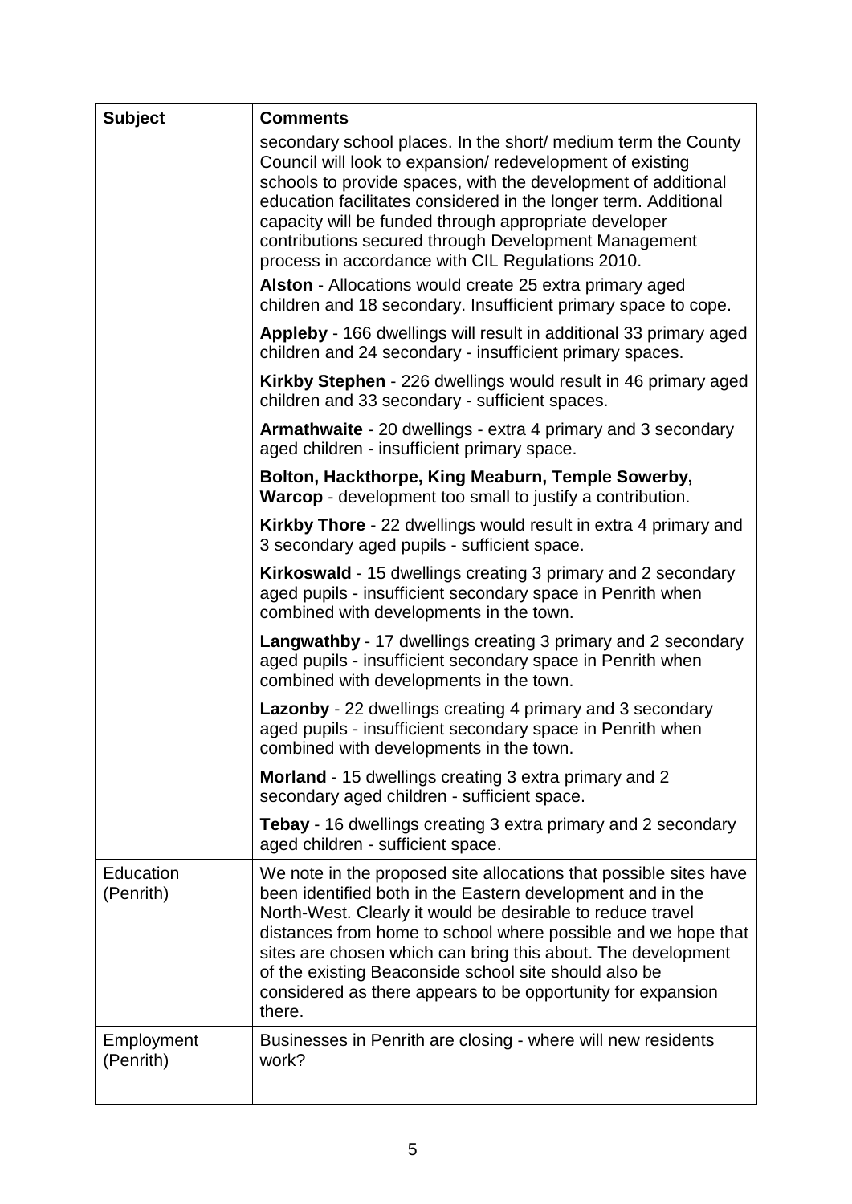| Subject | Comments |
|---|---|
| | secondary school places. In the short/ medium term the County Council will look to expansion/ redevelopment of existing schools to provide spaces, with the development of additional education facilitates considered in the longer term. Additional capacity will be funded through appropriate developer contributions secured through Development Management process in accordance with CIL Regulations 2010.<br><br>**Alston** - Allocations would create 25 extra primary aged children and 18 secondary. Insufficient primary space to cope.<br><br>**Appleby** - 166 dwellings will result in additional 33 primary aged children and 24 secondary - insufficient primary spaces.<br><br>**Kirkby Stephen** - 226 dwellings would result in 46 primary aged children and 33 secondary - sufficient spaces.<br><br>**Armathwaite** - 20 dwellings - extra 4 primary and 3 secondary aged children - insufficient primary space.<br><br>**Bolton, Hackthorpe, King Meaburn, Temple Sowerby, Warcop** - development too small to justify a contribution.<br><br>**Kirkby Thore** - 22 dwellings would result in extra 4 primary and 3 secondary aged pupils - sufficient space.<br><br>**Kirkoswald** - 15 dwellings creating 3 primary and 2 secondary aged pupils - insufficient secondary space in Penrith when combined with developments in the town.<br><br>**Langwathby** - 17 dwellings creating 3 primary and 2 secondary aged pupils - insufficient secondary space in Penrith when combined with developments in the town.<br><br>**Lazonby** - 22 dwellings creating 4 primary and 3 secondary aged pupils - insufficient secondary space in Penrith when combined with developments in the town.<br><br>**Morland** - 15 dwellings creating 3 extra primary and 2 secondary aged children - sufficient space.<br><br>**Tebay** - 16 dwellings creating 3 extra primary and 2 secondary aged children - sufficient space. |
| Education (Penrith) | We note in the proposed site allocations that possible sites have been identified both in the Eastern development and in the North-West. Clearly it would be desirable to reduce travel distances from home to school where possible and we hope that sites are chosen which can bring this about. The development of the existing Beaconside school site should also be considered as there appears to be opportunity for expansion there. |
| Employment (Penrith) | Businesses in Penrith are closing - where will new residents work? |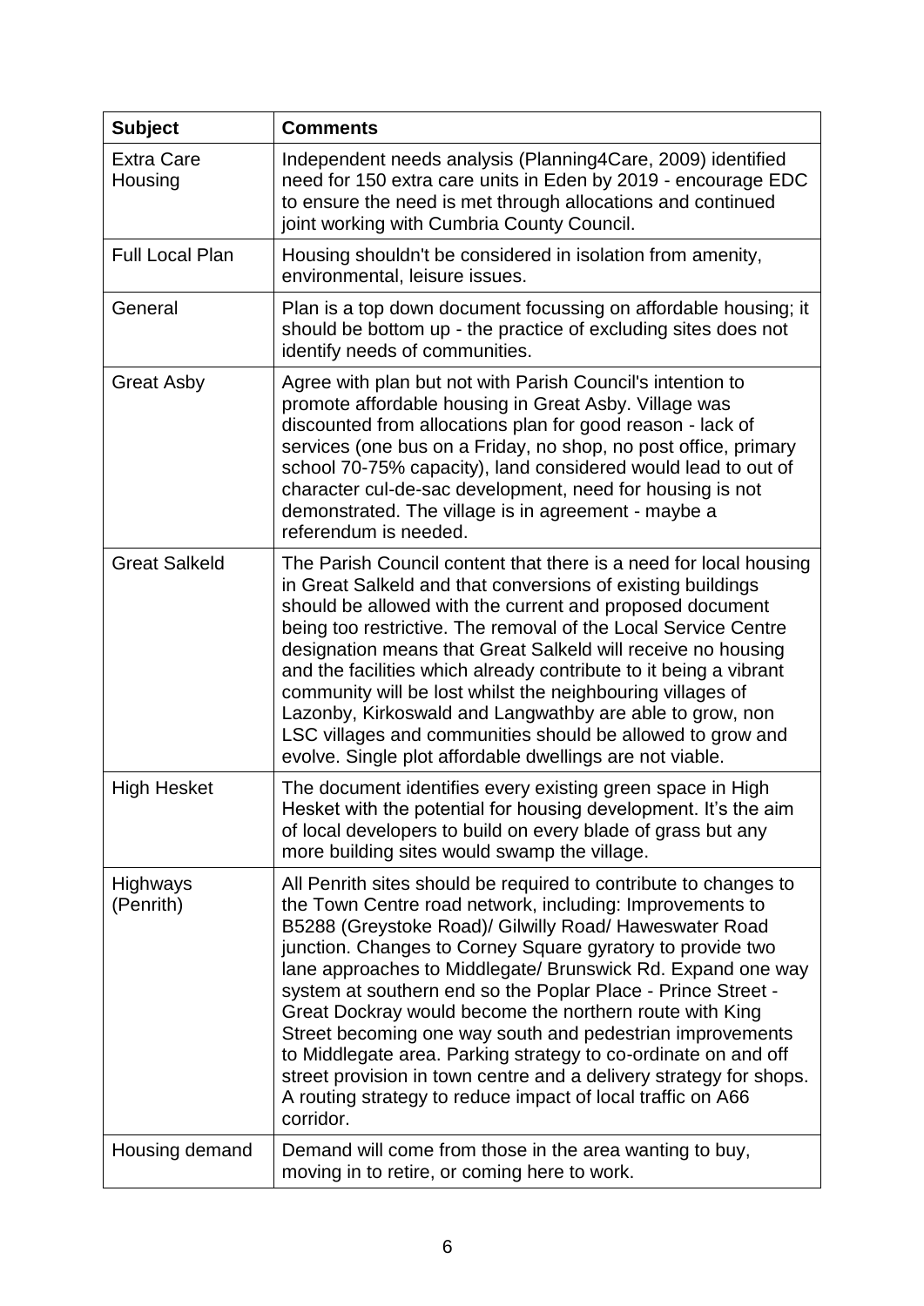| Subject | Comments |
|---|---|
| Extra Care Housing | Independent needs analysis (Planning4Care, 2009) identified need for 150 extra care units in Eden by 2019 - encourage EDC to ensure the need is met through allocations and continued joint working with Cumbria County Council. |
| Full Local Plan | Housing shouldn't be considered in isolation from amenity, environmental, leisure issues. |
| General | Plan is a top down document focussing on affordable housing; it should be bottom up - the practice of excluding sites does not identify needs of communities. |
| Great Asby | Agree with plan but not with Parish Council's intention to promote affordable housing in Great Asby. Village was discounted from allocations plan for good reason - lack of services (one bus on a Friday, no shop, no post office, primary school 70-75% capacity), land considered would lead to out of character cul-de-sac development, need for housing is not demonstrated. The village is in agreement - maybe a referendum is needed. |
| Great Salkeld | The Parish Council content that there is a need for local housing in Great Salkeld and that conversions of existing buildings should be allowed with the current and proposed document being too restrictive. The removal of the Local Service Centre designation means that Great Salkeld will receive no housing and the facilities which already contribute to it being a vibrant community will be lost whilst the neighbouring villages of Lazonby, Kirkoswald and Langwathby are able to grow, non LSC villages and communities should be allowed to grow and evolve. Single plot affordable dwellings are not viable. |
| High Hesket | The document identifies every existing green space in High Hesket with the potential for housing development. It's the aim of local developers to build on every blade of grass but any more building sites would swamp the village. |
| Highways (Penrith) | All Penrith sites should be required to contribute to changes to the Town Centre road network, including: Improvements to B5288 (Greystoke Road)/ Gilwilly Road/ Haweswater Road junction. Changes to Corney Square gyratory to provide two lane approaches to Middlegate/ Brunswick Rd. Expand one way system at southern end so the Poplar Place - Prince Street - Great Dockray would become the northern route with King Street becoming one way south and pedestrian improvements to Middlegate area. Parking strategy to co-ordinate on and off street provision in town centre and a delivery strategy for shops. A routing strategy to reduce impact of local traffic on A66 corridor. |
| Housing demand | Demand will come from those in the area wanting to buy, moving in to retire, or coming here to work. |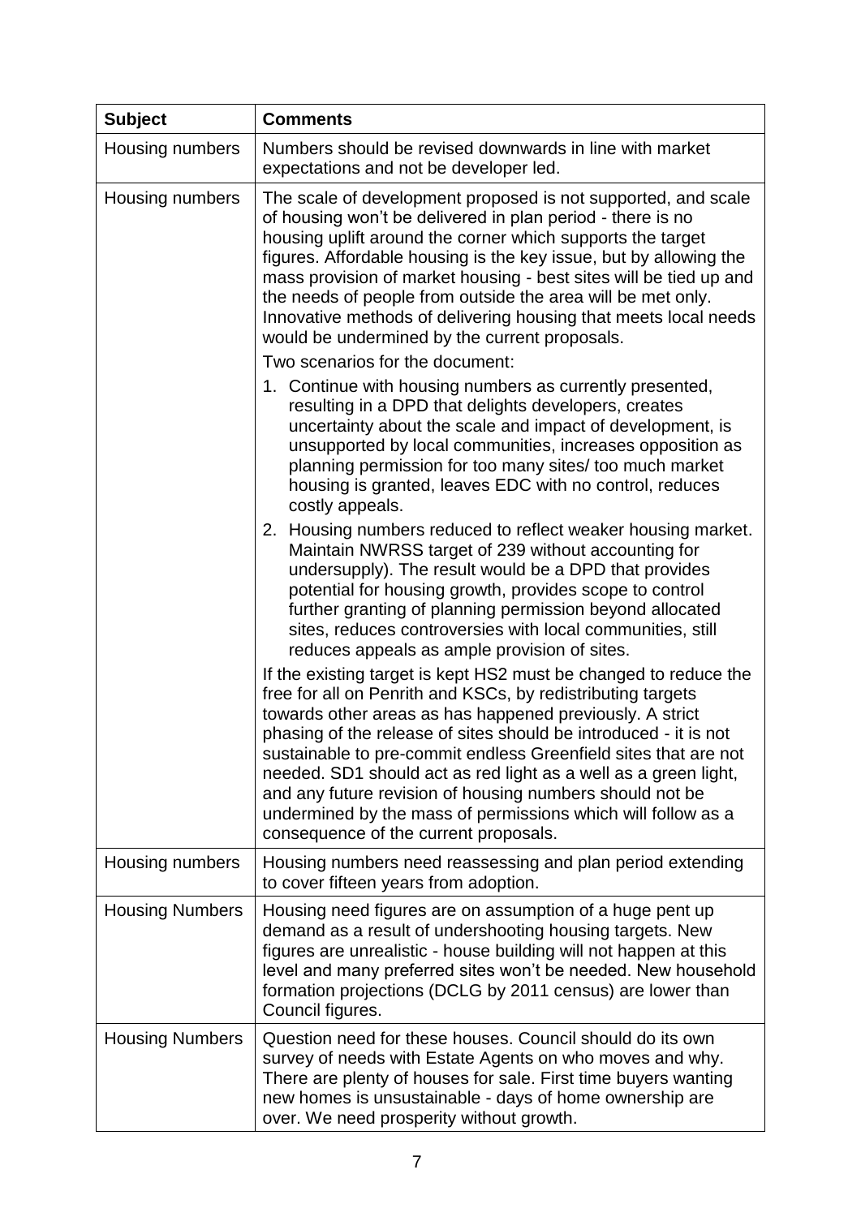| Subject | Comments |
|---|---|
| Housing numbers | Numbers should be revised downwards in line with market expectations and not be developer led. |
| Housing numbers | The scale of development proposed is not supported, and scale of housing won't be delivered in plan period - there is no housing uplift around the corner which supports the target figures. Affordable housing is the key issue, but by allowing the mass provision of market housing - best sites will be tied up and the needs of people from outside the area will be met only. Innovative methods of delivering housing that meets local needs would be undermined by the current proposals.<br>Two scenarios for the document:<br>1. Continue with housing numbers as currently presented, resulting in a DPD that delights developers, creates uncertainty about the scale and impact of development, is unsupported by local communities, increases opposition as planning permission for too many sites/ too much market housing is granted, leaves EDC with no control, reduces costly appeals.<br>2. Housing numbers reduced to reflect weaker housing market. Maintain NWRSS target of 239 without accounting for undersupply). The result would be a DPD that provides potential for housing growth, provides scope to control further granting of planning permission beyond allocated sites, reduces controversies with local communities, still reduces appeals as ample provision of sites.<br>If the existing target is kept HS2 must be changed to reduce the free for all on Penrith and KSCs, by redistributing targets towards other areas as has happened previously. A strict phasing of the release of sites should be introduced - it is not sustainable to pre-commit endless Greenfield sites that are not needed. SD1 should act as red light as a well as a green light, and any future revision of housing numbers should not be undermined by the mass of permissions which will follow as a consequence of the current proposals. |
| Housing numbers | Housing numbers need reassessing and plan period extending to cover fifteen years from adoption. |
| Housing Numbers | Housing need figures are on assumption of a huge pent up demand as a result of undershooting housing targets. New figures are unrealistic - house building will not happen at this level and many preferred sites won't be needed. New household formation projections (DCLG by 2011 census) are lower than Council figures. |
| Housing Numbers | Question need for these houses. Council should do its own survey of needs with Estate Agents on who moves and why. There are plenty of houses for sale. First time buyers wanting new homes is unsustainable - days of home ownership are over. We need prosperity without growth. |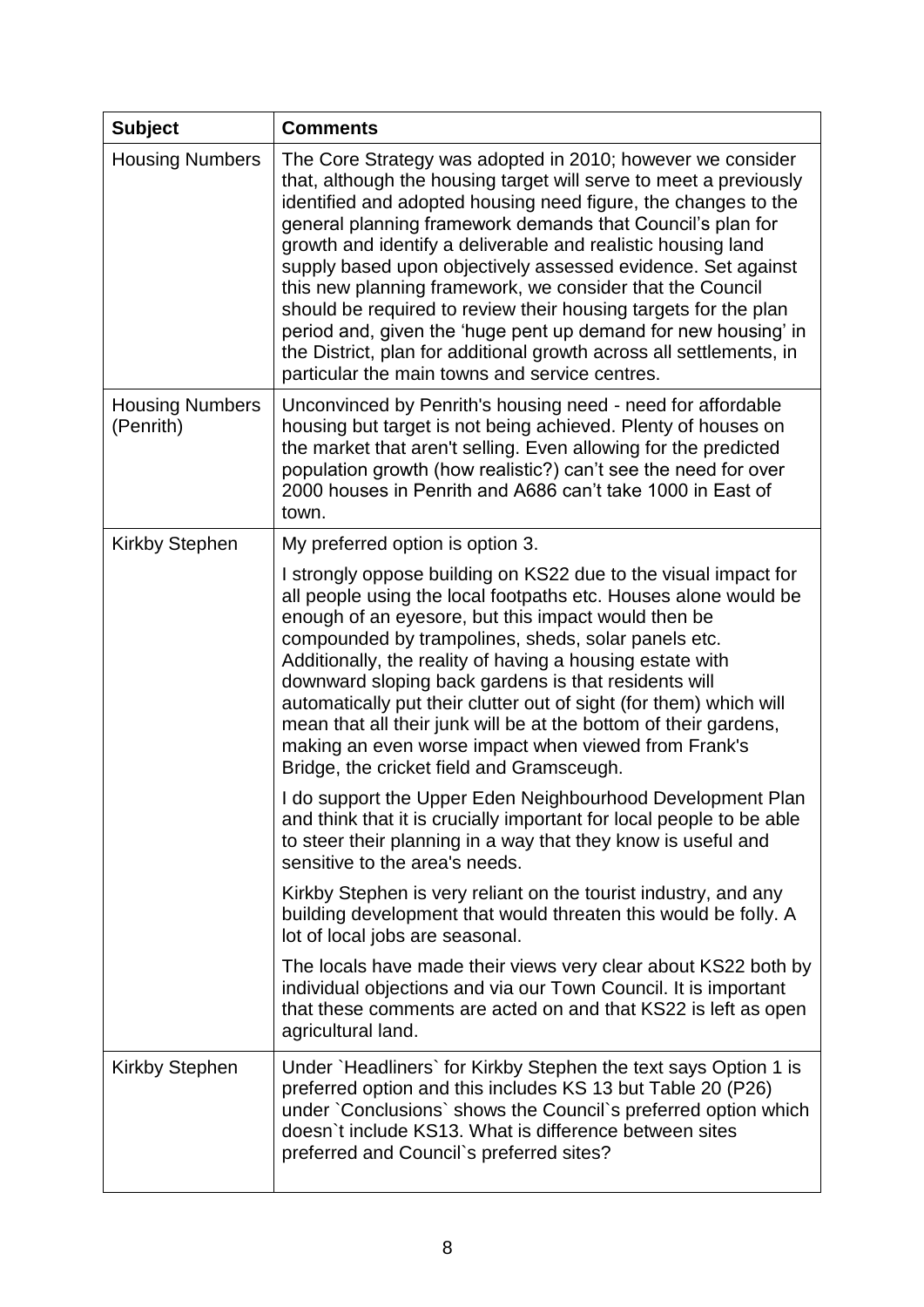| Subject | Comments |
|---|---|
| Housing Numbers | The Core Strategy was adopted in 2010; however we consider that, although the housing target will serve to meet a previously identified and adopted housing need figure, the changes to the general planning framework demands that Council's plan for growth and identify a deliverable and realistic housing land supply based upon objectively assessed evidence. Set against this new planning framework, we consider that the Council should be required to review their housing targets for the plan period and, given the 'huge pent up demand for new housing' in the District, plan for additional growth across all settlements, in particular the main towns and service centres. |
| Housing Numbers (Penrith) | Unconvinced by Penrith's housing need - need for affordable housing but target is not being achieved. Plenty of houses on the market that aren't selling. Even allowing for the predicted population growth (how realistic?) can't see the need for over 2000 houses in Penrith and A686 can't take 1000 in East of town. |
| Kirkby Stephen | My preferred option is option 3.<br><br>I strongly oppose building on KS22 due to the visual impact for all people using the local footpaths etc. Houses alone would be enough of an eyesore, but this impact would then be compounded by trampolines, sheds, solar panels etc. Additionally, the reality of having a housing estate with downward sloping back gardens is that residents will automatically put their clutter out of sight (for them) which will mean that all their junk will be at the bottom of their gardens, making an even worse impact when viewed from Frank's Bridge, the cricket field and Gramsceugh.<br><br>I do support the Upper Eden Neighbourhood Development Plan and think that it is crucially important for local people to be able to steer their planning in a way that they know is useful and sensitive to the area's needs.<br><br>Kirkby Stephen is very reliant on the tourist industry, and any building development that would threaten this would be folly. A lot of local jobs are seasonal.<br><br>The locals have made their views very clear about KS22 both by individual objections and via our Town Council. It is important that these comments are acted on and that KS22 is left as open agricultural land. |
| Kirkby Stephen | Under `Headliners` for Kirkby Stephen the text says Option 1 is preferred option and this includes KS 13 but Table 20 (P26) under `Conclusions` shows the Council`s preferred option which doesn`t include KS13. What is difference between sites preferred and Council`s preferred sites? |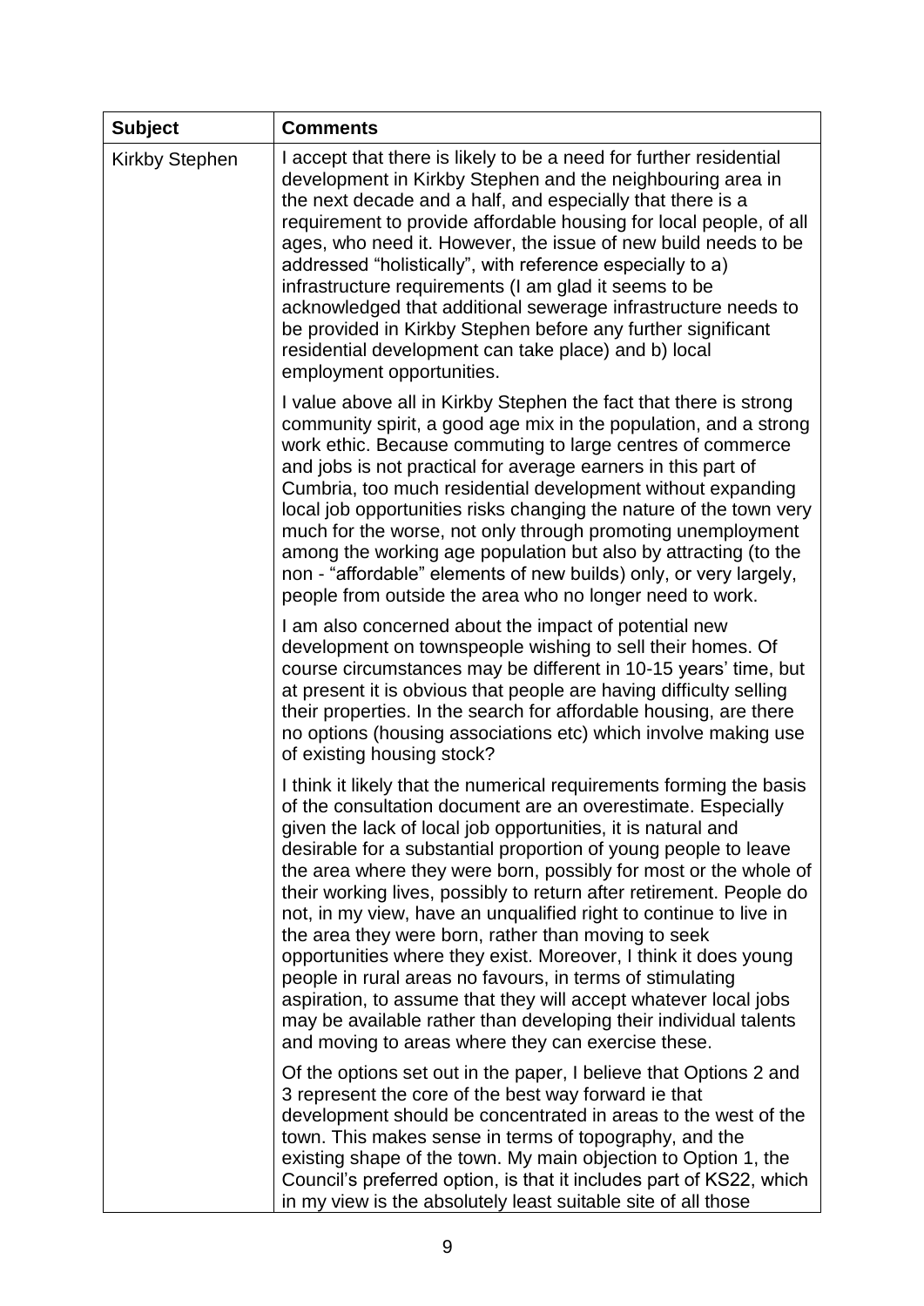| Subject | Comments |
|---|---|
| Kirkby Stephen | I accept that there is likely to be a need for further residential development in Kirkby Stephen and the neighbouring area in the next decade and a half, and especially that there is a requirement to provide affordable housing for local people, of all ages, who need it. However, the issue of new build needs to be addressed "holistically", with reference especially to a) infrastructure requirements (I am glad it seems to be acknowledged that additional sewerage infrastructure needs to be provided in Kirkby Stephen before any further significant residential development can take place) and b) local employment opportunities.<br><br>I value above all in Kirkby Stephen the fact that there is strong community spirit, a good age mix in the population, and a strong work ethic. Because commuting to large centres of commerce and jobs is not practical for average earners in this part of Cumbria, too much residential development without expanding local job opportunities risks changing the nature of the town very much for the worse, not only through promoting unemployment among the working age population but also by attracting (to the non - "affordable" elements of new builds) only, or very largely, people from outside the area who no longer need to work.<br><br>I am also concerned about the impact of potential new development on townspeople wishing to sell their homes. Of course circumstances may be different in 10-15 years' time, but at present it is obvious that people are having difficulty selling their properties. In the search for affordable housing, are there no options (housing associations etc) which involve making use of existing housing stock?<br><br>I think it likely that the numerical requirements forming the basis of the consultation document are an overestimate. Especially given the lack of local job opportunities, it is natural and desirable for a substantial proportion of young people to leave the area where they were born, possibly for most or the whole of their working lives, possibly to return after retirement. People do not, in my view, have an unqualified right to continue to live in the area they were born, rather than moving to seek opportunities where they exist. Moreover, I think it does young people in rural areas no favours, in terms of stimulating aspiration, to assume that they will accept whatever local jobs may be available rather than developing their individual talents and moving to areas where they can exercise these.<br><br>Of the options set out in the paper, I believe that Options 2 and 3 represent the core of the best way forward ie that development should be concentrated in areas to the west of the town. This makes sense in terms of topography, and the existing shape of the town. My main objection to Option 1, the Council's preferred option, is that it includes part of KS22, which in my view is the absolutely least suitable site of all those |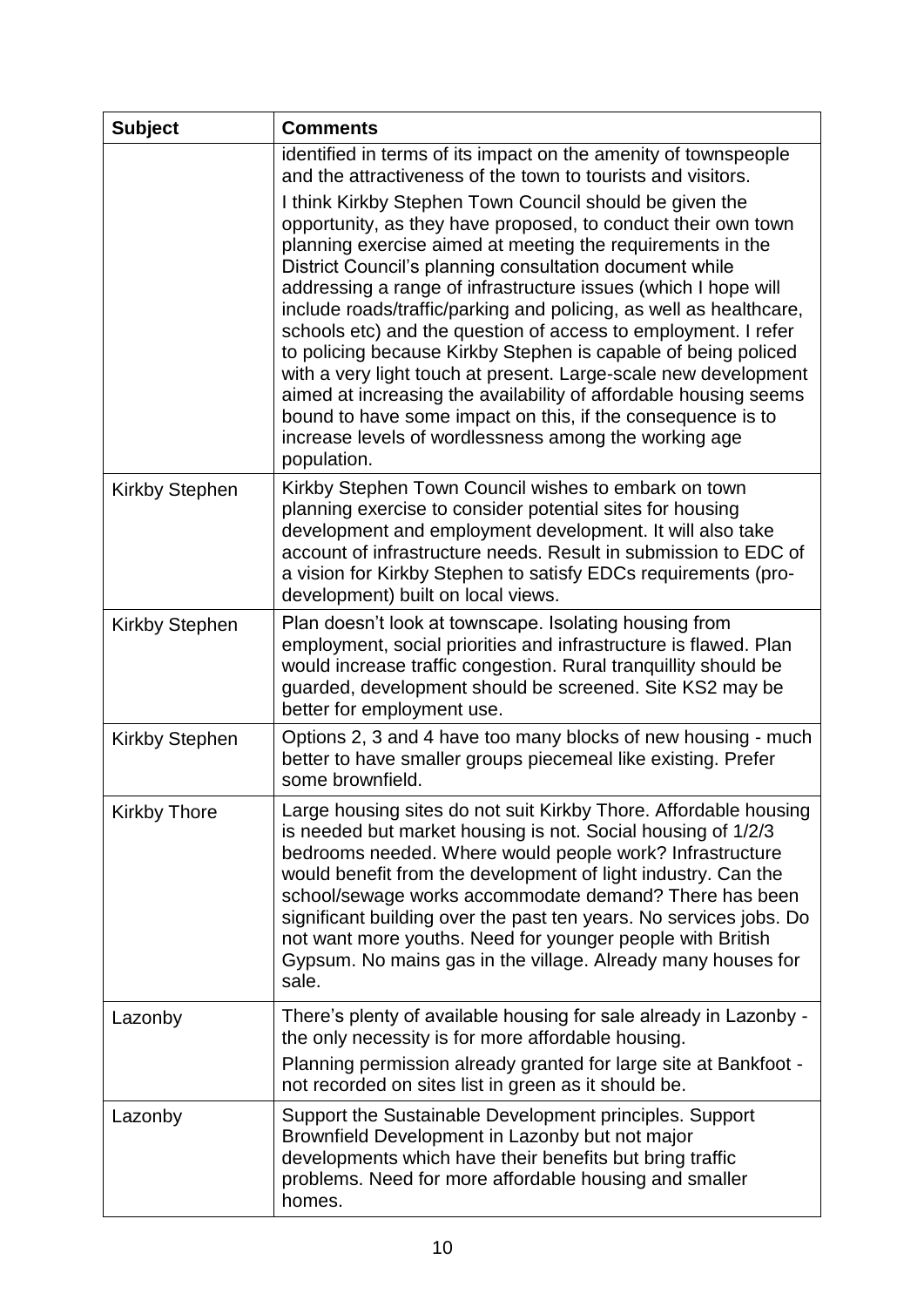| Subject | Comments |
|---|---|
| | identified in terms of its impact on the amenity of townspeople and the attractiveness of the town to tourists and visitors.<br><br>I think Kirkby Stephen Town Council should be given the opportunity, as they have proposed, to conduct their own town planning exercise aimed at meeting the requirements in the District Council's planning consultation document while addressing a range of infrastructure issues (which I hope will include roads/traffic/parking and policing, as well as healthcare, schools etc) and the question of access to employment. I refer to policing because Kirkby Stephen is capable of being policed with a very light touch at present. Large-scale new development aimed at increasing the availability of affordable housing seems bound to have some impact on this, if the consequence is to increase levels of wordlessness among the working age population. |
| Kirkby Stephen | Kirkby Stephen Town Council wishes to embark on town planning exercise to consider potential sites for housing development and employment development. It will also take account of infrastructure needs. Result in submission to EDC of a vision for Kirkby Stephen to satisfy EDCs requirements (pro-development) built on local views. |
| Kirkby Stephen | Plan doesn't look at townscape. Isolating housing from employment, social priorities and infrastructure is flawed. Plan would increase traffic congestion. Rural tranquillity should be guarded, development should be screened. Site KS2 may be better for employment use. |
| Kirkby Stephen | Options 2, 3 and 4 have too many blocks of new housing - much better to have smaller groups piecemeal like existing. Prefer some brownfield. |
| Kirkby Thore | Large housing sites do not suit Kirkby Thore. Affordable housing is needed but market housing is not. Social housing of 1/2/3 bedrooms needed. Where would people work? Infrastructure would benefit from the development of light industry. Can the school/sewage works accommodate demand? There has been significant building over the past ten years. No services jobs. Do not want more youths. Need for younger people with British Gypsum. No mains gas in the village. Already many houses for sale. |
| Lazonby | There's plenty of available housing for sale already in Lazonby - the only necessity is for more affordable housing.<br><br>Planning permission already granted for large site at Bankfoot - not recorded on sites list in green as it should be. |
| Lazonby | Support the Sustainable Development principles. Support Brownfield Development in Lazonby but not major developments which have their benefits but bring traffic problems. Need for more affordable housing and smaller homes. |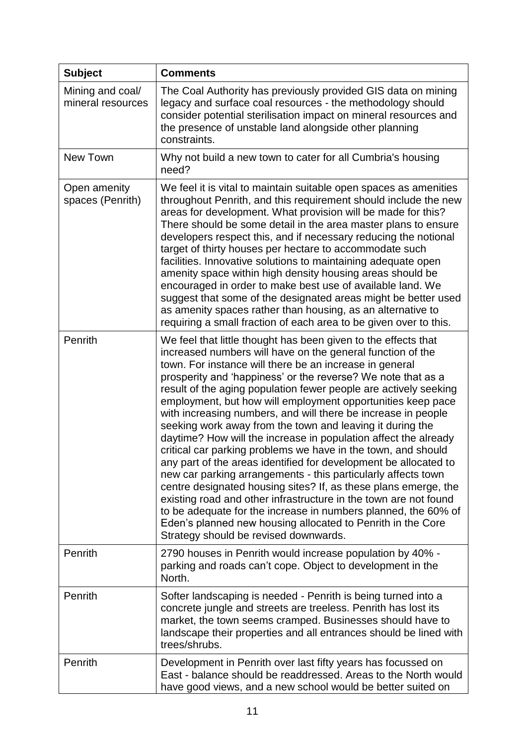| Subject | Comments |
|---|---|
| Mining and coal/ mineral resources | The Coal Authority has previously provided GIS data on mining legacy and surface coal resources - the methodology should consider potential sterilisation impact on mineral resources and the presence of unstable land alongside other planning constraints. |
| New Town | Why not build a new town to cater for all Cumbria's housing need? |
| Open amenity spaces (Penrith) | We feel it is vital to maintain suitable open spaces as amenities throughout Penrith, and this requirement should include the new areas for development. What provision will be made for this? There should be some detail in the area master plans to ensure developers respect this, and if necessary reducing the notional target of thirty houses per hectare to accommodate such facilities. Innovative solutions to maintaining adequate open amenity space within high density housing areas should be encouraged in order to make best use of available land. We suggest that some of the designated areas might be better used as amenity spaces rather than housing, as an alternative to requiring a small fraction of each area to be given over to this. |
| Penrith | We feel that little thought has been given to the effects that increased numbers will have on the general function of the town. For instance will there be an increase in general prosperity and 'happiness' or the reverse? We note that as a result of the aging population fewer people are actively seeking employment, but how will employment opportunities keep pace with increasing numbers, and will there be increase in people seeking work away from the town and leaving it during the daytime? How will the increase in population affect the already critical car parking problems we have in the town, and should any part of the areas identified for development be allocated to new car parking arrangements - this particularly affects town centre designated housing sites? If, as these plans emerge, the existing road and other infrastructure in the town are not found to be adequate for the increase in numbers planned, the 60% of Eden's planned new housing allocated to Penrith in the Core Strategy should be revised downwards. |
| Penrith | 2790 houses in Penrith would increase population by 40% - parking and roads can't cope. Object to development in the North. |
| Penrith | Softer landscaping is needed - Penrith is being turned into a concrete jungle and streets are treeless. Penrith has lost its market, the town seems cramped. Businesses should have to landscape their properties and all entrances should be lined with trees/shrubs. |
| Penrith | Development in Penrith over last fifty years has focussed on East - balance should be readdressed. Areas to the North would have good views, and a new school would be better suited on |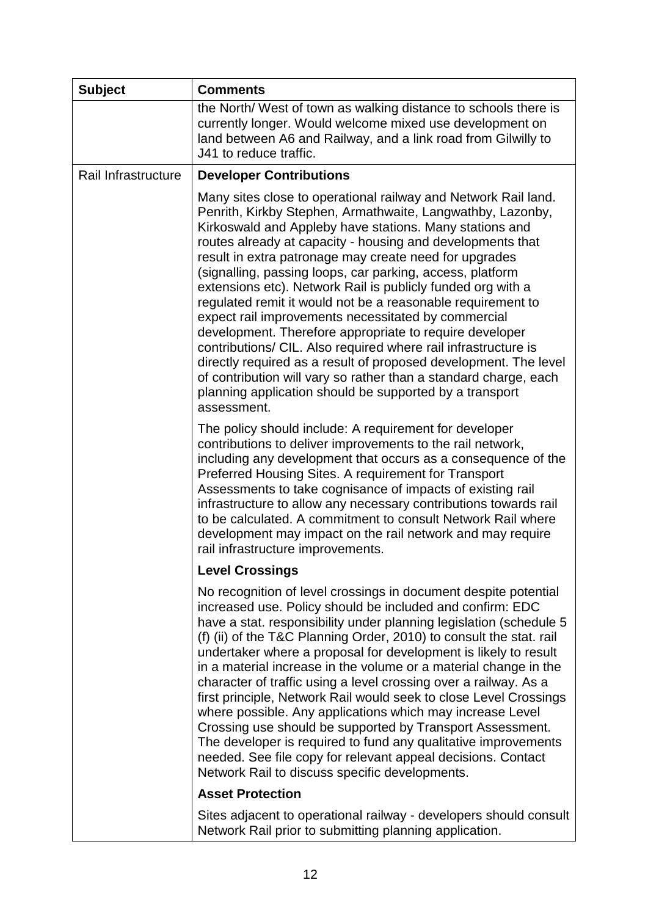| Subject | Comments |
|---|---|
| | the North/ West of town as walking distance to schools there is currently longer. Would welcome mixed use development on land between A6 and Railway, and a link road from Gilwilly to J41 to reduce traffic. |
| Rail Infrastructure | **Developer Contributions**<br><br>Many sites close to operational railway and Network Rail land. Penrith, Kirkby Stephen, Armathwaite, Langwathby, Lazonby, Kirkoswald and Appleby have stations. Many stations and routes already at capacity - housing and developments that result in extra patronage may create need for upgrades (signalling, passing loops, car parking, access, platform extensions etc). Network Rail is publicly funded org with a regulated remit it would not be a reasonable requirement to expect rail improvements necessitated by commercial development. Therefore appropriate to require developer contributions/ CIL. Also required where rail infrastructure is directly required as a result of proposed development. The level of contribution will vary so rather than a standard charge, each planning application should be supported by a transport assessment.<br><br>The policy should include: A requirement for developer contributions to deliver improvements to the rail network, including any development that occurs as a consequence of the Preferred Housing Sites. A requirement for Transport Assessments to take cognisance of impacts of existing rail infrastructure to allow any necessary contributions towards rail to be calculated. A commitment to consult Network Rail where development may impact on the rail network and may require rail infrastructure improvements.<br><br>**Level Crossings**<br><br>No recognition of level crossings in document despite potential increased use. Policy should be included and confirm: EDC have a stat. responsibility under planning legislation (schedule 5 (f) (ii) of the T&C Planning Order, 2010) to consult the stat. rail undertaker where a proposal for development is likely to result in a material increase in the volume or a material change in the character of traffic using a level crossing over a railway. As a first principle, Network Rail would seek to close Level Crossings where possible. Any applications which may increase Level Crossing use should be supported by Transport Assessment. The developer is required to fund any qualitative improvements needed. See file copy for relevant appeal decisions. Contact Network Rail to discuss specific developments.<br><br>**Asset Protection**<br><br>Sites adjacent to operational railway - developers should consult Network Rail prior to submitting planning application. |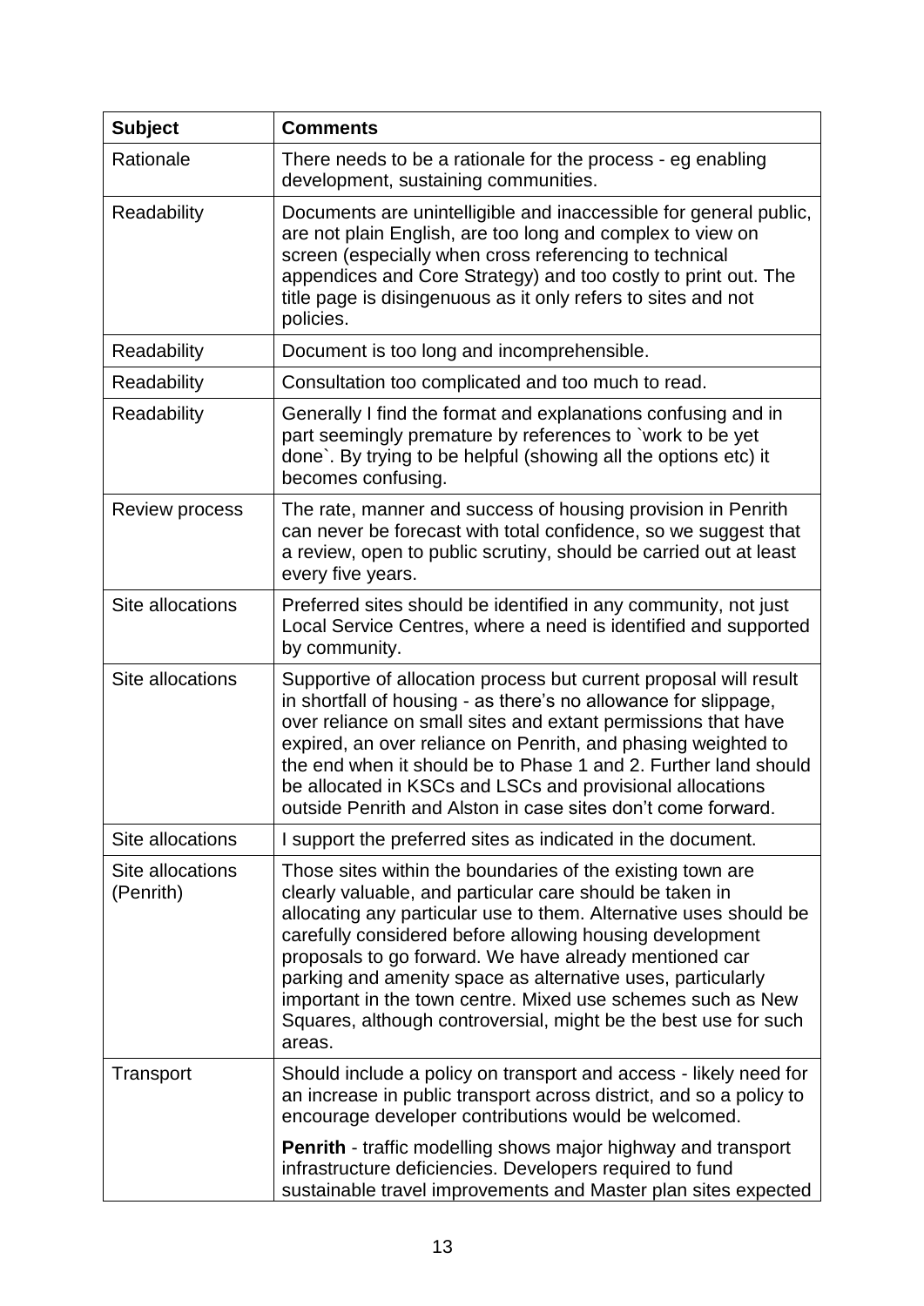| Subject | Comments |
| --- | --- |
| Rationale | There needs to be a rationale for the process - eg enabling development, sustaining communities. |
| Readability | Documents are unintelligible and inaccessible for general public, are not plain English, are too long and complex to view on screen (especially when cross referencing to technical appendices and Core Strategy) and too costly to print out. The title page is disingenuous as it only refers to sites and not policies. |
| Readability | Document is too long and incomprehensible. |
| Readability | Consultation too complicated and too much to read. |
| Readability | Generally I find the format and explanations confusing and in part seemingly premature by references to `work to be yet done`. By trying to be helpful (showing all the options etc) it becomes confusing. |
| Review process | The rate, manner and success of housing provision in Penrith can never be forecast with total confidence, so we suggest that a review, open to public scrutiny, should be carried out at least every five years. |
| Site allocations | Preferred sites should be identified in any community, not just Local Service Centres, where a need is identified and supported by community. |
| Site allocations | Supportive of allocation process but current proposal will result in shortfall of housing - as there's no allowance for slippage, over reliance on small sites and extant permissions that have expired, an over reliance on Penrith, and phasing weighted to the end when it should be to Phase 1 and 2. Further land should be allocated in KSCs and LSCs and provisional allocations outside Penrith and Alston in case sites don't come forward. |
| Site allocations | I support the preferred sites as indicated in the document. |
| Site allocations (Penrith) | Those sites within the boundaries of the existing town are clearly valuable, and particular care should be taken in allocating any particular use to them. Alternative uses should be carefully considered before allowing housing development proposals to go forward. We have already mentioned car parking and amenity space as alternative uses, particularly important in the town centre. Mixed use schemes such as New Squares, although controversial, might be the best use for such areas. |
| Transport | Should include a policy on transport and access - likely need for an increase in public transport across district, and so a policy to encourage developer contributions would be welcomed.<br><br>**Penrith** - traffic modelling shows major highway and transport infrastructure deficiencies. Developers required to fund sustainable travel improvements and Master plan sites expected |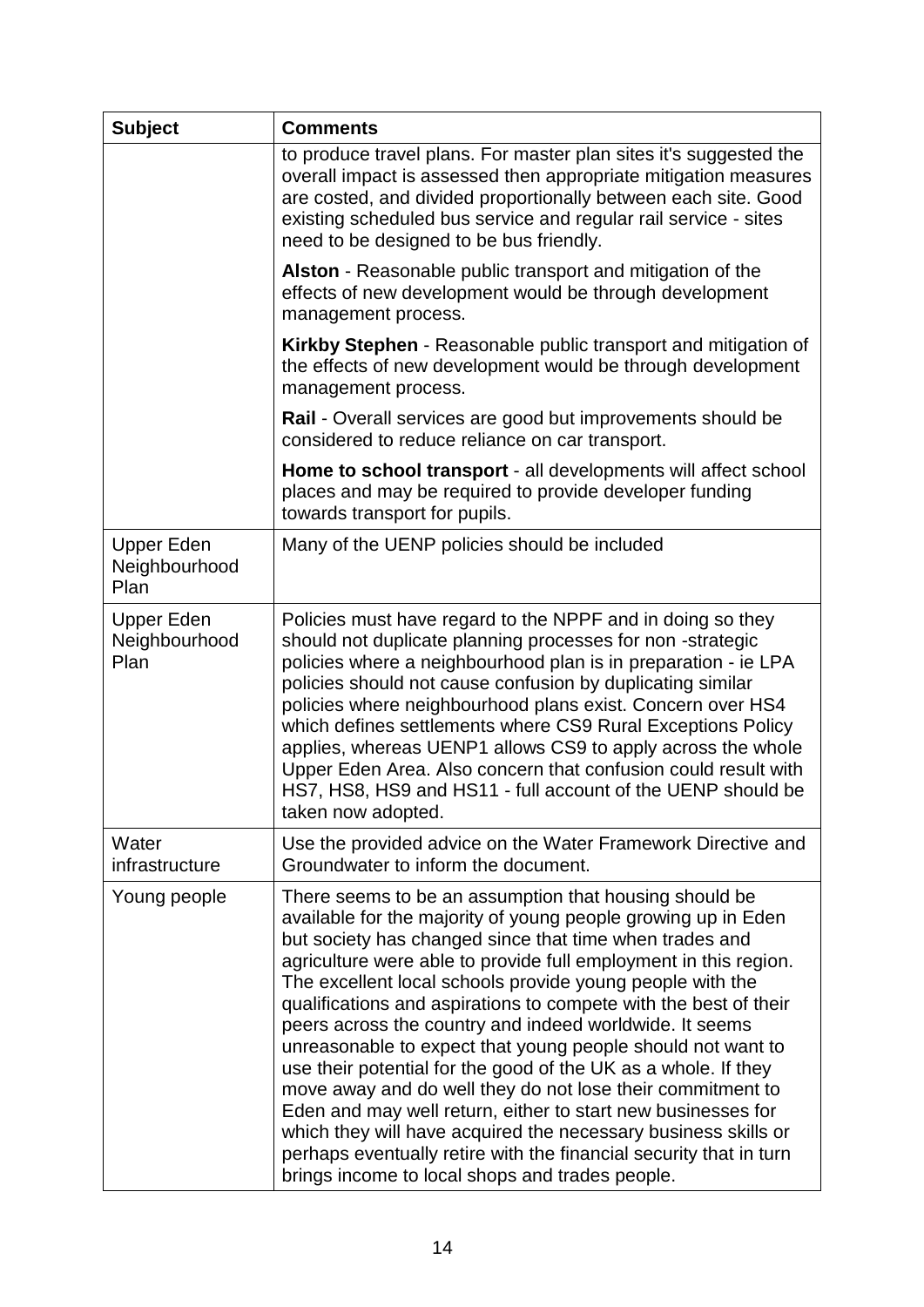| Subject | Comments |
|---|---|
| | to produce travel plans. For master plan sites it's suggested the overall impact is assessed then appropriate mitigation measures are costed, and divided proportionally between each site. Good existing scheduled bus service and regular rail service - sites need to be designed to be bus friendly.<br><br>**Alston** - Reasonable public transport and mitigation of the effects of new development would be through development management process.<br><br>**Kirkby Stephen** - Reasonable public transport and mitigation of the effects of new development would be through development management process.<br><br>**Rail** - Overall services are good but improvements should be considered to reduce reliance on car transport.<br><br>**Home to school transport** - all developments will affect school places and may be required to provide developer funding towards transport for pupils. |
| Upper Eden Neighbourhood Plan | Many of the UENP policies should be included |
| Upper Eden Neighbourhood Plan | Policies must have regard to the NPPF and in doing so they should not duplicate planning processes for non -strategic policies where a neighbourhood plan is in preparation - ie LPA policies should not cause confusion by duplicating similar policies where neighbourhood plans exist. Concern over HS4 which defines settlements where CS9 Rural Exceptions Policy applies, whereas UENP1 allows CS9 to apply across the whole Upper Eden Area. Also concern that confusion could result with HS7, HS8, HS9 and HS11 - full account of the UENP should be taken now adopted. |
| Water infrastructure | Use the provided advice on the Water Framework Directive and Groundwater to inform the document. |
| Young people | There seems to be an assumption that housing should be available for the majority of young people growing up in Eden but society has changed since that time when trades and agriculture were able to provide full employment in this region. The excellent local schools provide young people with the qualifications and aspirations to compete with the best of their peers across the country and indeed worldwide. It seems unreasonable to expect that young people should not want to use their potential for the good of the UK as a whole. If they move away and do well they do not lose their commitment to Eden and may well return, either to start new businesses for which they will have acquired the necessary business skills or perhaps eventually retire with the financial security that in turn brings income to local shops and trades people. |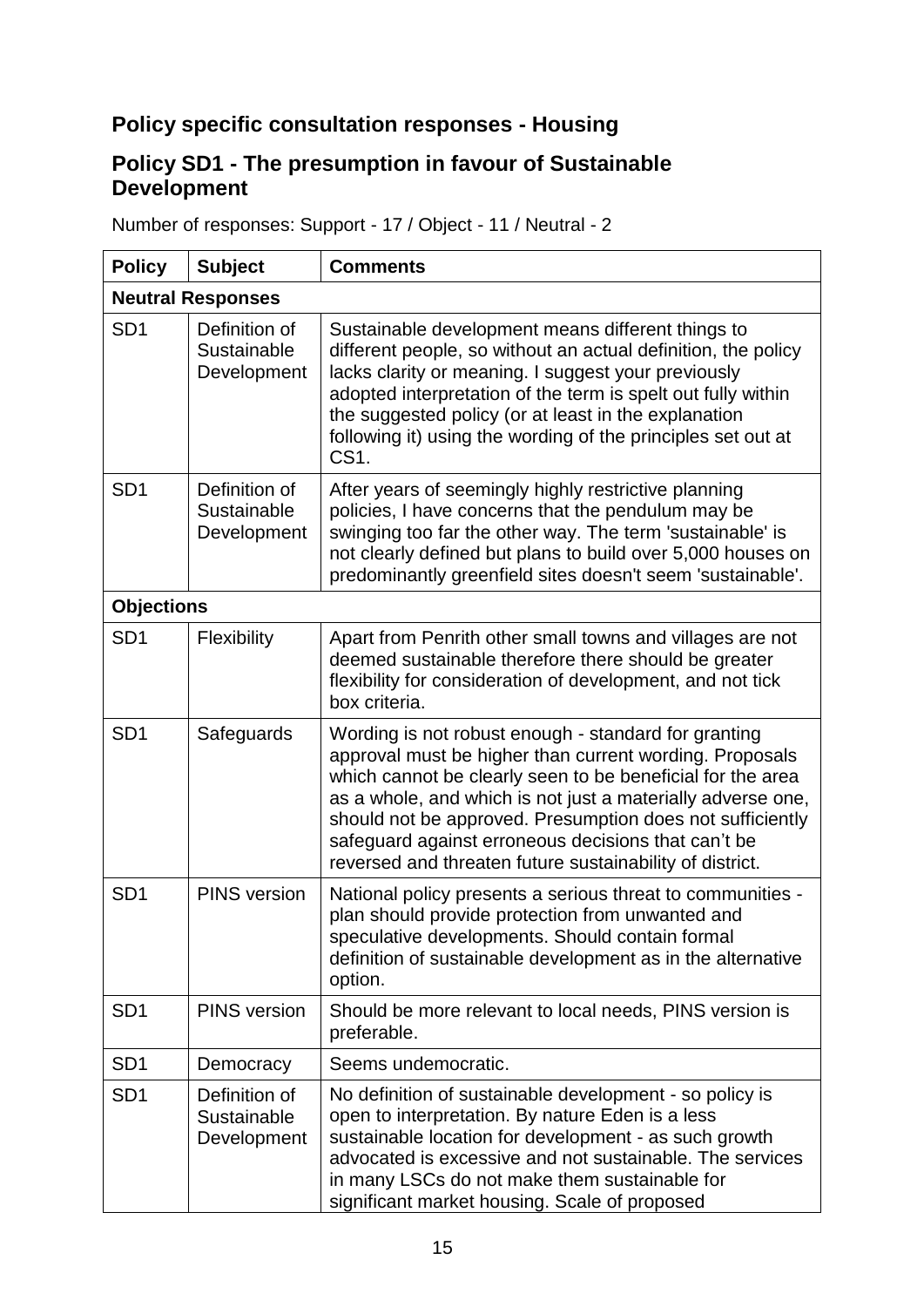## Policy specific consultation responses - Housing

## Policy SD1 - The presumption in favour of Sustainable Development

Number of responses: Support - 17 / Object - 11 / Neutral - 2

| Policy | Subject | Comments |
|---|---|---|
| **Neutral Responses** | | |
| SD1 | Definition of Sustainable Development | Sustainable development means different things to different people, so without an actual definition, the policy lacks clarity or meaning. I suggest your previously adopted interpretation of the term is spelt out fully within the suggested policy (or at least in the explanation following it) using the wording of the principles set out at CS1. |
| SD1 | Definition of Sustainable Development | After years of seemingly highly restrictive planning policies, I have concerns that the pendulum may be swinging too far the other way. The term 'sustainable' is not clearly defined but plans to build over 5,000 houses on predominantly greenfield sites doesn't seem 'sustainable'. |
| **Objections** | | |
| SD1 | Flexibility | Apart from Penrith other small towns and villages are not deemed sustainable therefore there should be greater flexibility for consideration of development, and not tick box criteria. |
| SD1 | Safeguards | Wording is not robust enough - standard for granting approval must be higher than current wording. Proposals which cannot be clearly seen to be beneficial for the area as a whole, and which is not just a materially adverse one, should not be approved. Presumption does not sufficiently safeguard against erroneous decisions that can't be reversed and threaten future sustainability of district. |
| SD1 | PINS version | National policy presents a serious threat to communities - plan should provide protection from unwanted and speculative developments. Should contain formal definition of sustainable development as in the alternative option. |
| SD1 | PINS version | Should be more relevant to local needs, PINS version is preferable. |
| SD1 | Democracy | Seems undemocratic. |
| SD1 | Definition of Sustainable Development | No definition of sustainable development - so policy is open to interpretation. By nature Eden is a less sustainable location for development - as such growth advocated is excessive and not sustainable. The services in many LSCs do not make them sustainable for significant market housing. Scale of proposed |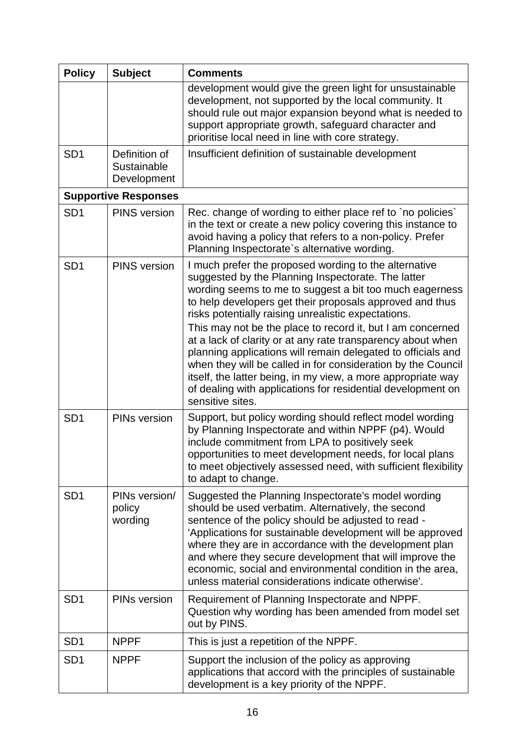| Policy | Subject | Comments |
|---|---|---|
| | | development would give the green light for unsustainable development, not supported by the local community. It should rule out major expansion beyond what is needed to support appropriate growth, safeguard character and prioritise local need in line with core strategy. |
| SD1 | Definition of Sustainable Development | Insufficient definition of sustainable development |
| **Supportive Responses** | | |
| SD1 | PINS version | Rec. change of wording to either place ref to `no policies` in the text or create a new policy covering this instance to avoid having a policy that refers to a non-policy. Prefer Planning Inspectorate`s alternative wording. |
| SD1 | PINS version | I much prefer the proposed wording to the alternative suggested by the Planning Inspectorate. The latter wording seems to me to suggest a bit too much eagerness to help developers get their proposals approved and thus risks potentially raising unrealistic expectations.<br>This may not be the place to record it, but I am concerned at a lack of clarity or at any rate transparency about when planning applications will remain delegated to officials and when they will be called in for consideration by the Council itself, the latter being, in my view, a more appropriate way of dealing with applications for residential development on sensitive sites. |
| SD1 | PINs version | Support, but policy wording should reflect model wording by Planning Inspectorate and within NPPF (p4). Would include commitment from LPA to positively seek opportunities to meet development needs, for local plans to meet objectively assessed need, with sufficient flexibility to adapt to change. |
| SD1 | PINs version/ policy wording | Suggested the Planning Inspectorate's model wording should be used verbatim. Alternatively, the second sentence of the policy should be adjusted to read - 'Applications for sustainable development will be approved where they are in accordance with the development plan and where they secure development that will improve the economic, social and environmental condition in the area, unless material considerations indicate otherwise'. |
| SD1 | PINs version | Requirement of Planning Inspectorate and NPPF. Question why wording has been amended from model set out by PINS. |
| SD1 | NPPF | This is just a repetition of the NPPF. |
| SD1 | NPPF | Support the inclusion of the policy as approving applications that accord with the principles of sustainable development is a key priority of the NPPF. |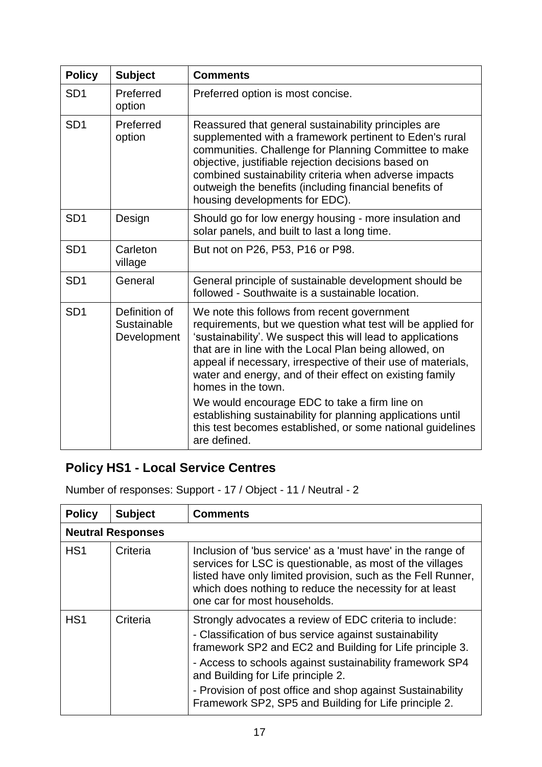| Policy | Subject | Comments |
|---|---|---|
| SD1 | Preferred option | Preferred option is most concise. |
| SD1 | Preferred option | Reassured that general sustainability principles are supplemented with a framework pertinent to Eden's rural communities. Challenge for Planning Committee to make objective, justifiable rejection decisions based on combined sustainability criteria when adverse impacts outweigh the benefits (including financial benefits of housing developments for EDC). |
| SD1 | Design | Should go for low energy housing - more insulation and solar panels, and built to last a long time. |
| SD1 | Carleton village | But not on P26, P53, P16 or P98. |
| SD1 | General | General principle of sustainable development should be followed - Southwaite is a sustainable location. |
| SD1 | Definition of Sustainable Development | We note this follows from recent government requirements, but we question what test will be applied for 'sustainability'. We suspect this will lead to applications that are in line with the Local Plan being allowed, on appeal if necessary, irrespective of their use of materials, water and energy, and of their effect on existing family homes in the town.<br><br>We would encourage EDC to take a firm line on establishing sustainability for planning applications until this test becomes established, or some national guidelines are defined. |

## Policy HS1 - Local Service Centres

Number of responses: Support - 17 / Object - 11 / Neutral - 2

| Policy | Subject | Comments |
|---|---|---|
| **Neutral Responses** | | |
| HS1 | Criteria | Inclusion of 'bus service' as a 'must have' in the range of services for LSC is questionable, as most of the villages listed have only limited provision, such as the Fell Runner, which does nothing to reduce the necessity for at least one car for most households. |
| HS1 | Criteria | Strongly advocates a review of EDC criteria to include:<br>- Classification of bus service against sustainability framework SP2 and EC2 and Building for Life principle 3.<br>- Access to schools against sustainability framework SP4 and Building for Life principle 2.<br>- Provision of post office and shop against Sustainability Framework SP2, SP5 and Building for Life principle 2. |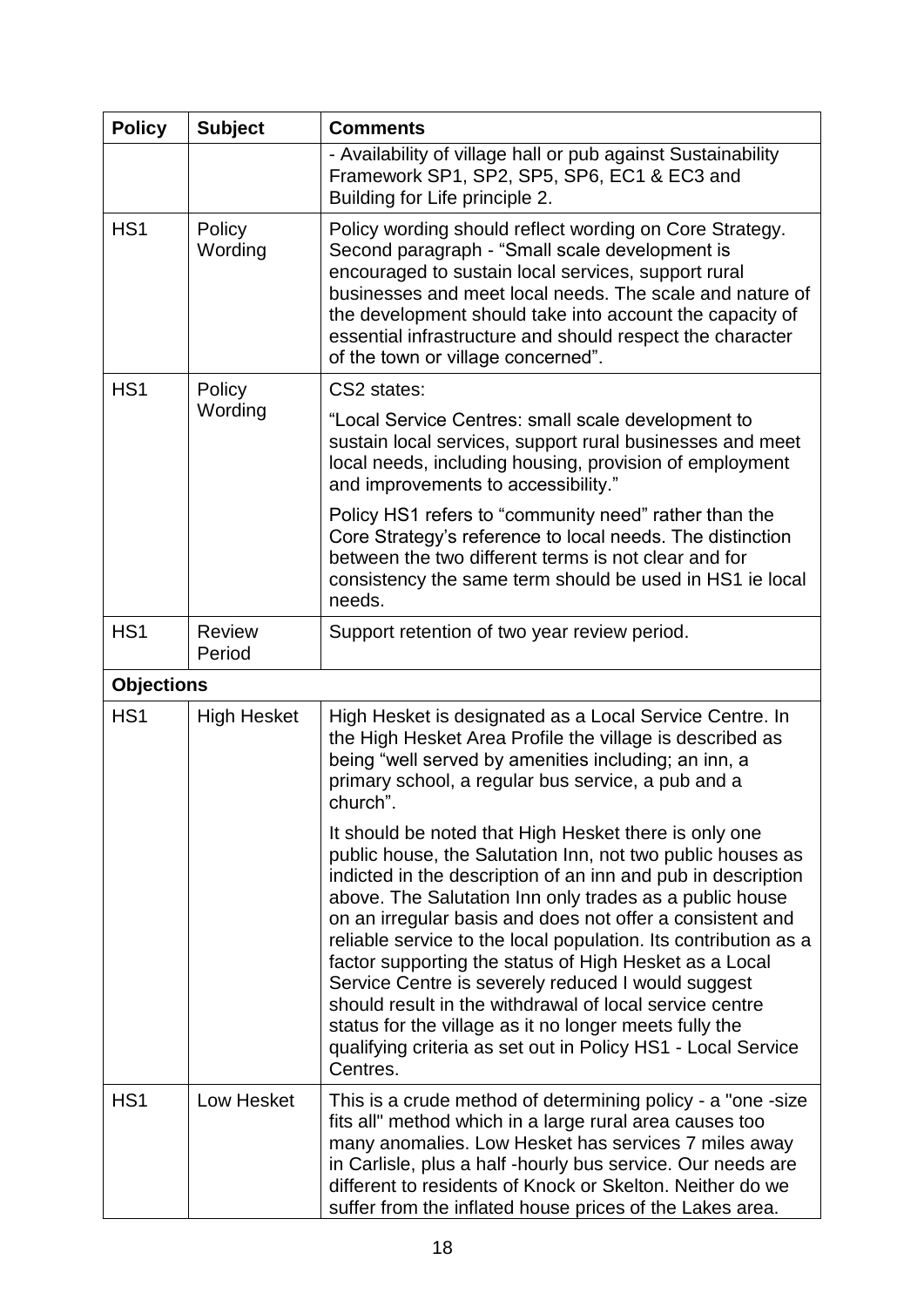| Policy | Subject | Comments |
|---|---|---|
| | | - Availability of village hall or pub against Sustainability Framework SP1, SP2, SP5, SP6, EC1 & EC3 and Building for Life principle 2. |
| HS1 | Policy Wording | Policy wording should reflect wording on Core Strategy. Second paragraph - "Small scale development is encouraged to sustain local services, support rural businesses and meet local needs. The scale and nature of the development should take into account the capacity of essential infrastructure and should respect the character of the town or village concerned". |
| HS1 | Policy Wording | CS2 states:<br><br>"Local Service Centres: small scale development to sustain local services, support rural businesses and meet local needs, including housing, provision of employment and improvements to accessibility."<br><br>Policy HS1 refers to "community need" rather than the Core Strategy's reference to local needs. The distinction between the two different terms is not clear and for consistency the same term should be used in HS1 ie local needs. |
| HS1 | Review Period | Support retention of two year review period. |
| **Objections** | | |
| HS1 | High Hesket | High Hesket is designated as a Local Service Centre. In the High Hesket Area Profile the village is described as being "well served by amenities including; an inn, a primary school, a regular bus service, a pub and a church".<br><br>It should be noted that High Hesket there is only one public house, the Salutation Inn, not two public houses as indicted in the description of an inn and pub in description above. The Salutation Inn only trades as a public house on an irregular basis and does not offer a consistent and reliable service to the local population. Its contribution as a factor supporting the status of High Hesket as a Local Service Centre is severely reduced I would suggest should result in the withdrawal of local service centre status for the village as it no longer meets fully the qualifying criteria as set out in Policy HS1 - Local Service Centres. |
| HS1 | Low Hesket | This is a crude method of determining policy - a "one -size fits all" method which in a large rural area causes too many anomalies. Low Hesket has services 7 miles away in Carlisle, plus a half -hourly bus service. Our needs are different to residents of Knock or Skelton. Neither do we suffer from the inflated house prices of the Lakes area. |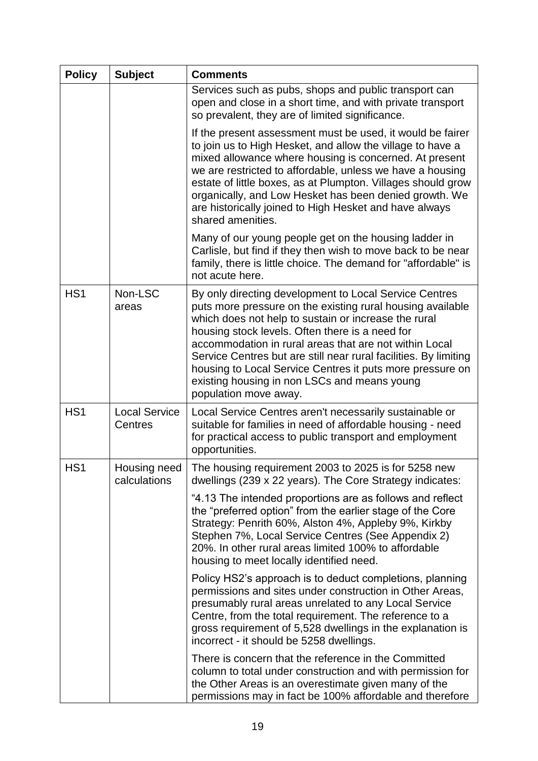| Policy | Subject | Comments |
|---|---|---|
| | | Services such as pubs, shops and public transport can open and close in a short time, and with private transport so prevalent, they are of limited significance.<br><br>If the present assessment must be used, it would be fairer to join us to High Hesket, and allow the village to have a mixed allowance where housing is concerned. At present we are restricted to affordable, unless we have a housing estate of little boxes, as at Plumpton. Villages should grow organically, and Low Hesket has been denied growth. We are historically joined to High Hesket and have always shared amenities.<br><br>Many of our young people get on the housing ladder in Carlisle, but find if they then wish to move back to be near family, there is little choice. The demand for "affordable" is not acute here. |
| HS1 | Non-LSC areas | By only directing development to Local Service Centres puts more pressure on the existing rural housing available which does not help to sustain or increase the rural housing stock levels. Often there is a need for accommodation in rural areas that are not within Local Service Centres but are still near rural facilities. By limiting housing to Local Service Centres it puts more pressure on existing housing in non LSCs and means young population move away. |
| HS1 | Local Service Centres | Local Service Centres aren't necessarily sustainable or suitable for families in need of affordable housing - need for practical access to public transport and employment opportunities. |
| HS1 | Housing need calculations | The housing requirement 2003 to 2025 is for 5258 new dwellings (239 x 22 years). The Core Strategy indicates:<br><br>"4.13 The intended proportions are as follows and reflect the "preferred option" from the earlier stage of the Core Strategy: Penrith 60%, Alston 4%, Appleby 9%, Kirkby Stephen 7%, Local Service Centres (See Appendix 2) 20%. In other rural areas limited 100% to affordable housing to meet locally identified need.<br><br>Policy HS2's approach is to deduct completions, planning permissions and sites under construction in Other Areas, presumably rural areas unrelated to any Local Service Centre, from the total requirement. The reference to a gross requirement of 5,528 dwellings in the explanation is incorrect - it should be 5258 dwellings.<br><br>There is concern that the reference in the Committed column to total under construction and with permission for the Other Areas is an overestimate given many of the permissions may in fact be 100% affordable and therefore |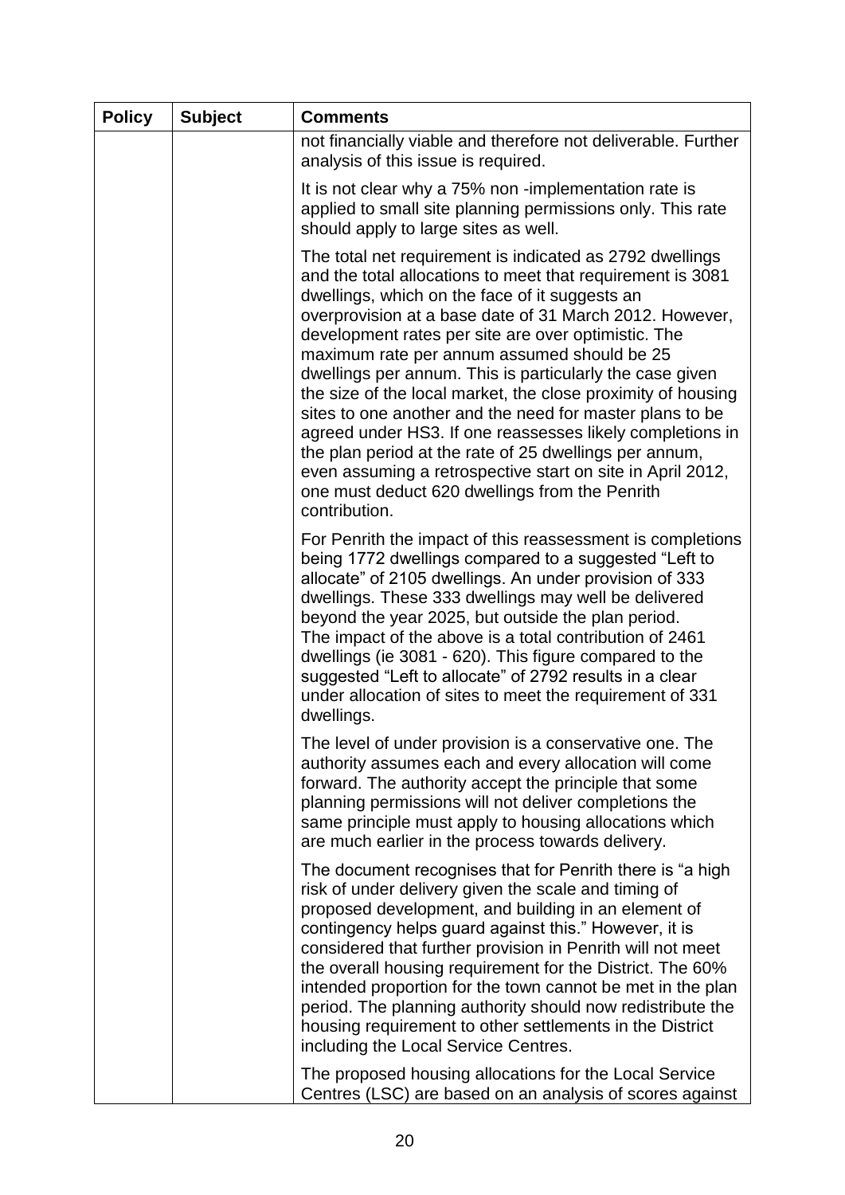| Policy | Subject | Comments |
|---|---|---|
| | | not financially viable and therefore not deliverable. Further analysis of this issue is required.<br><br>It is not clear why a 75% non -implementation rate is applied to small site planning permissions only. This rate should apply to large sites as well.<br><br>The total net requirement is indicated as 2792 dwellings and the total allocations to meet that requirement is 3081 dwellings, which on the face of it suggests an overprovision at a base date of 31 March 2012. However, development rates per site are over optimistic. The maximum rate per annum assumed should be 25 dwellings per annum. This is particularly the case given the size of the local market, the close proximity of housing sites to one another and the need for master plans to be agreed under HS3. If one reassesses likely completions in the plan period at the rate of 25 dwellings per annum, even assuming a retrospective start on site in April 2012, one must deduct 620 dwellings from the Penrith contribution.<br><br>For Penrith the impact of this reassessment is completions being 1772 dwellings compared to a suggested "Left to allocate" of 2105 dwellings. An under provision of 333 dwellings. These 333 dwellings may well be delivered beyond the year 2025, but outside the plan period. The impact of the above is a total contribution of 2461 dwellings (ie 3081 - 620). This figure compared to the suggested "Left to allocate" of 2792 results in a clear under allocation of sites to meet the requirement of 331 dwellings.<br><br>The level of under provision is a conservative one. The authority assumes each and every allocation will come forward. The authority accept the principle that some planning permissions will not deliver completions the same principle must apply to housing allocations which are much earlier in the process towards delivery.<br><br>The document recognises that for Penrith there is "a high risk of under delivery given the scale and timing of proposed development, and building in an element of contingency helps guard against this." However, it is considered that further provision in Penrith will not meet the overall housing requirement for the District. The 60% intended proportion for the town cannot be met in the plan period. The planning authority should now redistribute the housing requirement to other settlements in the District including the Local Service Centres.<br><br>The proposed housing allocations for the Local Service Centres (LSC) are based on an analysis of scores against |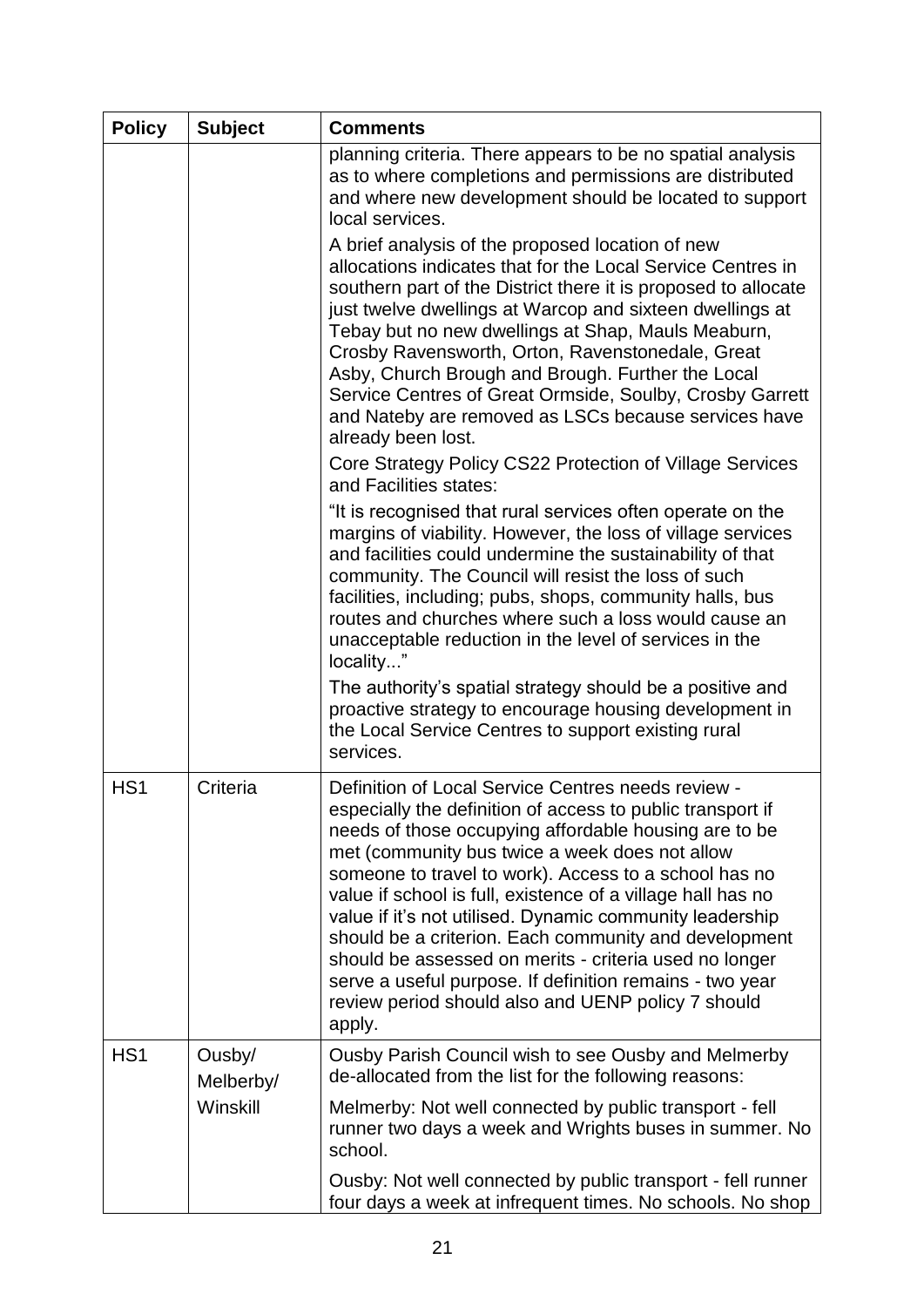| Policy | Subject | Comments |
|---|---|---|
| | | planning criteria. There appears to be no spatial analysis as to where completions and permissions are distributed and where new development should be located to support local services.<br><br>A brief analysis of the proposed location of new allocations indicates that for the Local Service Centres in southern part of the District there it is proposed to allocate just twelve dwellings at Warcop and sixteen dwellings at Tebay but no new dwellings at Shap, Mauls Meaburn, Crosby Ravensworth, Orton, Ravenstonedale, Great Asby, Church Brough and Brough. Further the Local Service Centres of Great Ormside, Soulby, Crosby Garrett and Nateby are removed as LSCs because services have already been lost.<br><br>Core Strategy Policy CS22 Protection of Village Services and Facilities states:<br><br>"It is recognised that rural services often operate on the margins of viability. However, the loss of village services and facilities could undermine the sustainability of that community. The Council will resist the loss of such facilities, including; pubs, shops, community halls, bus routes and churches where such a loss would cause an unacceptable reduction in the level of services in the locality..."<br><br>The authority's spatial strategy should be a positive and proactive strategy to encourage housing development in the Local Service Centres to support existing rural services. |
| HS1 | Criteria | Definition of Local Service Centres needs review - especially the definition of access to public transport if needs of those occupying affordable housing are to be met (community bus twice a week does not allow someone to travel to work). Access to a school has no value if school is full, existence of a village hall has no value if it's not utilised. Dynamic community leadership should be a criterion. Each community and development should be assessed on merits - criteria used no longer serve a useful purpose. If definition remains - two year review period should also and UENP policy 7 should apply. |
| HS1 | Ousby/ Melberby/ Winskill | Ousby Parish Council wish to see Ousby and Melmerby de-allocated from the list for the following reasons:<br><br>Melmerby: Not well connected by public transport - fell runner two days a week and Wrights buses in summer. No school.<br><br>Ousby: Not well connected by public transport - fell runner four days a week at infrequent times. No schools. No shop |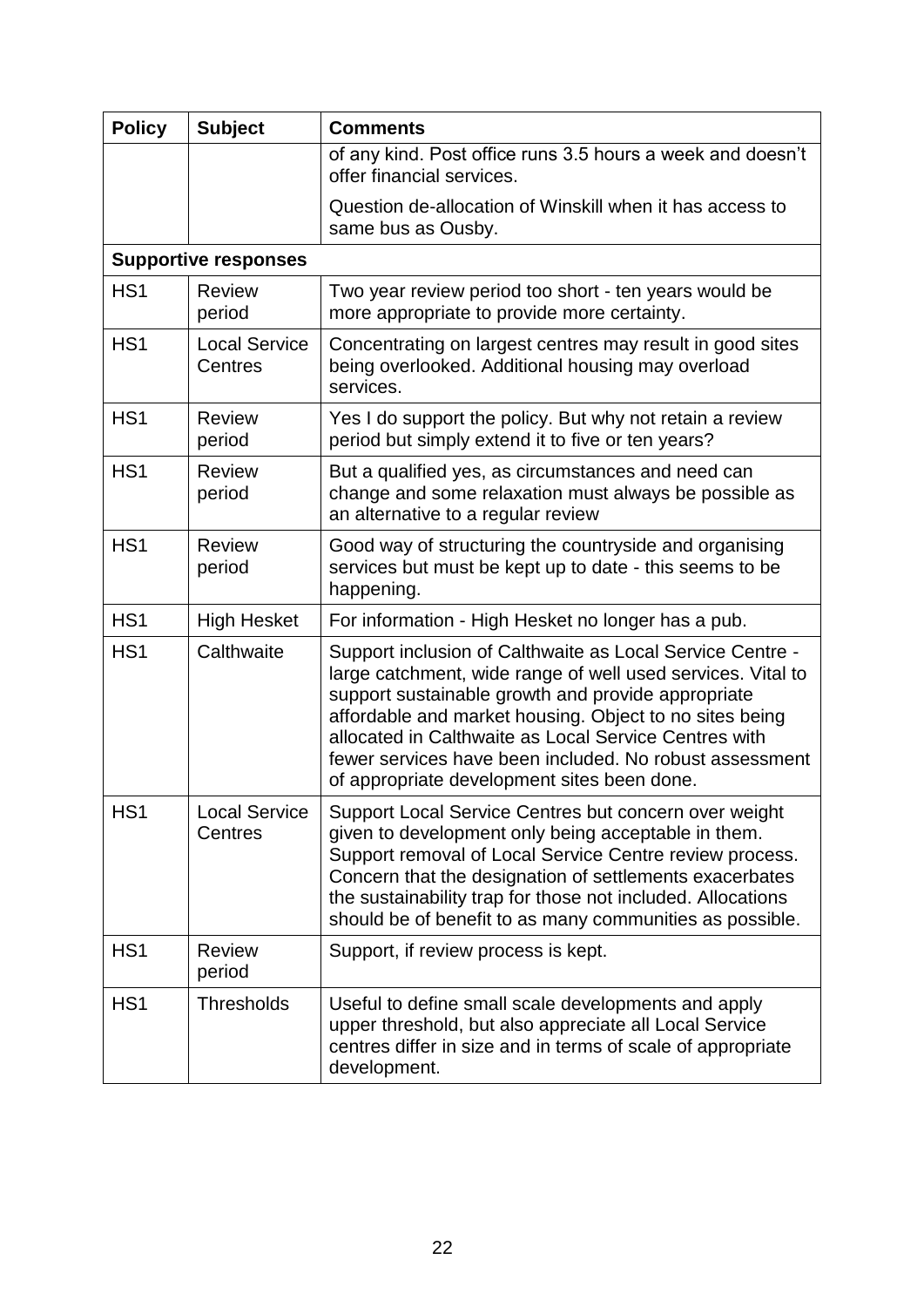| Policy | Subject | Comments |
|---|---|---|
| | | of any kind. Post office runs 3.5 hours a week and doesn't offer financial services.<br><br>Question de-allocation of Winskill when it has access to same bus as Ousby. |
| **Supportive responses** | | |
| HS1 | Review period | Two year review period too short - ten years would be more appropriate to provide more certainty. |
| HS1 | Local Service Centres | Concentrating on largest centres may result in good sites being overlooked. Additional housing may overload services. |
| HS1 | Review period | Yes I do support the policy. But why not retain a review period but simply extend it to five or ten years? |
| HS1 | Review period | But a qualified yes, as circumstances and need can change and some relaxation must always be possible as an alternative to a regular review |
| HS1 | Review period | Good way of structuring the countryside and organising services but must be kept up to date - this seems to be happening. |
| HS1 | High Hesket | For information - High Hesket no longer has a pub. |
| HS1 | Calthwaite | Support inclusion of Calthwaite as Local Service Centre - large catchment, wide range of well used services. Vital to support sustainable growth and provide appropriate affordable and market housing. Object to no sites being allocated in Calthwaite as Local Service Centres with fewer services have been included. No robust assessment of appropriate development sites been done. |
| HS1 | Local Service Centres | Support Local Service Centres but concern over weight given to development only being acceptable in them. Support removal of Local Service Centre review process. Concern that the designation of settlements exacerbates the sustainability trap for those not included. Allocations should be of benefit to as many communities as possible. |
| HS1 | Review period | Support, if review process is kept. |
| HS1 | Thresholds | Useful to define small scale developments and apply upper threshold, but also appreciate all Local Service centres differ in size and in terms of scale of appropriate development. |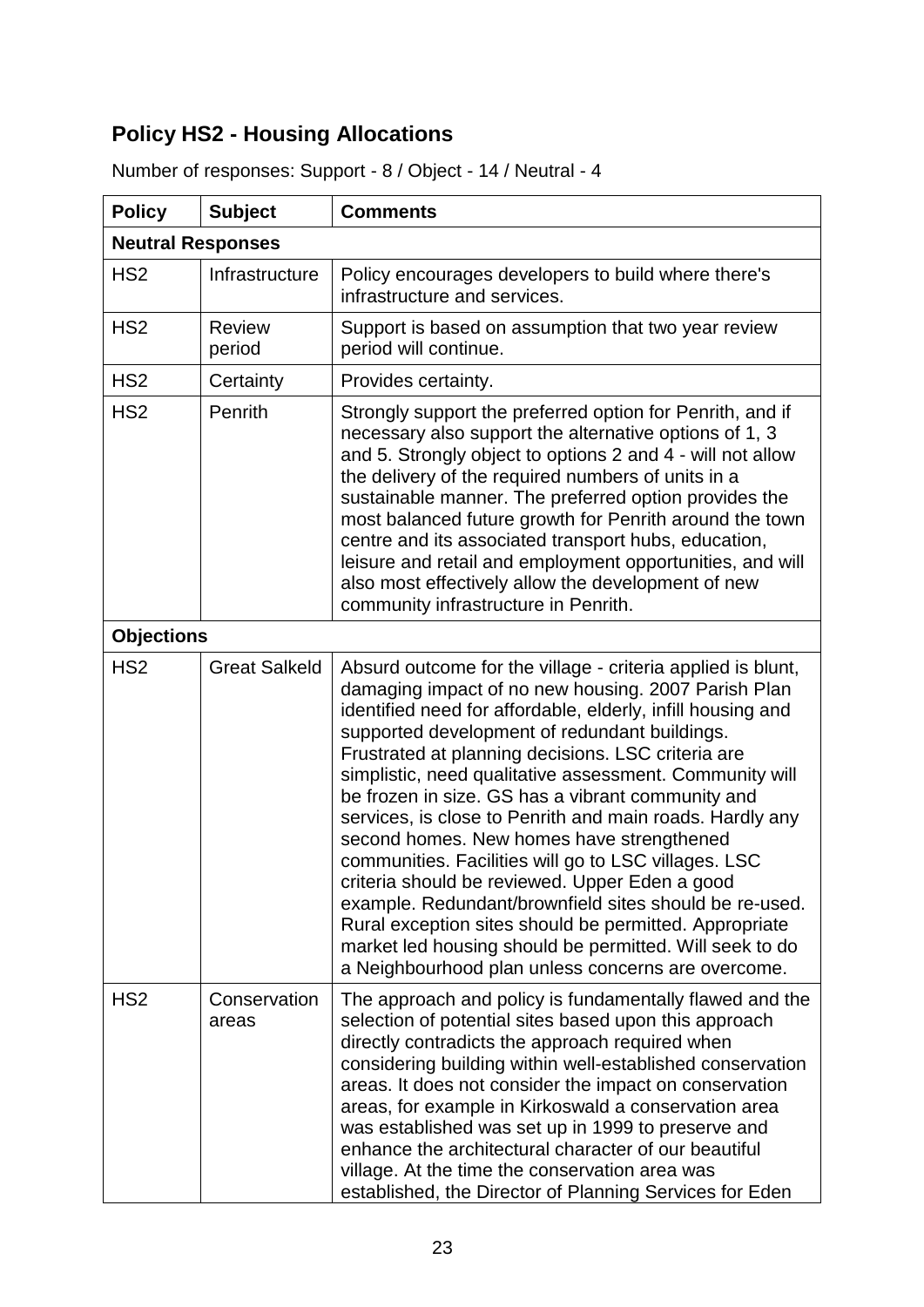## Policy HS2 - Housing Allocations

Number of responses: Support - 8 / Object - 14 / Neutral - 4

| Policy | Subject | Comments |
|---|---|---|
| **Neutral Responses** | | |
| HS2 | Infrastructure | Policy encourages developers to build where there's infrastructure and services. |
| HS2 | Review period | Support is based on assumption that two year review period will continue. |
| HS2 | Certainty | Provides certainty. |
| HS2 | Penrith | Strongly support the preferred option for Penrith, and if necessary also support the alternative options of 1, 3 and 5. Strongly object to options 2 and 4 - will not allow the delivery of the required numbers of units in a sustainable manner. The preferred option provides the most balanced future growth for Penrith around the town centre and its associated transport hubs, education, leisure and retail and employment opportunities, and will also most effectively allow the development of new community infrastructure in Penrith. |
| **Objections** | | |
| HS2 | Great Salkeld | Absurd outcome for the village - criteria applied is blunt, damaging impact of no new housing. 2007 Parish Plan identified need for affordable, elderly, infill housing and supported development of redundant buildings. Frustrated at planning decisions. LSC criteria are simplistic, need qualitative assessment. Community will be frozen in size. GS has a vibrant community and services, is close to Penrith and main roads. Hardly any second homes. New homes have strengthened communities. Facilities will go to LSC villages. LSC criteria should be reviewed. Upper Eden a good example. Redundant/brownfield sites should be re-used. Rural exception sites should be permitted. Appropriate market led housing should be permitted. Will seek to do a Neighbourhood plan unless concerns are overcome. |
| HS2 | Conservation areas | The approach and policy is fundamentally flawed and the selection of potential sites based upon this approach directly contradicts the approach required when considering building within well-established conservation areas. It does not consider the impact on conservation areas, for example in Kirkoswald a conservation area was established was set up in 1999 to preserve and enhance the architectural character of our beautiful village. At the time the conservation area was established, the Director of Planning Services for Eden |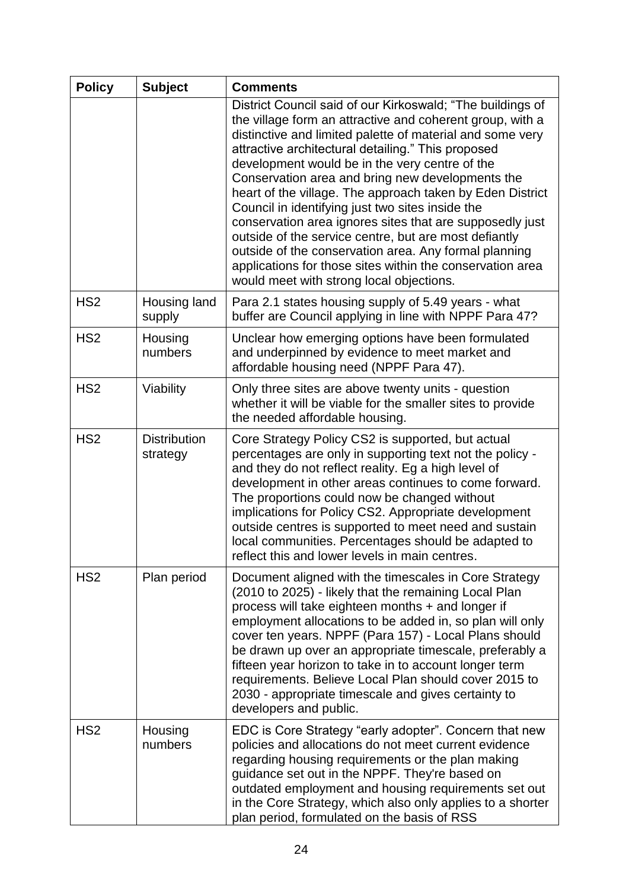| Policy | Subject | Comments |
|---|---|---|
| | | District Council said of our Kirkoswald; "The buildings of the village form an attractive and coherent group, with a distinctive and limited palette of material and some very attractive architectural detailing." This proposed development would be in the very centre of the Conservation area and bring new developments the heart of the village. The approach taken by Eden District Council in identifying just two sites inside the conservation area ignores sites that are supposedly just outside of the service centre, but are most defiantly outside of the conservation area. Any formal planning applications for those sites within the conservation area would meet with strong local objections. |
| HS2 | Housing land supply | Para 2.1 states housing supply of 5.49 years - what buffer are Council applying in line with NPPF Para 47? |
| HS2 | Housing numbers | Unclear how emerging options have been formulated and underpinned by evidence to meet market and affordable housing need (NPPF Para 47). |
| HS2 | Viability | Only three sites are above twenty units - question whether it will be viable for the smaller sites to provide the needed affordable housing. |
| HS2 | Distribution strategy | Core Strategy Policy CS2 is supported, but actual percentages are only in supporting text not the policy - and they do not reflect reality. Eg a high level of development in other areas continues to come forward. The proportions could now be changed without implications for Policy CS2. Appropriate development outside centres is supported to meet need and sustain local communities. Percentages should be adapted to reflect this and lower levels in main centres. |
| HS2 | Plan period | Document aligned with the timescales in Core Strategy (2010 to 2025) - likely that the remaining Local Plan process will take eighteen months + and longer if employment allocations to be added in, so plan will only cover ten years. NPPF (Para 157) - Local Plans should be drawn up over an appropriate timescale, preferably a fifteen year horizon to take in to account longer term requirements. Believe Local Plan should cover 2015 to 2030 - appropriate timescale and gives certainty to developers and public. |
| HS2 | Housing numbers | EDC is Core Strategy "early adopter". Concern that new policies and allocations do not meet current evidence regarding housing requirements or the plan making guidance set out in the NPPF. They're based on outdated employment and housing requirements set out in the Core Strategy, which also only applies to a shorter plan period, formulated on the basis of RSS |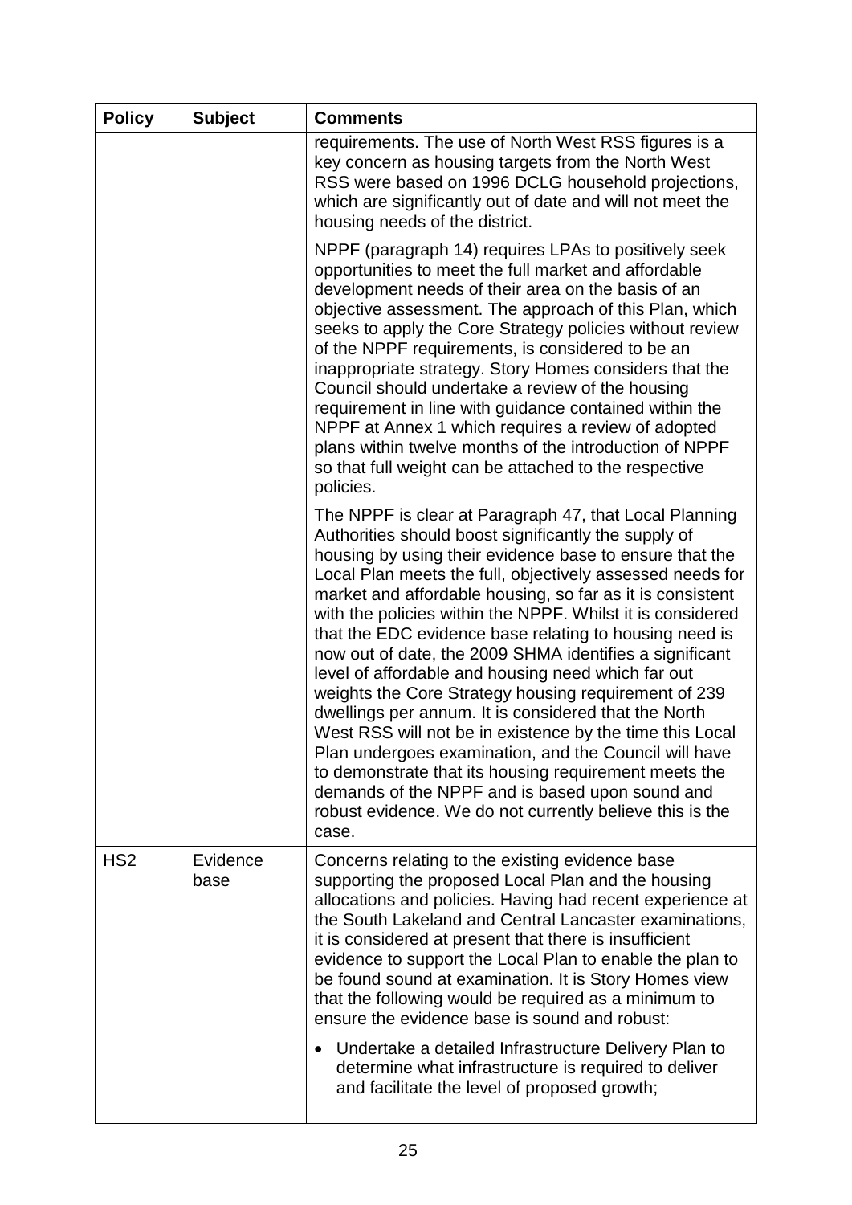| Policy | Subject | Comments |
|---|---|---|
| | | requirements. The use of North West RSS figures is a key concern as housing targets from the North West RSS were based on 1996 DCLG household projections, which are significantly out of date and will not meet the housing needs of the district.<br><br>NPPF (paragraph 14) requires LPAs to positively seek opportunities to meet the full market and affordable development needs of their area on the basis of an objective assessment. The approach of this Plan, which seeks to apply the Core Strategy policies without review of the NPPF requirements, is considered to be an inappropriate strategy. Story Homes considers that the Council should undertake a review of the housing requirement in line with guidance contained within the NPPF at Annex 1 which requires a review of adopted plans within twelve months of the introduction of NPPF so that full weight can be attached to the respective policies.<br><br>The NPPF is clear at Paragraph 47, that Local Planning Authorities should boost significantly the supply of housing by using their evidence base to ensure that the Local Plan meets the full, objectively assessed needs for market and affordable housing, so far as it is consistent with the policies within the NPPF. Whilst it is considered that the EDC evidence base relating to housing need is now out of date, the 2009 SHMA identifies a significant level of affordable and housing need which far out weights the Core Strategy housing requirement of 239 dwellings per annum. It is considered that the North West RSS will not be in existence by the time this Local Plan undergoes examination, and the Council will have to demonstrate that its housing requirement meets the demands of the NPPF and is based upon sound and robust evidence. We do not currently believe this is the case. |
| HS2 | Evidence base | Concerns relating to the existing evidence base supporting the proposed Local Plan and the housing allocations and policies. Having had recent experience at the South Lakeland and Central Lancaster examinations, it is considered at present that there is insufficient evidence to support the Local Plan to enable the plan to be found sound at examination. It is Story Homes view that the following would be required as a minimum to ensure the evidence base is sound and robust:<br><br>• Undertake a detailed Infrastructure Delivery Plan to determine what infrastructure is required to deliver and facilitate the level of proposed growth; |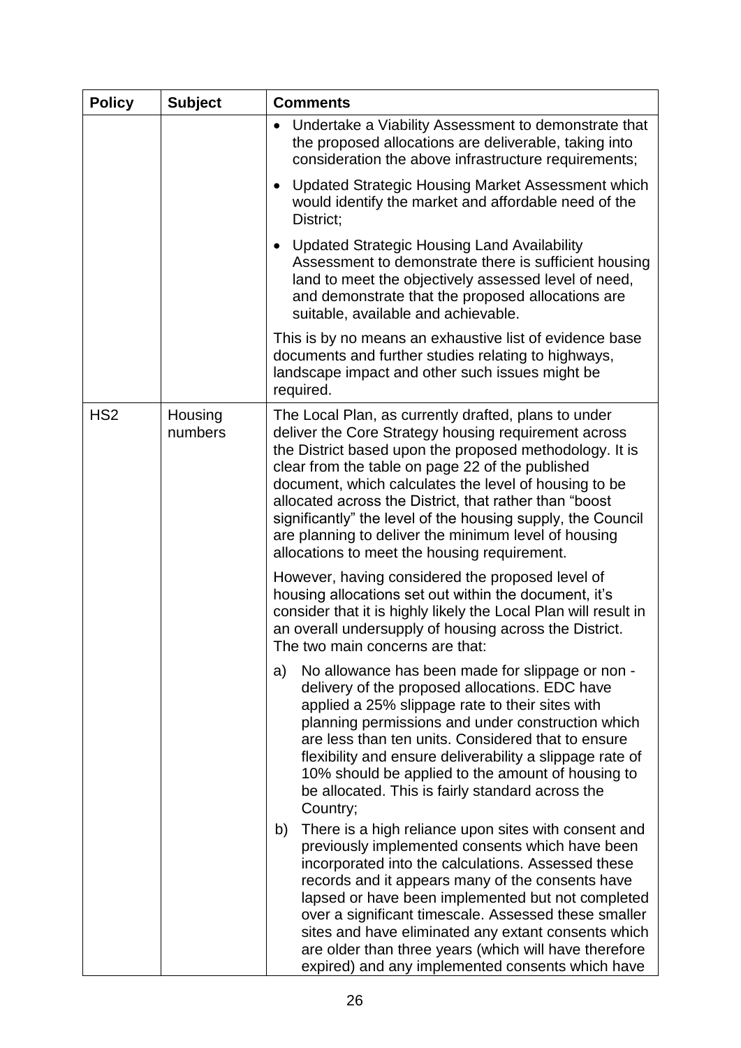| Policy | Subject | Comments |
|---|---|---|
| | | • Undertake a Viability Assessment to demonstrate that the proposed allocations are deliverable, taking into consideration the above infrastructure requirements;<br><br>• Updated Strategic Housing Market Assessment which would identify the market and affordable need of the District;<br><br>• Updated Strategic Housing Land Availability Assessment to demonstrate there is sufficient housing land to meet the objectively assessed level of need, and demonstrate that the proposed allocations are suitable, available and achievable.<br><br>This is by no means an exhaustive list of evidence base documents and further studies relating to highways, landscape impact and other such issues might be required. |
| HS2 | Housing numbers | The Local Plan, as currently drafted, plans to under deliver the Core Strategy housing requirement across the District based upon the proposed methodology. It is clear from the table on page 22 of the published document, which calculates the level of housing to be allocated across the District, that rather than "boost significantly" the level of the housing supply, the Council are planning to deliver the minimum level of housing allocations to meet the housing requirement.<br><br>However, having considered the proposed level of housing allocations set out within the document, it's consider that it is highly likely the Local Plan will result in an overall undersupply of housing across the District. The two main concerns are that:<br><br>a) No allowance has been made for slippage or non - delivery of the proposed allocations. EDC have applied a 25% slippage rate to their sites with planning permissions and under construction which are less than ten units. Considered that to ensure flexibility and ensure deliverability a slippage rate of 10% should be applied to the amount of housing to be allocated. This is fairly standard across the Country;<br><br>b) There is a high reliance upon sites with consent and previously implemented consents which have been incorporated into the calculations. Assessed these records and it appears many of the consents have lapsed or have been implemented but not completed over a significant timescale. Assessed these smaller sites and have eliminated any extant consents which are older than three years (which will have therefore expired) and any implemented consents which have |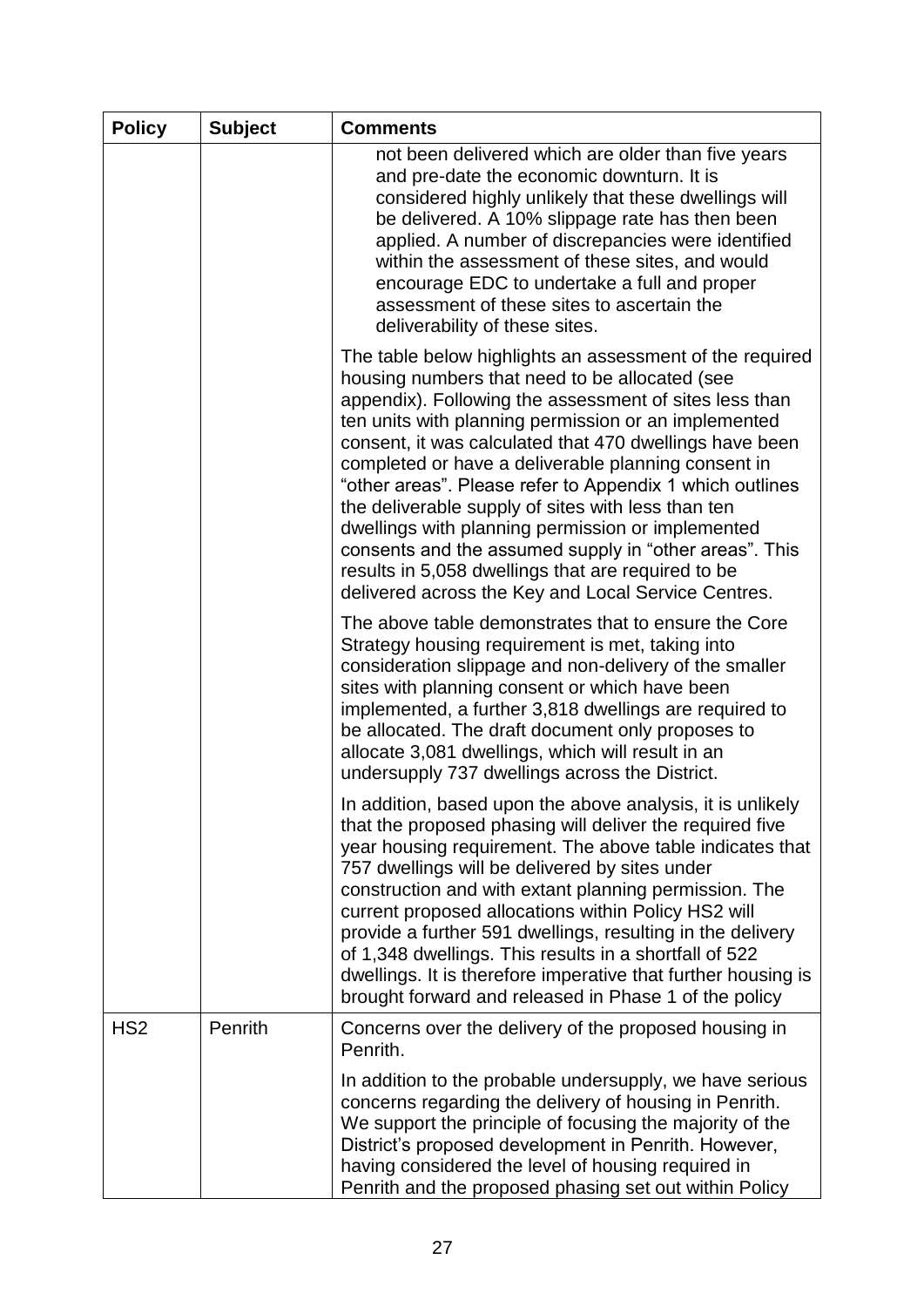| Policy | Subject | Comments |
|---|---|---|
| | | not been delivered which are older than five years and pre-date the economic downturn. It is considered highly unlikely that these dwellings will be delivered. A 10% slippage rate has then been applied. A number of discrepancies were identified within the assessment of these sites, and would encourage EDC to undertake a full and proper assessment of these sites to ascertain the deliverability of these sites.<br><br>The table below highlights an assessment of the required housing numbers that need to be allocated (see appendix). Following the assessment of sites less than ten units with planning permission or an implemented consent, it was calculated that 470 dwellings have been completed or have a deliverable planning consent in "other areas". Please refer to Appendix 1 which outlines the deliverable supply of sites with less than ten dwellings with planning permission or implemented consents and the assumed supply in "other areas". This results in 5,058 dwellings that are required to be delivered across the Key and Local Service Centres.<br><br>The above table demonstrates that to ensure the Core Strategy housing requirement is met, taking into consideration slippage and non-delivery of the smaller sites with planning consent or which have been implemented, a further 3,818 dwellings are required to be allocated. The draft document only proposes to allocate 3,081 dwellings, which will result in an undersupply 737 dwellings across the District.<br><br>In addition, based upon the above analysis, it is unlikely that the proposed phasing will deliver the required five year housing requirement. The above table indicates that 757 dwellings will be delivered by sites under construction and with extant planning permission. The current proposed allocations within Policy HS2 will provide a further 591 dwellings, resulting in the delivery of 1,348 dwellings. This results in a shortfall of 522 dwellings. It is therefore imperative that further housing is brought forward and released in Phase 1 of the policy |
| HS2 | Penrith | Concerns over the delivery of the proposed housing in Penrith.<br><br>In addition to the probable undersupply, we have serious concerns regarding the delivery of housing in Penrith. We support the principle of focusing the majority of the District's proposed development in Penrith. However, having considered the level of housing required in Penrith and the proposed phasing set out within Policy |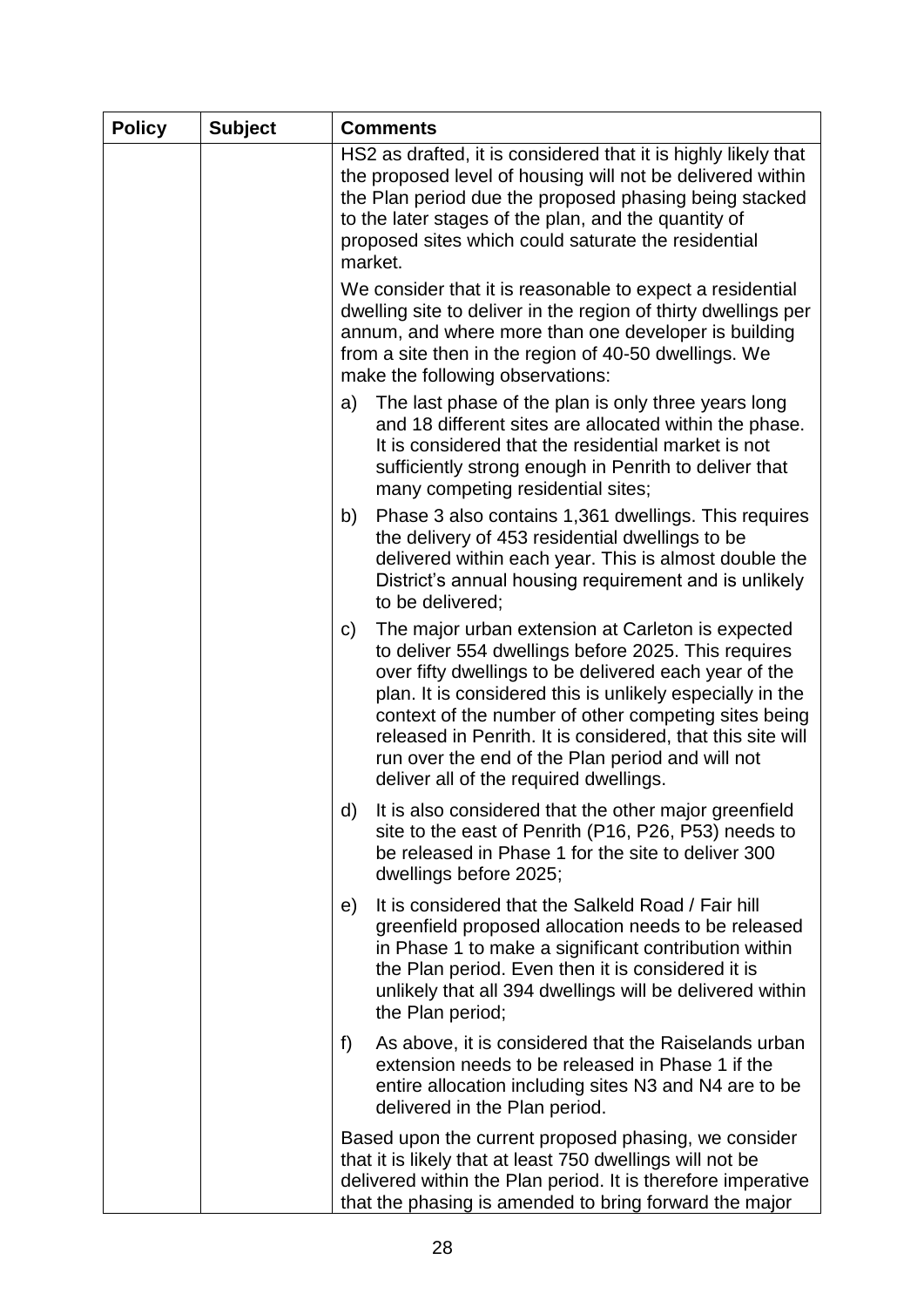| Policy | Subject | Comments |
|---|---|---|
| | | HS2 as drafted, it is considered that it is highly likely that the proposed level of housing will not be delivered within the Plan period due the proposed phasing being stacked to the later stages of the plan, and the quantity of proposed sites which could saturate the residential market.<br><br>We consider that it is reasonable to expect a residential dwelling site to deliver in the region of thirty dwellings per annum, and where more than one developer is building from a site then in the region of 40-50 dwellings. We make the following observations:<br><br>a) The last phase of the plan is only three years long and 18 different sites are allocated within the phase. It is considered that the residential market is not sufficiently strong enough in Penrith to deliver that many competing residential sites;<br><br>b) Phase 3 also contains 1,361 dwellings. This requires the delivery of 453 residential dwellings to be delivered within each year. This is almost double the District's annual housing requirement and is unlikely to be delivered;<br><br>c) The major urban extension at Carleton is expected to deliver 554 dwellings before 2025. This requires over fifty dwellings to be delivered each year of the plan. It is considered this is unlikely especially in the context of the number of other competing sites being released in Penrith. It is considered, that this site will run over the end of the Plan period and will not deliver all of the required dwellings.<br><br>d) It is also considered that the other major greenfield site to the east of Penrith (P16, P26, P53) needs to be released in Phase 1 for the site to deliver 300 dwellings before 2025;<br><br>e) It is considered that the Salkeld Road / Fair hill greenfield proposed allocation needs to be released in Phase 1 to make a significant contribution within the Plan period. Even then it is considered it is unlikely that all 394 dwellings will be delivered within the Plan period;<br><br>f) As above, it is considered that the Raiselands urban extension needs to be released in Phase 1 if the entire allocation including sites N3 and N4 are to be delivered in the Plan period.<br><br>Based upon the current proposed phasing, we consider that it is likely that at least 750 dwellings will not be delivered within the Plan period. It is therefore imperative that the phasing is amended to bring forward the major |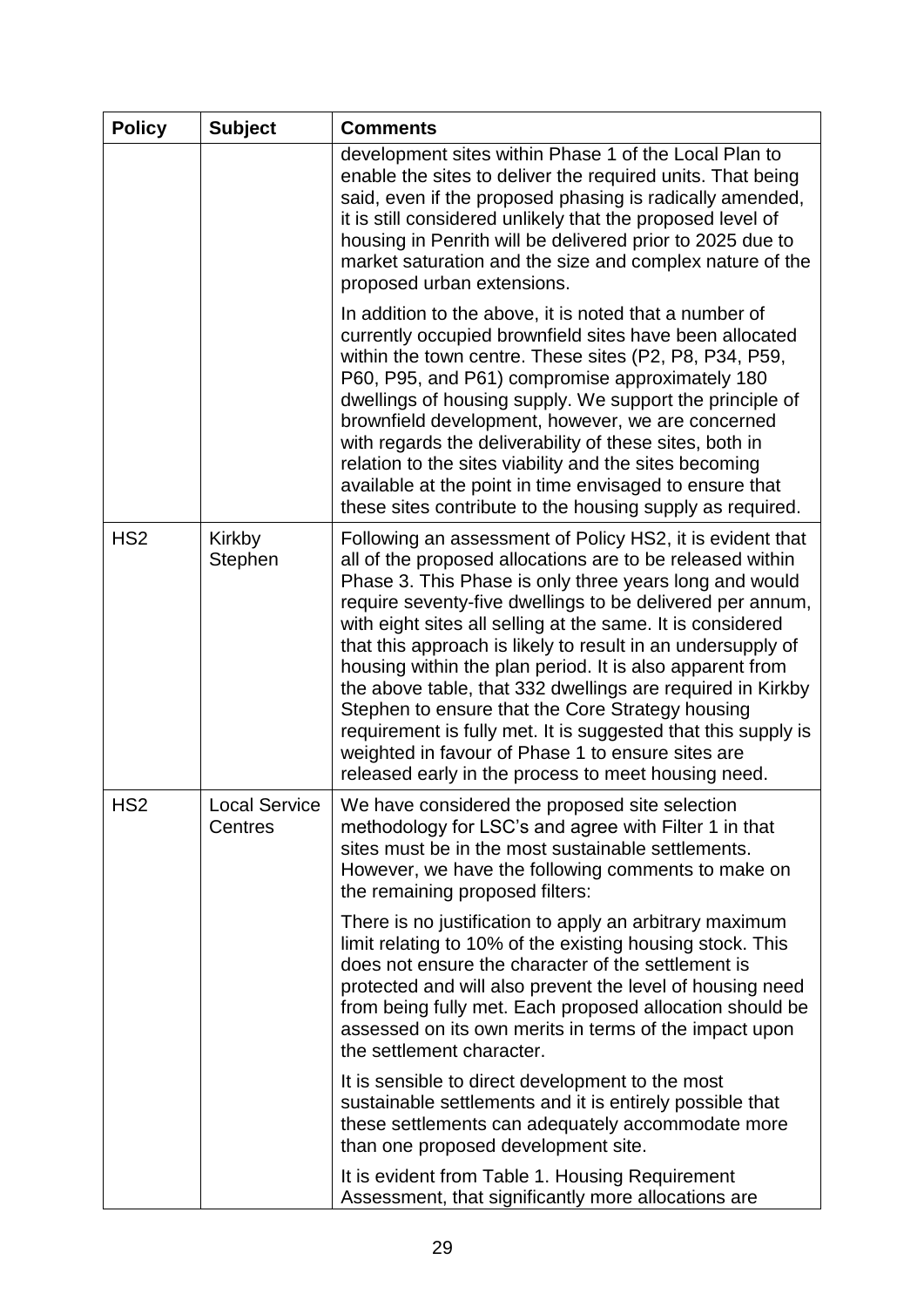| Policy | Subject | Comments |
|---|---|---|
| | | development sites within Phase 1 of the Local Plan to enable the sites to deliver the required units. That being said, even if the proposed phasing is radically amended, it is still considered unlikely that the proposed level of housing in Penrith will be delivered prior to 2025 due to market saturation and the size and complex nature of the proposed urban extensions.<br><br>In addition to the above, it is noted that a number of currently occupied brownfield sites have been allocated within the town centre. These sites (P2, P8, P34, P59, P60, P95, and P61) compromise approximately 180 dwellings of housing supply. We support the principle of brownfield development, however, we are concerned with regards the deliverability of these sites, both in relation to the sites viability and the sites becoming available at the point in time envisaged to ensure that these sites contribute to the housing supply as required. |
| HS2 | Kirkby Stephen | Following an assessment of Policy HS2, it is evident that all of the proposed allocations are to be released within Phase 3. This Phase is only three years long and would require seventy-five dwellings to be delivered per annum, with eight sites all selling at the same. It is considered that this approach is likely to result in an undersupply of housing within the plan period. It is also apparent from the above table, that 332 dwellings are required in Kirkby Stephen to ensure that the Core Strategy housing requirement is fully met. It is suggested that this supply is weighted in favour of Phase 1 to ensure sites are released early in the process to meet housing need. |
| HS2 | Local Service Centres | We have considered the proposed site selection methodology for LSC's and agree with Filter 1 in that sites must be in the most sustainable settlements. However, we have the following comments to make on the remaining proposed filters:<br><br>There is no justification to apply an arbitrary maximum limit relating to 10% of the existing housing stock. This does not ensure the character of the settlement is protected and will also prevent the level of housing need from being fully met. Each proposed allocation should be assessed on its own merits in terms of the impact upon the settlement character.<br><br>It is sensible to direct development to the most sustainable settlements and it is entirely possible that these settlements can adequately accommodate more than one proposed development site.<br><br>It is evident from Table 1. Housing Requirement Assessment, that significantly more allocations are |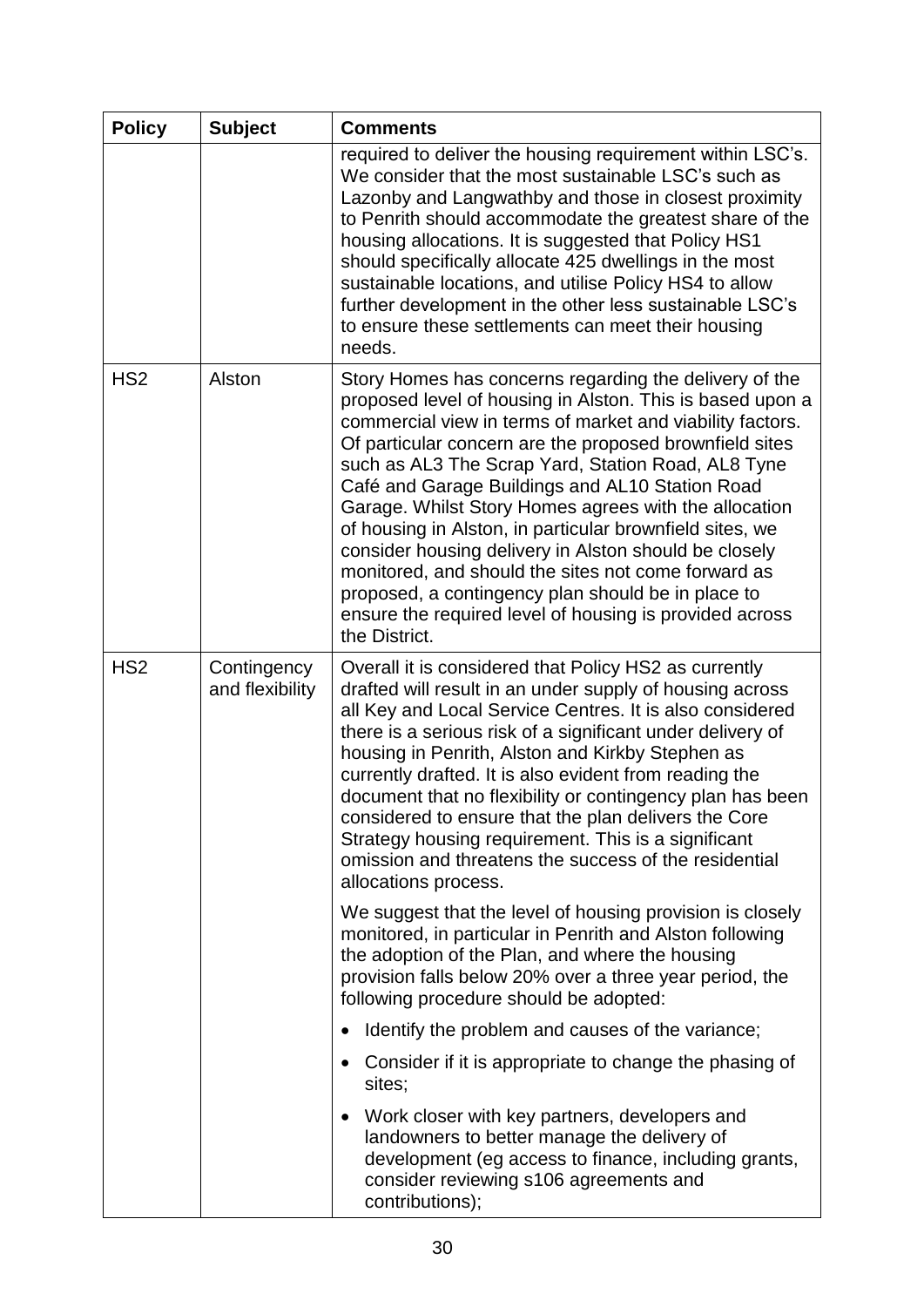| Policy | Subject | Comments |
|---|---|---|
| | | required to deliver the housing requirement within LSC's. We consider that the most sustainable LSC's such as Lazonby and Langwathby and those in closest proximity to Penrith should accommodate the greatest share of the housing allocations. It is suggested that Policy HS1 should specifically allocate 425 dwellings in the most sustainable locations, and utilise Policy HS4 to allow further development in the other less sustainable LSC's to ensure these settlements can meet their housing needs. |
| HS2 | Alston | Story Homes has concerns regarding the delivery of the proposed level of housing in Alston. This is based upon a commercial view in terms of market and viability factors. Of particular concern are the proposed brownfield sites such as AL3 The Scrap Yard, Station Road, AL8 Tyne Café and Garage Buildings and AL10 Station Road Garage. Whilst Story Homes agrees with the allocation of housing in Alston, in particular brownfield sites, we consider housing delivery in Alston should be closely monitored, and should the sites not come forward as proposed, a contingency plan should be in place to ensure the required level of housing is provided across the District. |
| HS2 | Contingency and flexibility | Overall it is considered that Policy HS2 as currently drafted will result in an under supply of housing across all Key and Local Service Centres. It is also considered there is a serious risk of a significant under delivery of housing in Penrith, Alston and Kirkby Stephen as currently drafted. It is also evident from reading the document that no flexibility or contingency plan has been considered to ensure that the plan delivers the Core Strategy housing requirement. This is a significant omission and threatens the success of the residential allocations process.<br><br>We suggest that the level of housing provision is closely monitored, in particular in Penrith and Alston following the adoption of the Plan, and where the housing provision falls below 20% over a three year period, the following procedure should be adopted:<br><br>• Identify the problem and causes of the variance;<br>• Consider if it is appropriate to change the phasing of sites;<br>• Work closer with key partners, developers and landowners to better manage the delivery of development (eg access to finance, including grants, consider reviewing s106 agreements and contributions); |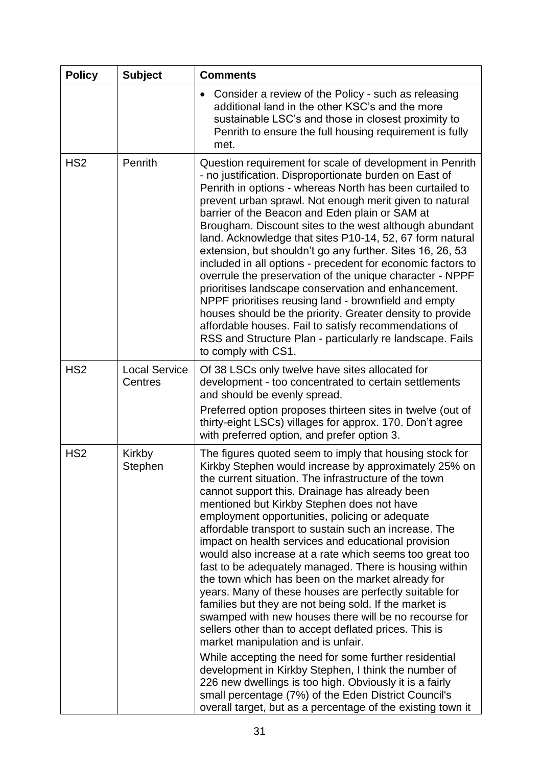| Policy | Subject | Comments |
|---|---|---|
| | | • Consider a review of the Policy - such as releasing additional land in the other KSC's and the more sustainable LSC's and those in closest proximity to Penrith to ensure the full housing requirement is fully met. |
| HS2 | Penrith | Question requirement for scale of development in Penrith - no justification. Disproportionate burden on East of Penrith in options - whereas North has been curtailed to prevent urban sprawl. Not enough merit given to natural barrier of the Beacon and Eden plain or SAM at Brougham. Discount sites to the west although abundant land. Acknowledge that sites P10-14, 52, 67 form natural extension, but shouldn't go any further. Sites 16, 26, 53 included in all options - precedent for economic factors to overrule the preservation of the unique character - NPPF prioritises landscape conservation and enhancement. NPPF prioritises reusing land - brownfield and empty houses should be the priority. Greater density to provide affordable houses. Fail to satisfy recommendations of RSS and Structure Plan - particularly re landscape. Fails to comply with CS1. |
| HS2 | Local Service Centres | Of 38 LSCs only twelve have sites allocated for development - too concentrated to certain settlements and should be evenly spread.<br><br>Preferred option proposes thirteen sites in twelve (out of thirty-eight LSCs) villages for approx. 170. Don't agree with preferred option, and prefer option 3. |
| HS2 | Kirkby Stephen | The figures quoted seem to imply that housing stock for Kirkby Stephen would increase by approximately 25% on the current situation. The infrastructure of the town cannot support this. Drainage has already been mentioned but Kirkby Stephen does not have employment opportunities, policing or adequate affordable transport to sustain such an increase. The impact on health services and educational provision would also increase at a rate which seems too great too fast to be adequately managed. There is housing within the town which has been on the market already for years. Many of these houses are perfectly suitable for families but they are not being sold. If the market is swamped with new houses there will be no recourse for sellers other than to accept deflated prices. This is market manipulation and is unfair.<br><br>While accepting the need for some further residential development in Kirkby Stephen, I think the number of 226 new dwellings is too high. Obviously it is a fairly small percentage (7%) of the Eden District Council's overall target, but as a percentage of the existing town it |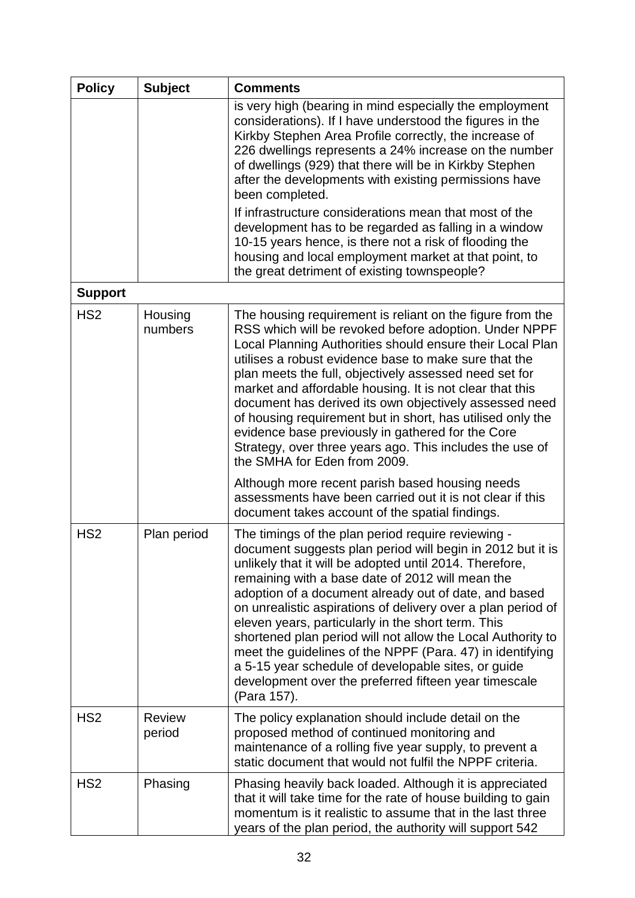| Policy | Subject | Comments |
|---|---|---|
| | | is very high (bearing in mind especially the employment considerations). If I have understood the figures in the Kirkby Stephen Area Profile correctly, the increase of 226 dwellings represents a 24% increase on the number of dwellings (929) that there will be in Kirkby Stephen after the developments with existing permissions have been completed.<br><br>If infrastructure considerations mean that most of the development has to be regarded as falling in a window 10-15 years hence, is there not a risk of flooding the housing and local employment market at that point, to the great detriment of existing townspeople? |
| **Support** | | |
| HS2 | Housing numbers | The housing requirement is reliant on the figure from the RSS which will be revoked before adoption. Under NPPF Local Planning Authorities should ensure their Local Plan utilises a robust evidence base to make sure that the plan meets the full, objectively assessed need set for market and affordable housing. It is not clear that this document has derived its own objectively assessed need of housing requirement but in short, has utilised only the evidence base previously in gathered for the Core Strategy, over three years ago. This includes the use of the SMHA for Eden from 2009.<br><br>Although more recent parish based housing needs assessments have been carried out it is not clear if this document takes account of the spatial findings. |
| HS2 | Plan period | The timings of the plan period require reviewing - document suggests plan period will begin in 2012 but it is unlikely that it will be adopted until 2014. Therefore, remaining with a base date of 2012 will mean the adoption of a document already out of date, and based on unrealistic aspirations of delivery over a plan period of eleven years, particularly in the short term. This shortened plan period will not allow the Local Authority to meet the guidelines of the NPPF (Para. 47) in identifying a 5-15 year schedule of developable sites, or guide development over the preferred fifteen year timescale (Para 157). |
| HS2 | Review period | The policy explanation should include detail on the proposed method of continued monitoring and maintenance of a rolling five year supply, to prevent a static document that would not fulfil the NPPF criteria. |
| HS2 | Phasing | Phasing heavily back loaded. Although it is appreciated that it will take time for the rate of house building to gain momentum is it realistic to assume that in the last three years of the plan period, the authority will support 542 |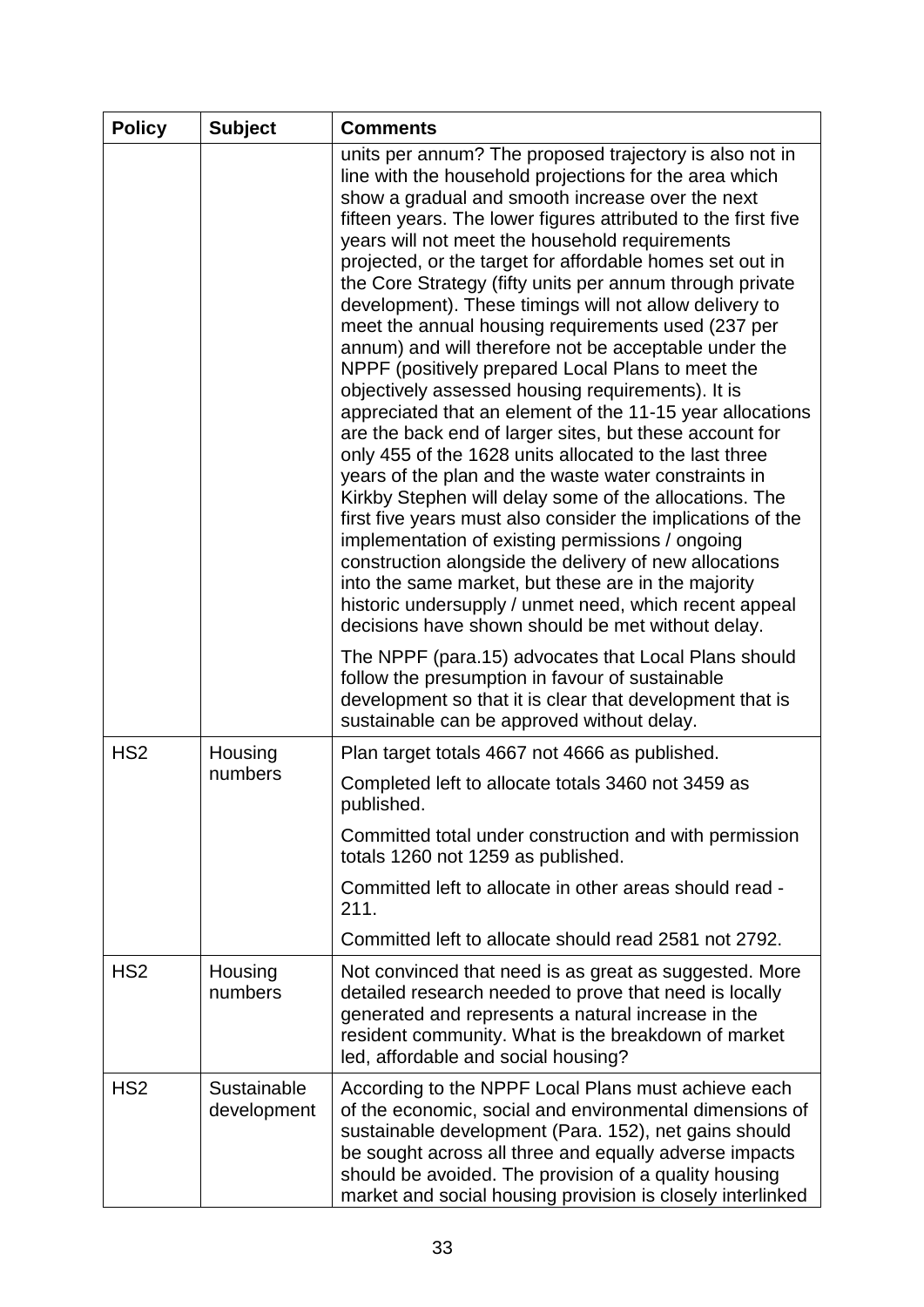| Policy | Subject | Comments |
|---|---|---|
| | | units per annum? The proposed trajectory is also not in line with the household projections for the area which show a gradual and smooth increase over the next fifteen years. The lower figures attributed to the first five years will not meet the household requirements projected, or the target for affordable homes set out in the Core Strategy (fifty units per annum through private development). These timings will not allow delivery to meet the annual housing requirements used (237 per annum) and will therefore not be acceptable under the NPPF (positively prepared Local Plans to meet the objectively assessed housing requirements). It is appreciated that an element of the 11-15 year allocations are the back end of larger sites, but these account for only 455 of the 1628 units allocated to the last three years of the plan and the waste water constraints in Kirkby Stephen will delay some of the allocations. The first five years must also consider the implications of the implementation of existing permissions / ongoing construction alongside the delivery of new allocations into the same market, but these are in the majority historic undersupply / unmet need, which recent appeal decisions have shown should be met without delay.<br><br>The NPPF (para.15) advocates that Local Plans should follow the presumption in favour of sustainable development so that it is clear that development that is sustainable can be approved without delay. |
| HS2 | Housing numbers | Plan target totals 4667 not 4666 as published.<br><br>Completed left to allocate totals 3460 not 3459 as published.<br><br>Committed total under construction and with permission totals 1260 not 1259 as published.<br><br>Committed left to allocate in other areas should read - 211.<br><br>Committed left to allocate should read 2581 not 2792. |
| HS2 | Housing numbers | Not convinced that need is as great as suggested. More detailed research needed to prove that need is locally generated and represents a natural increase in the resident community. What is the breakdown of market led, affordable and social housing? |
| HS2 | Sustainable development | According to the NPPF Local Plans must achieve each of the economic, social and environmental dimensions of sustainable development (Para. 152), net gains should be sought across all three and equally adverse impacts should be avoided. The provision of a quality housing market and social housing provision is closely interlinked |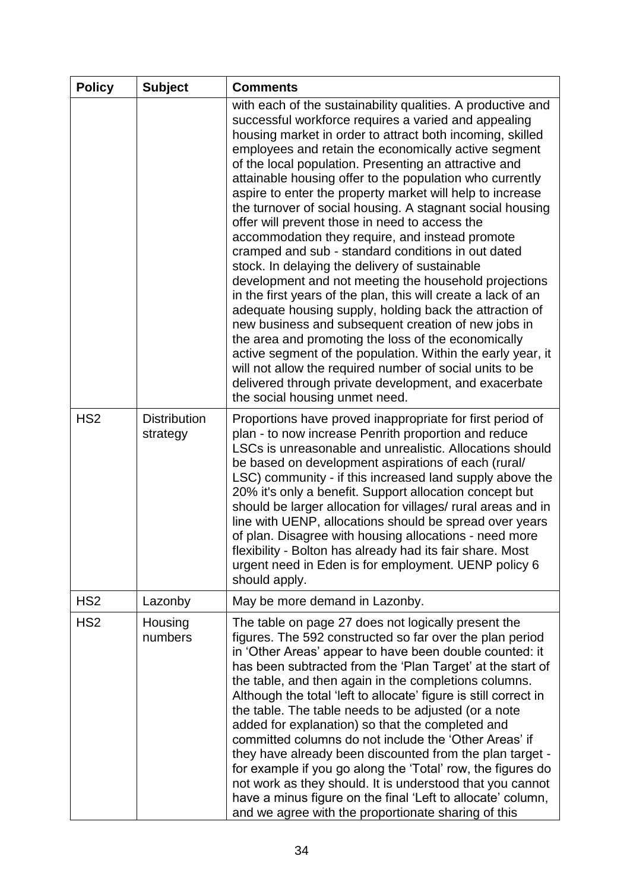| Policy | Subject | Comments |
|---|---|---|
| | | with each of the sustainability qualities. A productive and successful workforce requires a varied and appealing housing market in order to attract both incoming, skilled employees and retain the economically active segment of the local population. Presenting an attractive and attainable housing offer to the population who currently aspire to enter the property market will help to increase the turnover of social housing. A stagnant social housing offer will prevent those in need to access the accommodation they require, and instead promote cramped and sub - standard conditions in out dated stock. In delaying the delivery of sustainable development and not meeting the household projections in the first years of the plan, this will create a lack of an adequate housing supply, holding back the attraction of new business and subsequent creation of new jobs in the area and promoting the loss of the economically active segment of the population. Within the early year, it will not allow the required number of social units to be delivered through private development, and exacerbate the social housing unmet need. |
| HS2 | Distribution strategy | Proportions have proved inappropriate for first period of plan - to now increase Penrith proportion and reduce LSCs is unreasonable and unrealistic. Allocations should be based on development aspirations of each (rural/ LSC) community - if this increased land supply above the 20% it's only a benefit. Support allocation concept but should be larger allocation for villages/ rural areas and in line with UENP, allocations should be spread over years of plan. Disagree with housing allocations - need more flexibility - Bolton has already had its fair share. Most urgent need in Eden is for employment. UENP policy 6 should apply. |
| HS2 | Lazonby | May be more demand in Lazonby. |
| HS2 | Housing numbers | The table on page 27 does not logically present the figures. The 592 constructed so far over the plan period in 'Other Areas' appear to have been double counted: it has been subtracted from the 'Plan Target' at the start of the table, and then again in the completions columns. Although the total 'left to allocate' figure is still correct in the table. The table needs to be adjusted (or a note added for explanation) so that the completed and committed columns do not include the 'Other Areas' if they have already been discounted from the plan target - for example if you go along the 'Total' row, the figures do not work as they should. It is understood that you cannot have a minus figure on the final 'Left to allocate' column, and we agree with the proportionate sharing of this |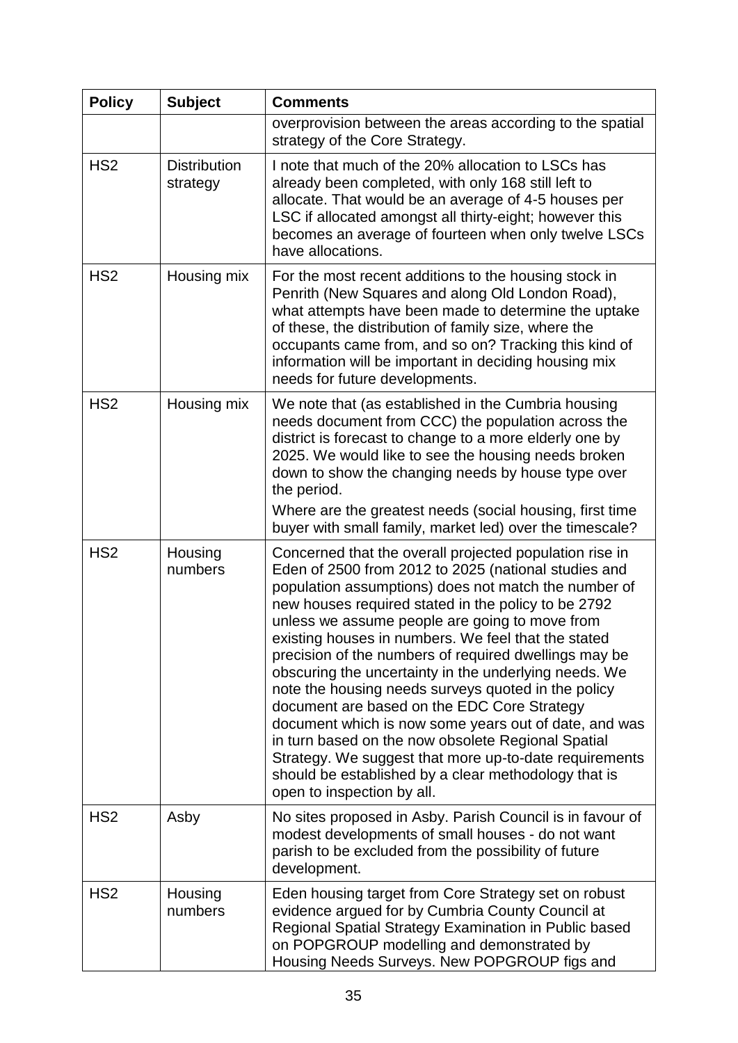| Policy | Subject | Comments |
|---|---|---|
| | | overprovision between the areas according to the spatial strategy of the Core Strategy. |
| HS2 | Distribution strategy | I note that much of the 20% allocation to LSCs has already been completed, with only 168 still left to allocate. That would be an average of 4-5 houses per LSC if allocated amongst all thirty-eight; however this becomes an average of fourteen when only twelve LSCs have allocations. |
| HS2 | Housing mix | For the most recent additions to the housing stock in Penrith (New Squares and along Old London Road), what attempts have been made to determine the uptake of these, the distribution of family size, where the occupants came from, and so on? Tracking this kind of information will be important in deciding housing mix needs for future developments. |
| HS2 | Housing mix | We note that (as established in the Cumbria housing needs document from CCC) the population across the district is forecast to change to a more elderly one by 2025. We would like to see the housing needs broken down to show the changing needs by house type over the period.<br>Where are the greatest needs (social housing, first time buyer with small family, market led) over the timescale? |
| HS2 | Housing numbers | Concerned that the overall projected population rise in Eden of 2500 from 2012 to 2025 (national studies and population assumptions) does not match the number of new houses required stated in the policy to be 2792 unless we assume people are going to move from existing houses in numbers. We feel that the stated precision of the numbers of required dwellings may be obscuring the uncertainty in the underlying needs. We note the housing needs surveys quoted in the policy document are based on the EDC Core Strategy document which is now some years out of date, and was in turn based on the now obsolete Regional Spatial Strategy. We suggest that more up-to-date requirements should be established by a clear methodology that is open to inspection by all. |
| HS2 | Asby | No sites proposed in Asby. Parish Council is in favour of modest developments of small houses - do not want parish to be excluded from the possibility of future development. |
| HS2 | Housing numbers | Eden housing target from Core Strategy set on robust evidence argued for by Cumbria County Council at Regional Spatial Strategy Examination in Public based on POPGROUP modelling and demonstrated by Housing Needs Surveys. New POPGROUP figs and |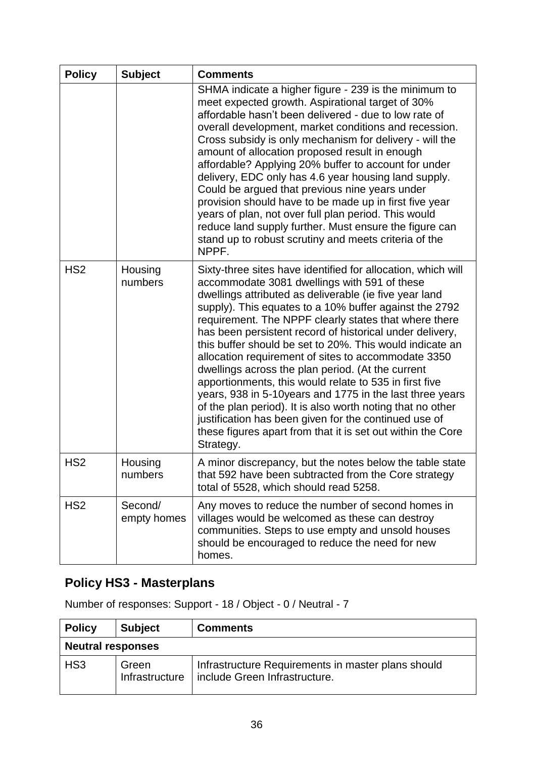| Policy | Subject | Comments |
|---|---|---|
| | | SHMA indicate a higher figure - 239 is the minimum to meet expected growth. Aspirational target of 30% affordable hasn't been delivered - due to low rate of overall development, market conditions and recession. Cross subsidy is only mechanism for delivery - will the amount of allocation proposed result in enough affordable? Applying 20% buffer to account for under delivery, EDC only has 4.6 year housing land supply. Could be argued that previous nine years under provision should have to be made up in first five year years of plan, not over full plan period. This would reduce land supply further. Must ensure the figure can stand up to robust scrutiny and meets criteria of the NPPF. |
| HS2 | Housing numbers | Sixty-three sites have identified for allocation, which will accommodate 3081 dwellings with 591 of these dwellings attributed as deliverable (ie five year land supply). This equates to a 10% buffer against the 2792 requirement. The NPPF clearly states that where there has been persistent record of historical under delivery, this buffer should be set to 20%. This would indicate an allocation requirement of sites to accommodate 3350 dwellings across the plan period. (At the current apportionments, this would relate to 535 in first five years, 938 in 5-10years and 1775 in the last three years of the plan period). It is also worth noting that no other justification has been given for the continued use of these figures apart from that it is set out within the Core Strategy. |
| HS2 | Housing numbers | A minor discrepancy, but the notes below the table state that 592 have been subtracted from the Core strategy total of 5528, which should read 5258. |
| HS2 | Second/ empty homes | Any moves to reduce the number of second homes in villages would be welcomed as these can destroy communities. Steps to use empty and unsold houses should be encouraged to reduce the need for new homes. |

## Policy HS3 - Masterplans

Number of responses: Support - 18 / Object - 0 / Neutral - 7

| Policy | Subject | Comments |
|---|---|---|
| **Neutral responses** | | |
| HS3 | Green Infrastructure | Infrastructure Requirements in master plans should include Green Infrastructure. |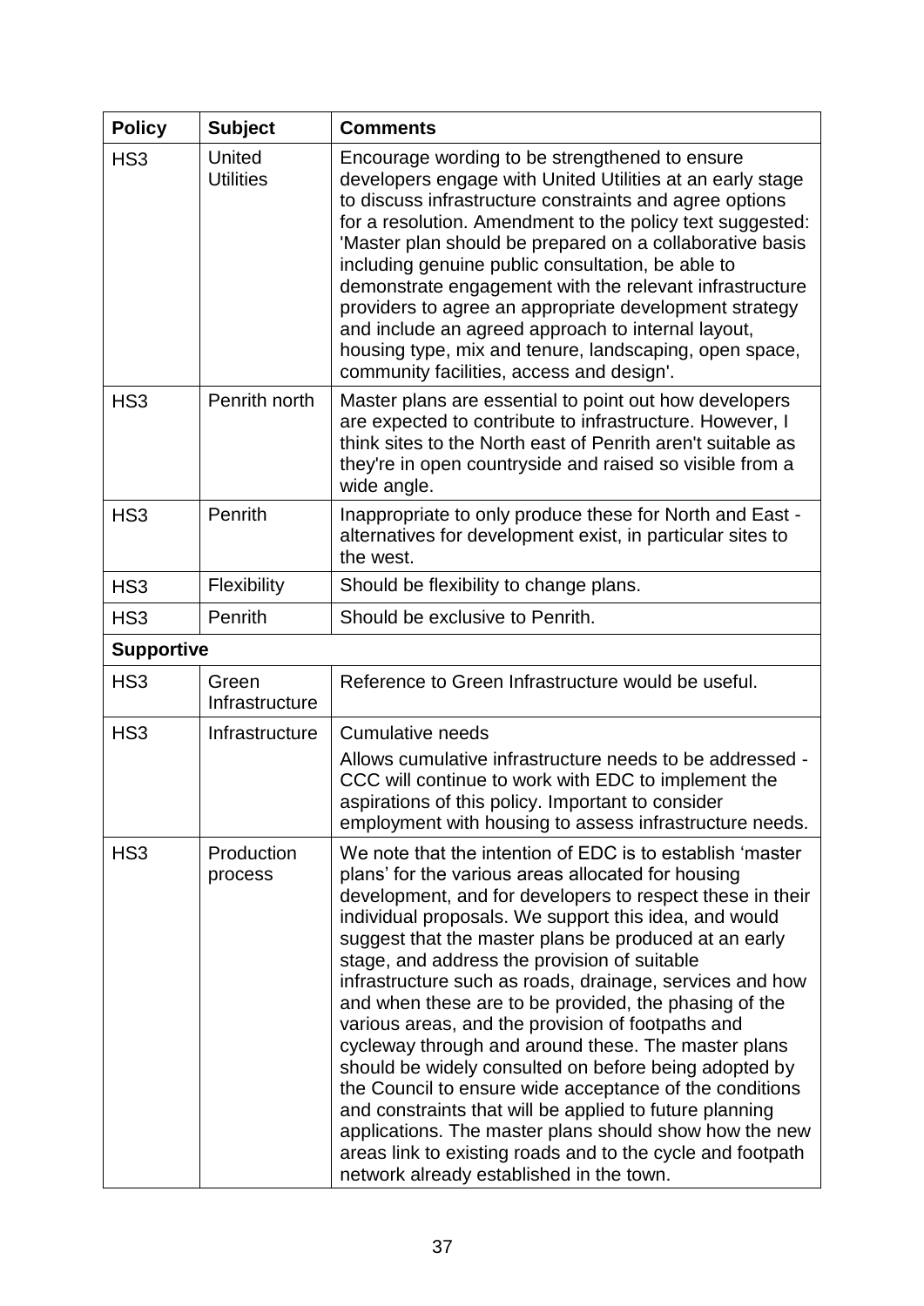| Policy | Subject | Comments |
|---|---|---|
| HS3 | United Utilities | Encourage wording to be strengthened to ensure developers engage with United Utilities at an early stage to discuss infrastructure constraints and agree options for a resolution. Amendment to the policy text suggested: 'Master plan should be prepared on a collaborative basis including genuine public consultation, be able to demonstrate engagement with the relevant infrastructure providers to agree an appropriate development strategy and include an agreed approach to internal layout, housing type, mix and tenure, landscaping, open space, community facilities, access and design'. |
| HS3 | Penrith north | Master plans are essential to point out how developers are expected to contribute to infrastructure. However, I think sites to the North east of Penrith aren't suitable as they're in open countryside and raised so visible from a wide angle. |
| HS3 | Penrith | Inappropriate to only produce these for North and East - alternatives for development exist, in particular sites to the west. |
| HS3 | Flexibility | Should be flexibility to change plans. |
| HS3 | Penrith | Should be exclusive to Penrith. |
| **Supportive** | | |
| HS3 | Green Infrastructure | Reference to Green Infrastructure would be useful. |
| HS3 | Infrastructure | Cumulative needs<br>Allows cumulative infrastructure needs to be addressed - CCC will continue to work with EDC to implement the aspirations of this policy. Important to consider employment with housing to assess infrastructure needs. |
| HS3 | Production process | We note that the intention of EDC is to establish 'master plans' for the various areas allocated for housing development, and for developers to respect these in their individual proposals. We support this idea, and would suggest that the master plans be produced at an early stage, and address the provision of suitable infrastructure such as roads, drainage, services and how and when these are to be provided, the phasing of the various areas, and the provision of footpaths and cycleway through and around these. The master plans should be widely consulted on before being adopted by the Council to ensure wide acceptance of the conditions and constraints that will be applied to future planning applications. The master plans should show how the new areas link to existing roads and to the cycle and footpath network already established in the town. |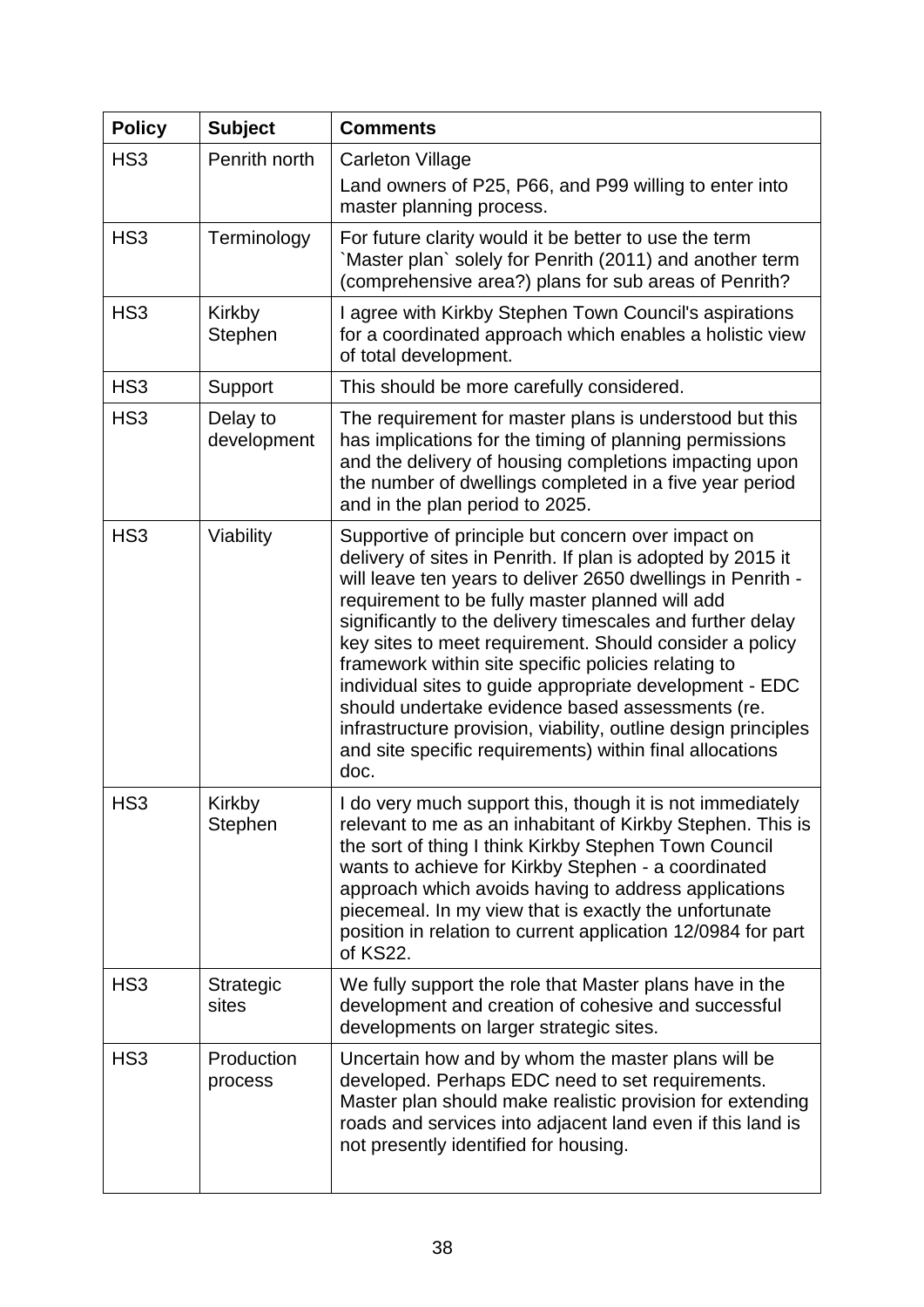| Policy | Subject | Comments |
|---|---|---|
| HS3 | Penrith north | Carleton Village<br>Land owners of P25, P66, and P99 willing to enter into master planning process. |
| HS3 | Terminology | For future clarity would it be better to use the term `Master plan` solely for Penrith (2011) and another term (comprehensive area?) plans for sub areas of Penrith? |
| HS3 | Kirkby Stephen | I agree with Kirkby Stephen Town Council's aspirations for a coordinated approach which enables a holistic view of total development. |
| HS3 | Support | This should be more carefully considered. |
| HS3 | Delay to development | The requirement for master plans is understood but this has implications for the timing of planning permissions and the delivery of housing completions impacting upon the number of dwellings completed in a five year period and in the plan period to 2025. |
| HS3 | Viability | Supportive of principle but concern over impact on delivery of sites in Penrith. If plan is adopted by 2015 it will leave ten years to deliver 2650 dwellings in Penrith - requirement to be fully master planned will add significantly to the delivery timescales and further delay key sites to meet requirement. Should consider a policy framework within site specific policies relating to individual sites to guide appropriate development - EDC should undertake evidence based assessments (re. infrastructure provision, viability, outline design principles and site specific requirements) within final allocations doc. |
| HS3 | Kirkby Stephen | I do very much support this, though it is not immediately relevant to me as an inhabitant of Kirkby Stephen. This is the sort of thing I think Kirkby Stephen Town Council wants to achieve for Kirkby Stephen - a coordinated approach which avoids having to address applications piecemeal. In my view that is exactly the unfortunate position in relation to current application 12/0984 for part of KS22. |
| HS3 | Strategic sites | We fully support the role that Master plans have in the development and creation of cohesive and successful developments on larger strategic sites. |
| HS3 | Production process | Uncertain how and by whom the master plans will be developed. Perhaps EDC need to set requirements. Master plan should make realistic provision for extending roads and services into adjacent land even if this land is not presently identified for housing. |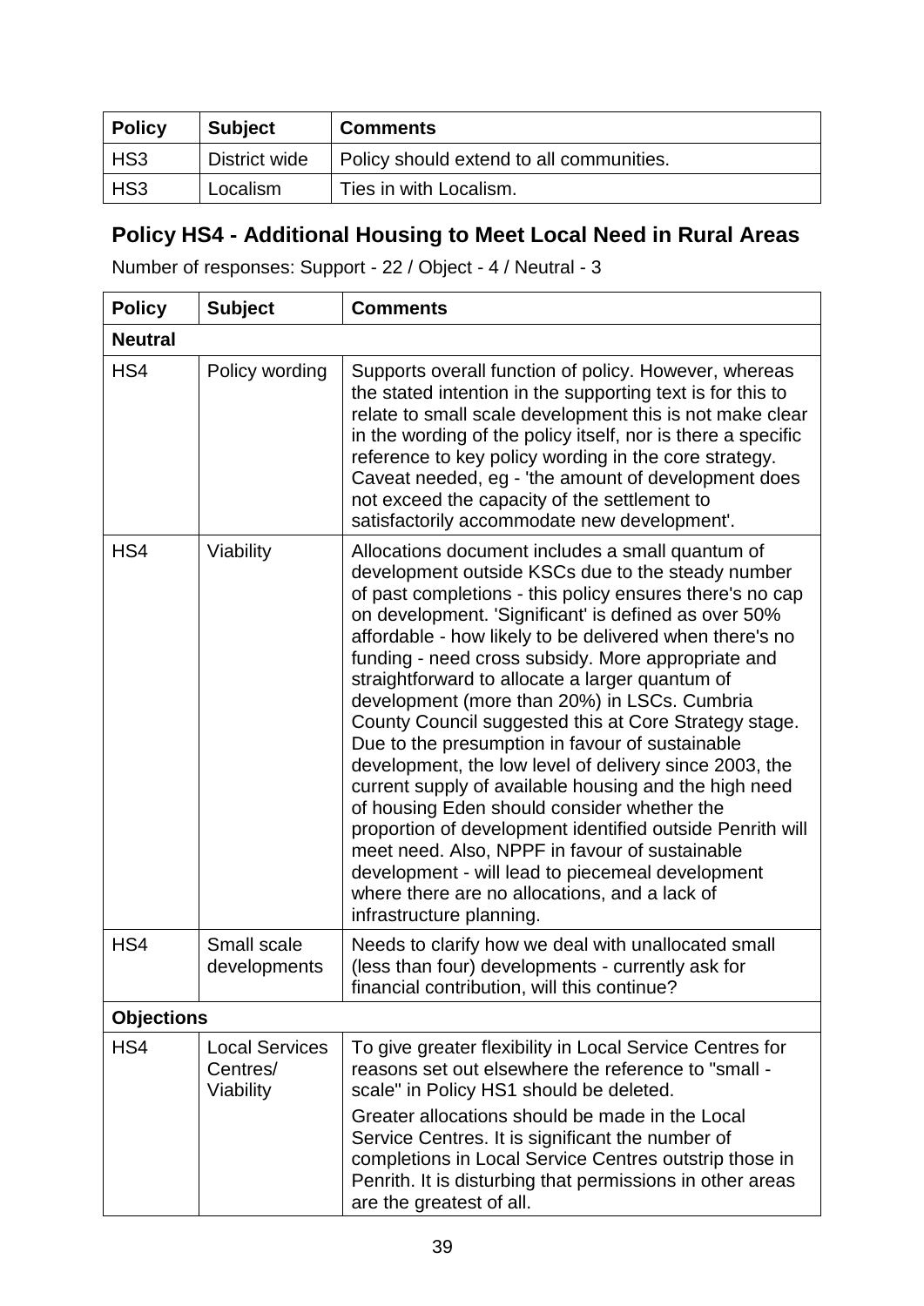| Policy | Subject | Comments |
|---|---|---|
| HS3 | District wide | Policy should extend to all communities. |
| HS3 | Localism | Ties in with Localism. |

## Policy HS4 - Additional Housing to Meet Local Need in Rural Areas

Number of responses: Support - 22 / Object - 4 / Neutral - 3

| Policy | Subject | Comments |
|---|---|---|
| **Neutral** | | |
| HS4 | Policy wording | Supports overall function of policy. However, whereas the stated intention in the supporting text is for this to relate to small scale development this is not make clear in the wording of the policy itself, nor is there a specific reference to key policy wording in the core strategy. Caveat needed, eg - 'the amount of development does not exceed the capacity of the settlement to satisfactorily accommodate new development'. |
| HS4 | Viability | Allocations document includes a small quantum of development outside KSCs due to the steady number of past completions - this policy ensures there's no cap on development. 'Significant' is defined as over 50% affordable - how likely to be delivered when there's no funding - need cross subsidy. More appropriate and straightforward to allocate a larger quantum of development (more than 20%) in LSCs. Cumbria County Council suggested this at Core Strategy stage. Due to the presumption in favour of sustainable development, the low level of delivery since 2003, the current supply of available housing and the high need of housing Eden should consider whether the proportion of development identified outside Penrith will meet need. Also, NPPF in favour of sustainable development - will lead to piecemeal development where there are no allocations, and a lack of infrastructure planning. |
| HS4 | Small scale developments | Needs to clarify how we deal with unallocated small (less than four) developments - currently ask for financial contribution, will this continue? |
| **Objections** | | |
| HS4 | Local Services Centres/ Viability | To give greater flexibility in Local Service Centres for reasons set out elsewhere the reference to "small - scale" in Policy HS1 should be deleted. Greater allocations should be made in the Local Service Centres. It is significant the number of completions in Local Service Centres outstrip those in Penrith. It is disturbing that permissions in other areas are the greatest of all. |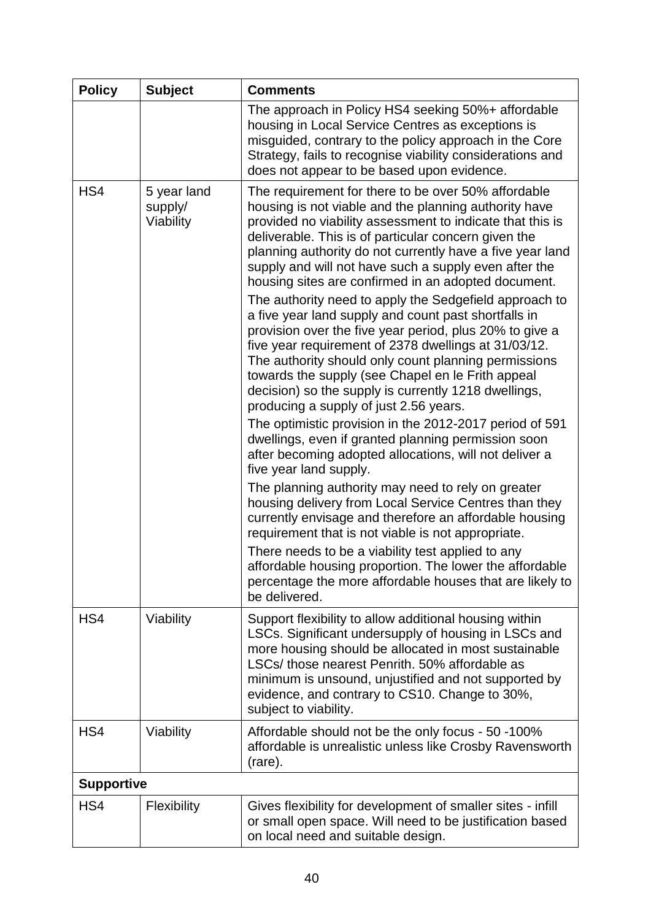| Policy | Subject | Comments |
|---|---|---|
| | | The approach in Policy HS4 seeking 50%+ affordable housing in Local Service Centres as exceptions is misguided, contrary to the policy approach in the Core Strategy, fails to recognise viability considerations and does not appear to be based upon evidence. |
| HS4 | 5 year land supply/ Viability | The requirement for there to be over 50% affordable housing is not viable and the planning authority have provided no viability assessment to indicate that this is deliverable. This is of particular concern given the planning authority do not currently have a five year land supply and will not have such a supply even after the housing sites are confirmed in an adopted document.<br>The authority need to apply the Sedgefield approach to a five year land supply and count past shortfalls in provision over the five year period, plus 20% to give a five year requirement of 2378 dwellings at 31/03/12. The authority should only count planning permissions towards the supply (see Chapel en le Frith appeal decision) so the supply is currently 1218 dwellings, producing a supply of just 2.56 years.<br>The optimistic provision in the 2012-2017 period of 591 dwellings, even if granted planning permission soon after becoming adopted allocations, will not deliver a five year land supply.<br>The planning authority may need to rely on greater housing delivery from Local Service Centres than they currently envisage and therefore an affordable housing requirement that is not viable is not appropriate.<br>There needs to be a viability test applied to any affordable housing proportion. The lower the affordable percentage the more affordable houses that are likely to be delivered. |
| HS4 | Viability | Support flexibility to allow additional housing within LSCs. Significant undersupply of housing in LSCs and more housing should be allocated in most sustainable LSCs/ those nearest Penrith. 50% affordable as minimum is unsound, unjustified and not supported by evidence, and contrary to CS10. Change to 30%, subject to viability. |
| HS4 | Viability | Affordable should not be the only focus - 50 -100% affordable is unrealistic unless like Crosby Ravensworth (rare). |
| **Supportive** | | |
| HS4 | Flexibility | Gives flexibility for development of smaller sites - infill or small open space. Will need to be justification based on local need and suitable design. |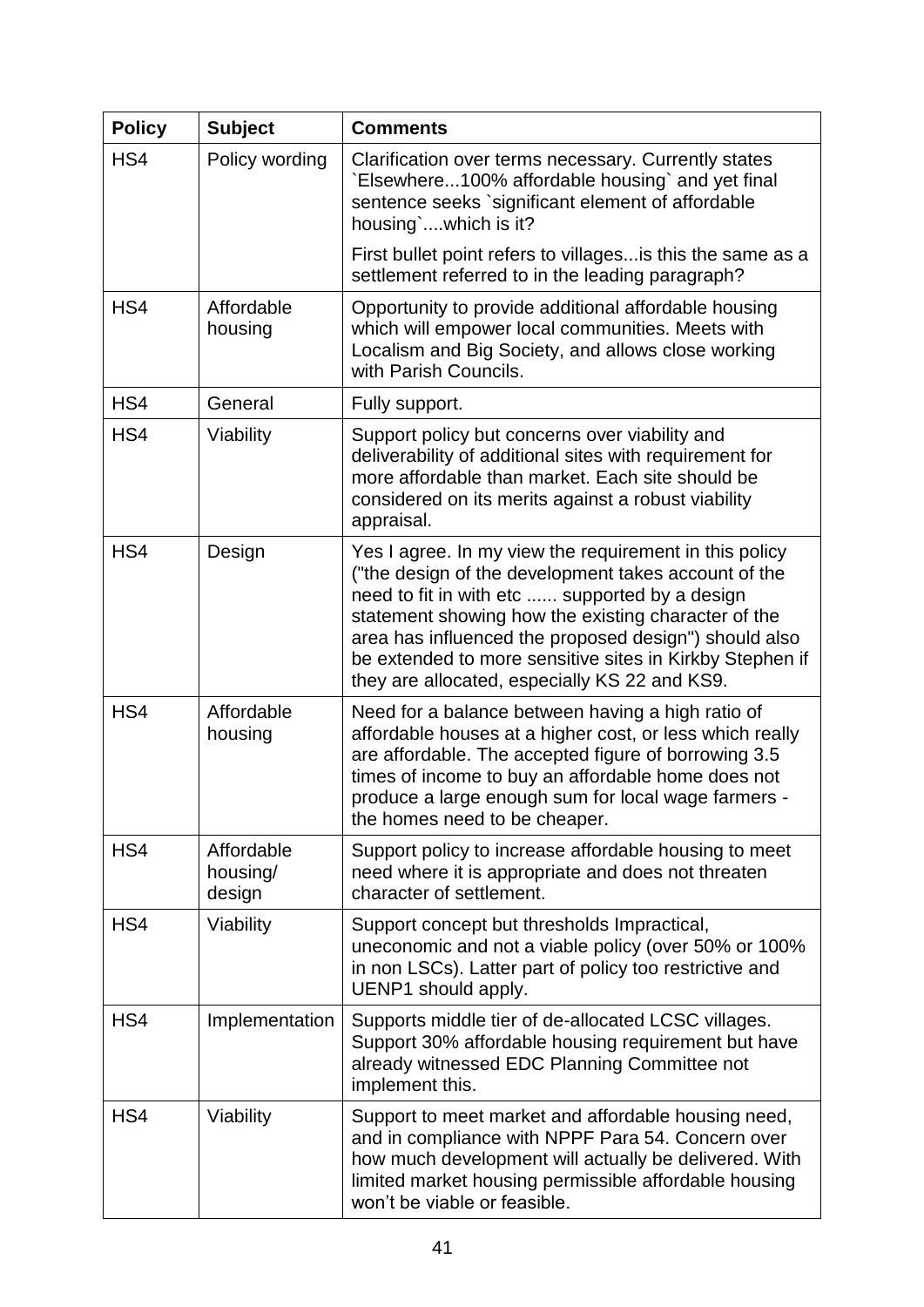| Policy | Subject | Comments |
|---|---|---|
| HS4 | Policy wording | Clarification over terms necessary. Currently states `Elsewhere...100% affordable housing` and yet final sentence seeks `significant element of affordable housing`....which is it?<br><br>First bullet point refers to villages...is this the same as a settlement referred to in the leading paragraph? |
| HS4 | Affordable housing | Opportunity to provide additional affordable housing which will empower local communities. Meets with Localism and Big Society, and allows close working with Parish Councils. |
| HS4 | General | Fully support. |
| HS4 | Viability | Support policy but concerns over viability and deliverability of additional sites with requirement for more affordable than market. Each site should be considered on its merits against a robust viability appraisal. |
| HS4 | Design | Yes I agree. In my view the requirement in this policy ("the design of the development takes account of the need to fit in with etc ...... supported by a design statement showing how the existing character of the area has influenced the proposed design") should also be extended to more sensitive sites in Kirkby Stephen if they are allocated, especially KS 22 and KS9. |
| HS4 | Affordable housing | Need for a balance between having a high ratio of affordable houses at a higher cost, or less which really are affordable. The accepted figure of borrowing 3.5 times of income to buy an affordable home does not produce a large enough sum for local wage farmers - the homes need to be cheaper. |
| HS4 | Affordable housing/ design | Support policy to increase affordable housing to meet need where it is appropriate and does not threaten character of settlement. |
| HS4 | Viability | Support concept but thresholds Impractical, uneconomic and not a viable policy (over 50% or 100% in non LSCs). Latter part of policy too restrictive and UENP1 should apply. |
| HS4 | Implementation | Supports middle tier of de-allocated LCSC villages. Support 30% affordable housing requirement but have already witnessed EDC Planning Committee not implement this. |
| HS4 | Viability | Support to meet market and affordable housing need, and in compliance with NPPF Para 54. Concern over how much development will actually be delivered. With limited market housing permissible affordable housing won't be viable or feasible. |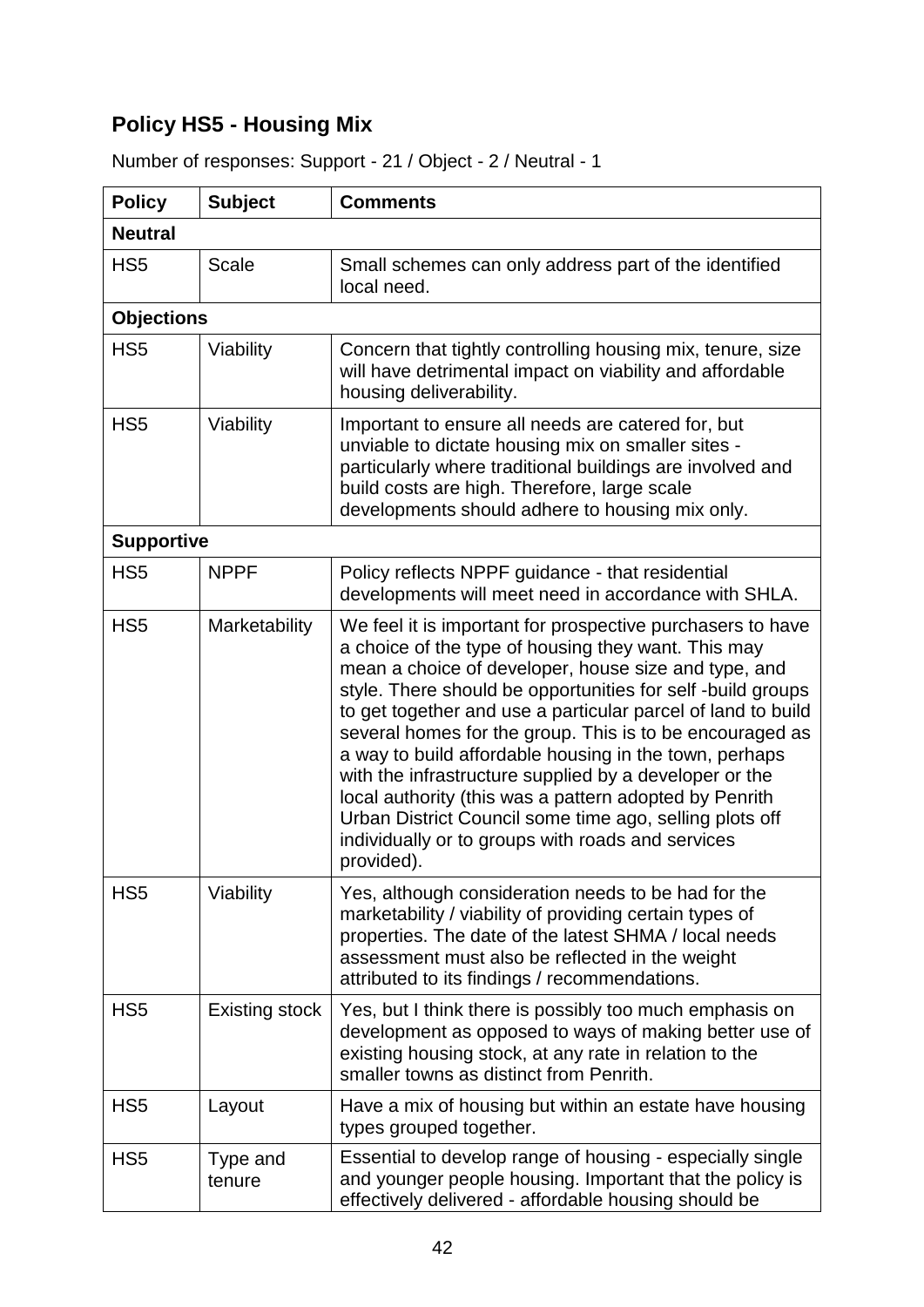## Policy HS5 - Housing Mix

Number of responses: Support - 21 / Object - 2 / Neutral - 1

| Policy | Subject | Comments |
|---|---|---|
| **Neutral** | | |
| HS5 | Scale | Small schemes can only address part of the identified local need. |
| **Objections** | | |
| HS5 | Viability | Concern that tightly controlling housing mix, tenure, size will have detrimental impact on viability and affordable housing deliverability. |
| HS5 | Viability | Important to ensure all needs are catered for, but unviable to dictate housing mix on smaller sites - particularly where traditional buildings are involved and build costs are high. Therefore, large scale developments should adhere to housing mix only. |
| **Supportive** | | |
| HS5 | NPPF | Policy reflects NPPF guidance - that residential developments will meet need in accordance with SHLA. |
| HS5 | Marketability | We feel it is important for prospective purchasers to have a choice of the type of housing they want. This may mean a choice of developer, house size and type, and style. There should be opportunities for self -build groups to get together and use a particular parcel of land to build several homes for the group. This is to be encouraged as a way to build affordable housing in the town, perhaps with the infrastructure supplied by a developer or the local authority (this was a pattern adopted by Penrith Urban District Council some time ago, selling plots off individually or to groups with roads and services provided). |
| HS5 | Viability | Yes, although consideration needs to be had for the marketability / viability of providing certain types of properties. The date of the latest SHMA / local needs assessment must also be reflected in the weight attributed to its findings / recommendations. |
| HS5 | Existing stock | Yes, but I think there is possibly too much emphasis on development as opposed to ways of making better use of existing housing stock, at any rate in relation to the smaller towns as distinct from Penrith. |
| HS5 | Layout | Have a mix of housing but within an estate have housing types grouped together. |
| HS5 | Type and tenure | Essential to develop range of housing - especially single and younger people housing. Important that the policy is effectively delivered - affordable housing should be |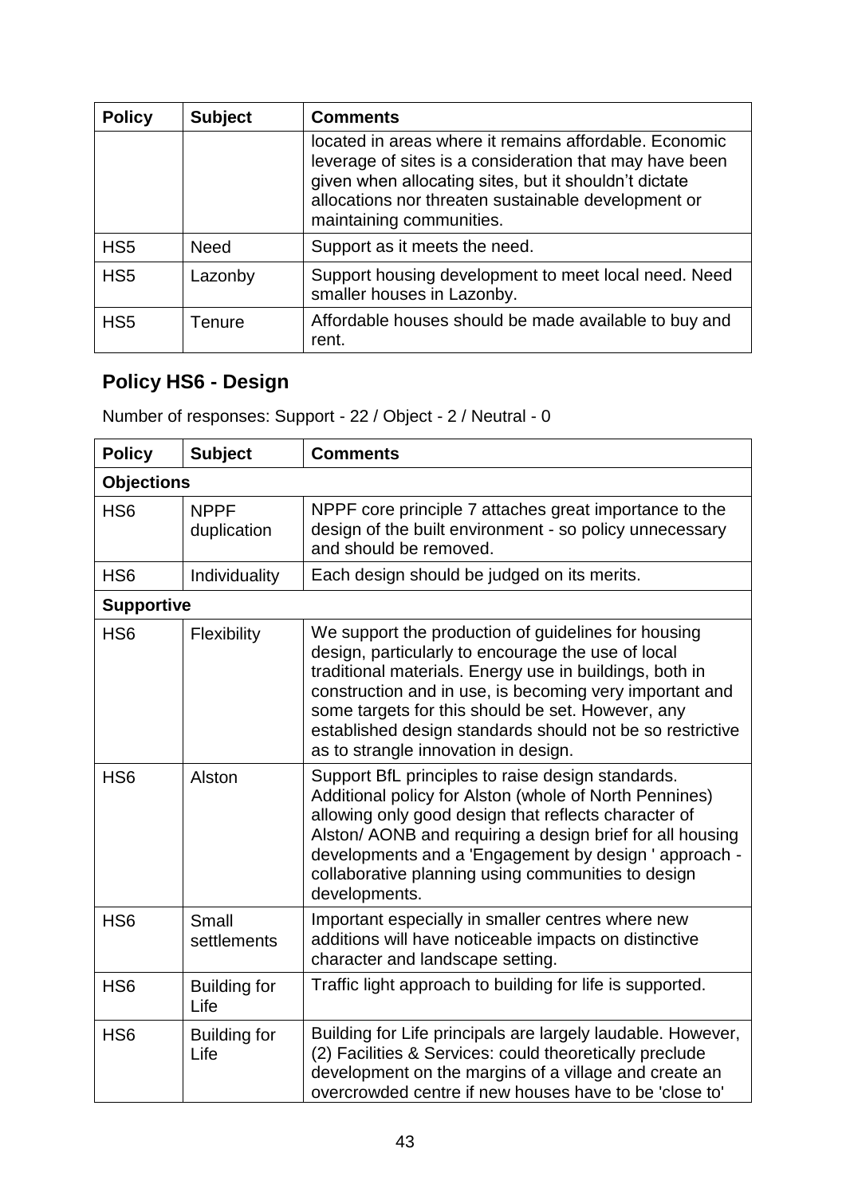| Policy | Subject | Comments |
|---|---|---|
| | | located in areas where it remains affordable. Economic leverage of sites is a consideration that may have been given when allocating sites, but it shouldn't dictate allocations nor threaten sustainable development or maintaining communities. |
| HS5 | Need | Support as it meets the need. |
| HS5 | Lazonby | Support housing development to meet local need. Need smaller houses in Lazonby. |
| HS5 | Tenure | Affordable houses should be made available to buy and rent. |

## Policy HS6 - Design

Number of responses: Support - 22 / Object - 2 / Neutral - 0

| Policy | Subject | Comments |
|---|---|---|
| **Objections** | | |
| HS6 | NPPF duplication | NPPF core principle 7 attaches great importance to the design of the built environment - so policy unnecessary and should be removed. |
| HS6 | Individuality | Each design should be judged on its merits. |
| **Supportive** | | |
| HS6 | Flexibility | We support the production of guidelines for housing design, particularly to encourage the use of local traditional materials. Energy use in buildings, both in construction and in use, is becoming very important and some targets for this should be set. However, any established design standards should not be so restrictive as to strangle innovation in design. |
| HS6 | Alston | Support BfL principles to raise design standards. Additional policy for Alston (whole of North Pennines) allowing only good design that reflects character of Alston/ AONB and requiring a design brief for all housing developments and a 'Engagement by design ' approach - collaborative planning using communities to design developments. |
| HS6 | Small settlements | Important especially in smaller centres where new additions will have noticeable impacts on distinctive character and landscape setting. |
| HS6 | Building for Life | Traffic light approach to building for life is supported. |
| HS6 | Building for Life | Building for Life principals are largely laudable. However, (2) Facilities & Services: could theoretically preclude development on the margins of a village and create an overcrowded centre if new houses have to be 'close to' |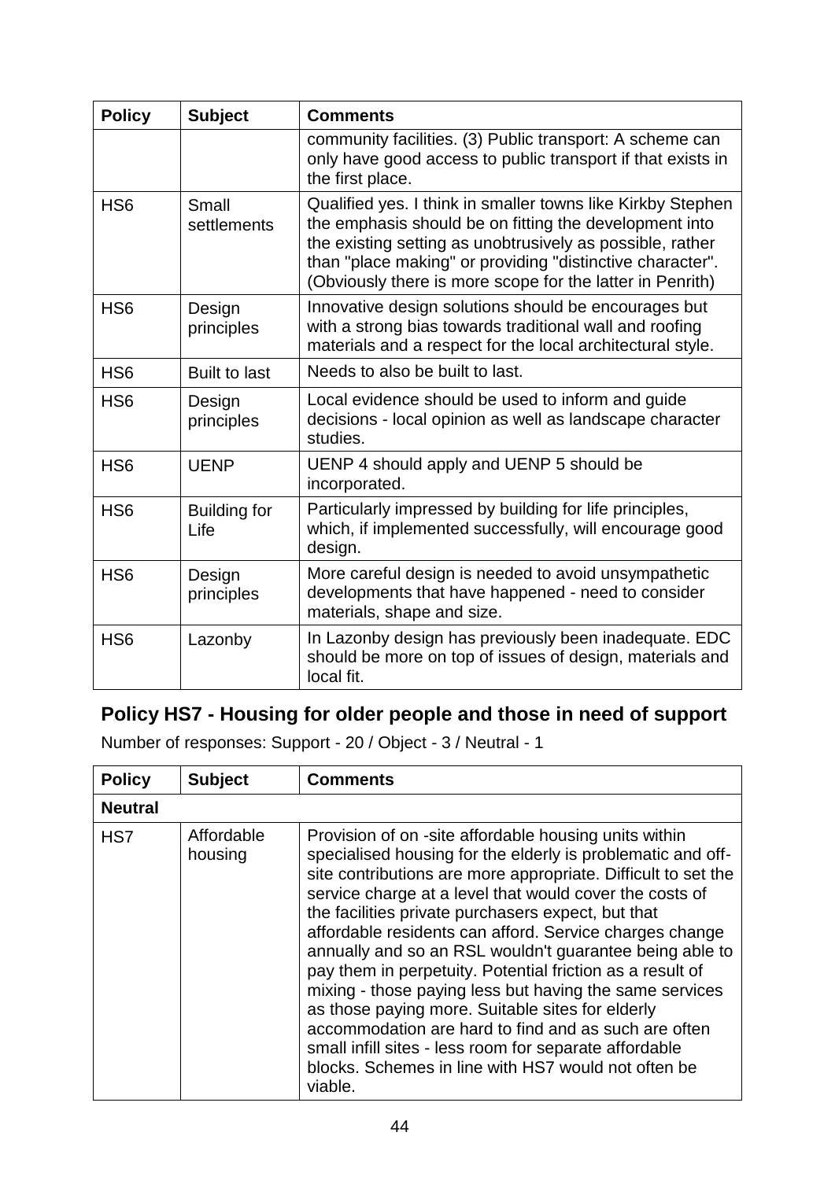| Policy | Subject | Comments |
|---|---|---|
| | | community facilities. (3) Public transport: A scheme can only have good access to public transport if that exists in the first place. |
| HS6 | Small settlements | Qualified yes. I think in smaller towns like Kirkby Stephen the emphasis should be on fitting the development into the existing setting as unobtrusively as possible, rather than "place making" or providing "distinctive character". (Obviously there is more scope for the latter in Penrith) |
| HS6 | Design principles | Innovative design solutions should be encourages but with a strong bias towards traditional wall and roofing materials and a respect for the local architectural style. |
| HS6 | Built to last | Needs to also be built to last. |
| HS6 | Design principles | Local evidence should be used to inform and guide decisions - local opinion as well as landscape character studies. |
| HS6 | UENP | UENP 4 should apply and UENP 5 should be incorporated. |
| HS6 | Building for Life | Particularly impressed by building for life principles, which, if implemented successfully, will encourage good design. |
| HS6 | Design principles | More careful design is needed to avoid unsympathetic developments that have happened - need to consider materials, shape and size. |
| HS6 | Lazonby | In Lazonby design has previously been inadequate. EDC should be more on top of issues of design, materials and local fit. |

## Policy HS7 - Housing for older people and those in need of support

Number of responses: Support - 20 / Object - 3 / Neutral - 1

| Policy | Subject | Comments |
|---|---|---|
| **Neutral** | | |
| HS7 | Affordable housing | Provision of on -site affordable housing units within specialised housing for the elderly is problematic and off-site contributions are more appropriate. Difficult to set the service charge at a level that would cover the costs of the facilities private purchasers expect, but that affordable residents can afford. Service charges change annually and so an RSL wouldn't guarantee being able to pay them in perpetuity. Potential friction as a result of mixing - those paying less but having the same services as those paying more. Suitable sites for elderly accommodation are hard to find and as such are often small infill sites - less room for separate affordable blocks. Schemes in line with HS7 would not often be viable. |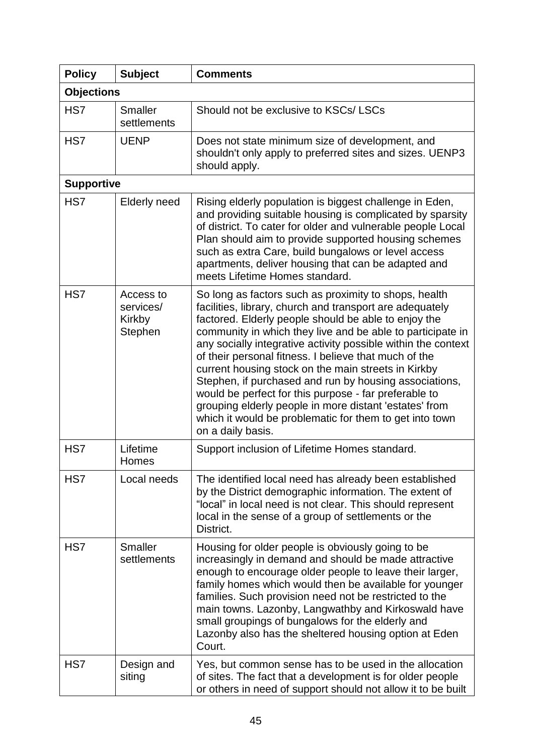| Policy | Subject | Comments |
|---|---|---|
| **Objections** | | |
| HS7 | Smaller settlements | Should not be exclusive to KSCs/ LSCs |
| HS7 | UENP | Does not state minimum size of development, and shouldn't only apply to preferred sites and sizes. UENP3 should apply. |
| **Supportive** | | |
| HS7 | Elderly need | Rising elderly population is biggest challenge in Eden, and providing suitable housing is complicated by sparsity of district. To cater for older and vulnerable people Local Plan should aim to provide supported housing schemes such as extra Care, build bungalows or level access apartments, deliver housing that can be adapted and meets Lifetime Homes standard. |
| HS7 | Access to services/ Kirkby Stephen | So long as factors such as proximity to shops, health facilities, library, church and transport are adequately factored. Elderly people should be able to enjoy the community in which they live and be able to participate in any socially integrative activity possible within the context of their personal fitness. I believe that much of the current housing stock on the main streets in Kirkby Stephen, if purchased and run by housing associations, would be perfect for this purpose - far preferable to grouping elderly people in more distant 'estates' from which it would be problematic for them to get into town on a daily basis. |
| HS7 | Lifetime Homes | Support inclusion of Lifetime Homes standard. |
| HS7 | Local needs | The identified local need has already been established by the District demographic information. The extent of "local" in local need is not clear. This should represent local in the sense of a group of settlements or the District. |
| HS7 | Smaller settlements | Housing for older people is obviously going to be increasingly in demand and should be made attractive enough to encourage older people to leave their larger, family homes which would then be available for younger families. Such provision need not be restricted to the main towns. Lazonby, Langwathby and Kirkoswald have small groupings of bungalows for the elderly and Lazonby also has the sheltered housing option at Eden Court. |
| HS7 | Design and siting | Yes, but common sense has to be used in the allocation of sites. The fact that a development is for older people or others in need of support should not allow it to be built |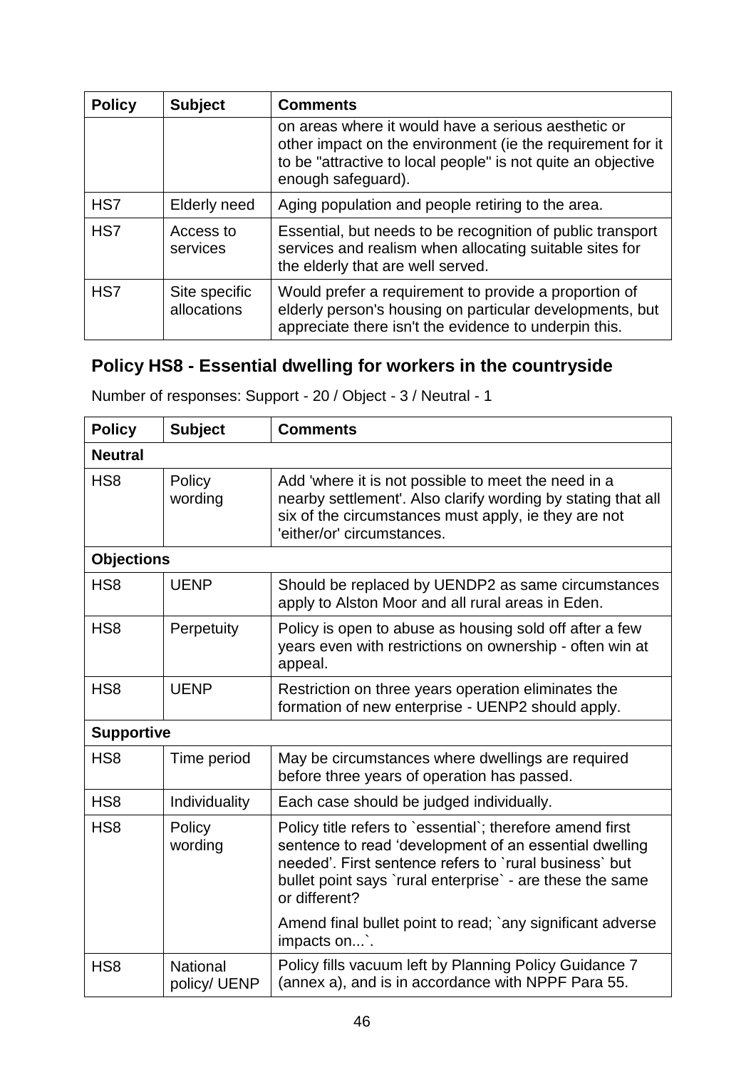| Policy | Subject | Comments |
|---|---|---|
| | | on areas where it would have a serious aesthetic or other impact on the environment (ie the requirement for it to be "attractive to local people" is not quite an objective enough safeguard). |
| HS7 | Elderly need | Aging population and people retiring to the area. |
| HS7 | Access to services | Essential, but needs to be recognition of public transport services and realism when allocating suitable sites for the elderly that are well served. |
| HS7 | Site specific allocations | Would prefer a requirement to provide a proportion of elderly person's housing on particular developments, but appreciate there isn't the evidence to underpin this. |

## Policy HS8 - Essential dwelling for workers in the countryside

Number of responses: Support - 20 / Object - 3 / Neutral - 1

| Policy | Subject | Comments |
|---|---|---|
| **Neutral** | | |
| HS8 | Policy wording | Add 'where it is not possible to meet the need in a nearby settlement'. Also clarify wording by stating that all six of the circumstances must apply, ie they are not 'either/or' circumstances. |
| **Objections** | | |
| HS8 | UENP | Should be replaced by UENDP2 as same circumstances apply to Alston Moor and all rural areas in Eden. |
| HS8 | Perpetuity | Policy is open to abuse as housing sold off after a few years even with restrictions on ownership - often win at appeal. |
| HS8 | UENP | Restriction on three years operation eliminates the formation of new enterprise - UENP2 should apply. |
| **Supportive** | | |
| HS8 | Time period | May be circumstances where dwellings are required before three years of operation has passed. |
| HS8 | Individuality | Each case should be judged individually. |
| HS8 | Policy wording | Policy title refers to `essential`; therefore amend first sentence to read 'development of an essential dwelling needed'. First sentence refers to `rural business` but bullet point says `rural enterprise` - are these the same or different?<br><br>Amend final bullet point to read; `any significant adverse impacts on...`. |
| HS8 | National policy/ UENP | Policy fills vacuum left by Planning Policy Guidance 7 (annex a), and is in accordance with NPPF Para 55. |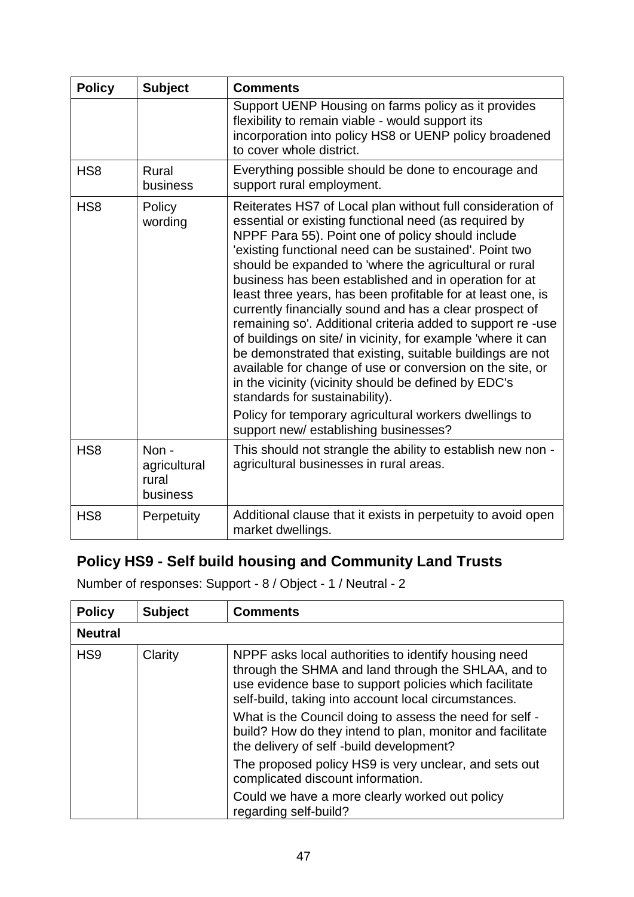| Policy | Subject | Comments |
|---|---|---|
| | | Support UENP Housing on farms policy as it provides flexibility to remain viable - would support its incorporation into policy HS8 or UENP policy broadened to cover whole district. |
| HS8 | Rural business | Everything possible should be done to encourage and support rural employment. |
| HS8 | Policy wording | Reiterates HS7 of Local plan without full consideration of essential or existing functional need (as required by NPPF Para 55). Point one of policy should include 'existing functional need can be sustained'. Point two should be expanded to 'where the agricultural or rural business has been established and in operation for at least three years, has been profitable for at least one, is currently financially sound and has a clear prospect of remaining so'. Additional criteria added to support re -use of buildings on site/ in vicinity, for example 'where it can be demonstrated that existing, suitable buildings are not available for change of use or conversion on the site, or in the vicinity (vicinity should be defined by EDC's standards for sustainability).<br><br>Policy for temporary agricultural workers dwellings to support new/ establishing businesses? |
| HS8 | Non - agricultural rural business | This should not strangle the ability to establish new non - agricultural businesses in rural areas. |
| HS8 | Perpetuity | Additional clause that it exists in perpetuity to avoid open market dwellings. |

## Policy HS9 - Self build housing and Community Land Trusts

Number of responses: Support - 8 / Object - 1 / Neutral - 2

| Policy | Subject | Comments |
|---|---|---|
| **Neutral** | | |
| HS9 | Clarity | NPPF asks local authorities to identify housing need through the SHMA and land through the SHLAA, and to use evidence base to support policies which facilitate self-build, taking into account local circumstances.<br><br>What is the Council doing to assess the need for self - build? How do they intend to plan, monitor and facilitate the delivery of self -build development?<br><br>The proposed policy HS9 is very unclear, and sets out complicated discount information.<br><br>Could we have a more clearly worked out policy regarding self-build? |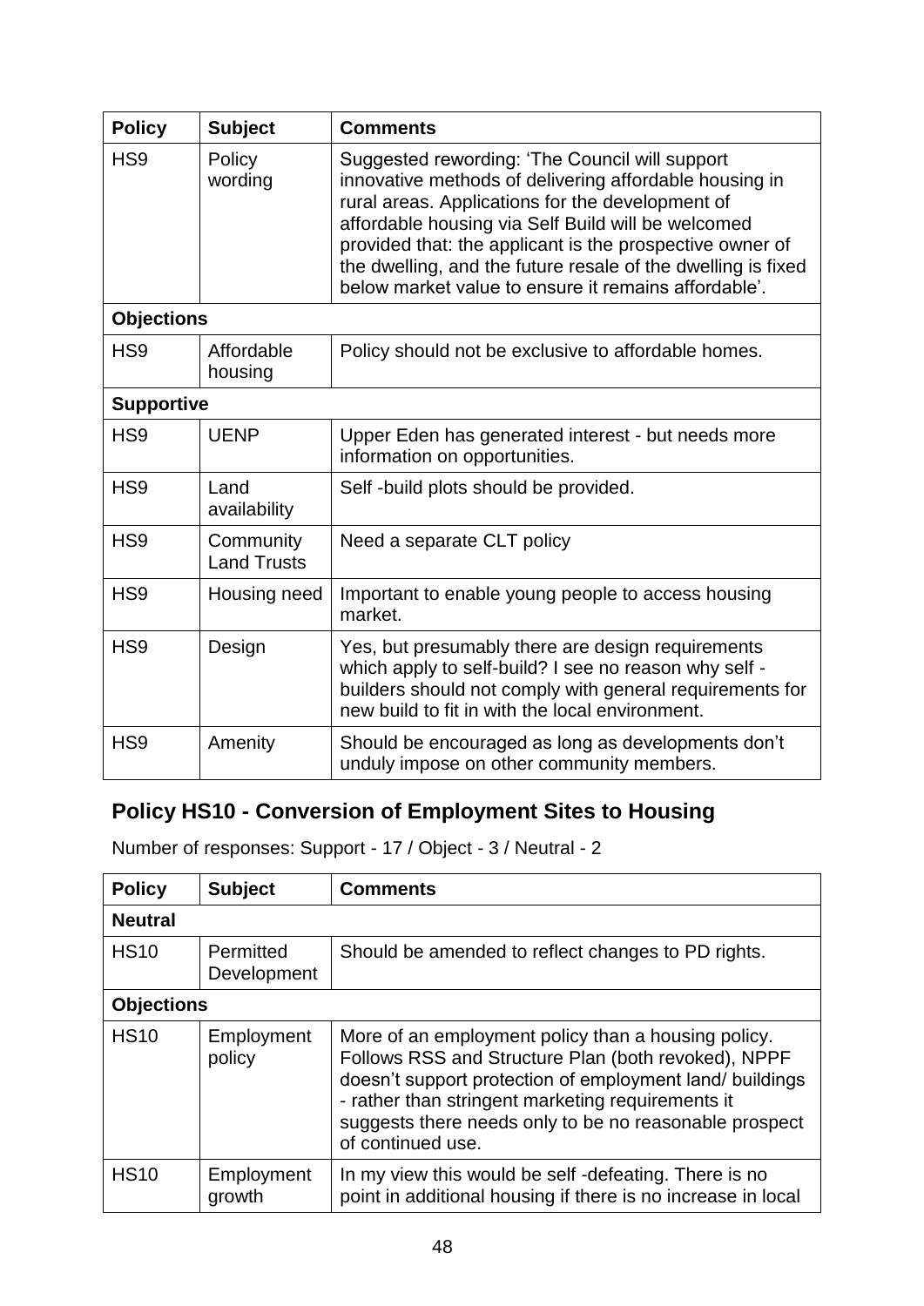| Policy | Subject | Comments |
|---|---|---|
| HS9 | Policy wording | Suggested rewording: 'The Council will support innovative methods of delivering affordable housing in rural areas. Applications for the development of affordable housing via Self Build will be welcomed provided that: the applicant is the prospective owner of the dwelling, and the future resale of the dwelling is fixed below market value to ensure it remains affordable'. |
| **Objections** | | |
| HS9 | Affordable housing | Policy should not be exclusive to affordable homes. |
| **Supportive** | | |
| HS9 | UENP | Upper Eden has generated interest - but needs more information on opportunities. |
| HS9 | Land availability | Self -build plots should be provided. |
| HS9 | Community Land Trusts | Need a separate CLT policy |
| HS9 | Housing need | Important to enable young people to access housing market. |
| HS9 | Design | Yes, but presumably there are design requirements which apply to self-build? I see no reason why self - builders should not comply with general requirements for new build to fit in with the local environment. |
| HS9 | Amenity | Should be encouraged as long as developments don't unduly impose on other community members. |

## Policy HS10 - Conversion of Employment Sites to Housing

Number of responses: Support - 17 / Object - 3 / Neutral - 2

| Policy | Subject | Comments |
|---|---|---|
| **Neutral** | | |
| HS10 | Permitted Development | Should be amended to reflect changes to PD rights. |
| **Objections** | | |
| HS10 | Employment policy | More of an employment policy than a housing policy. Follows RSS and Structure Plan (both revoked), NPPF doesn't support protection of employment land/ buildings - rather than stringent marketing requirements it suggests there needs only to be no reasonable prospect of continued use. |
| HS10 | Employment growth | In my view this would be self -defeating. There is no point in additional housing if there is no increase in local |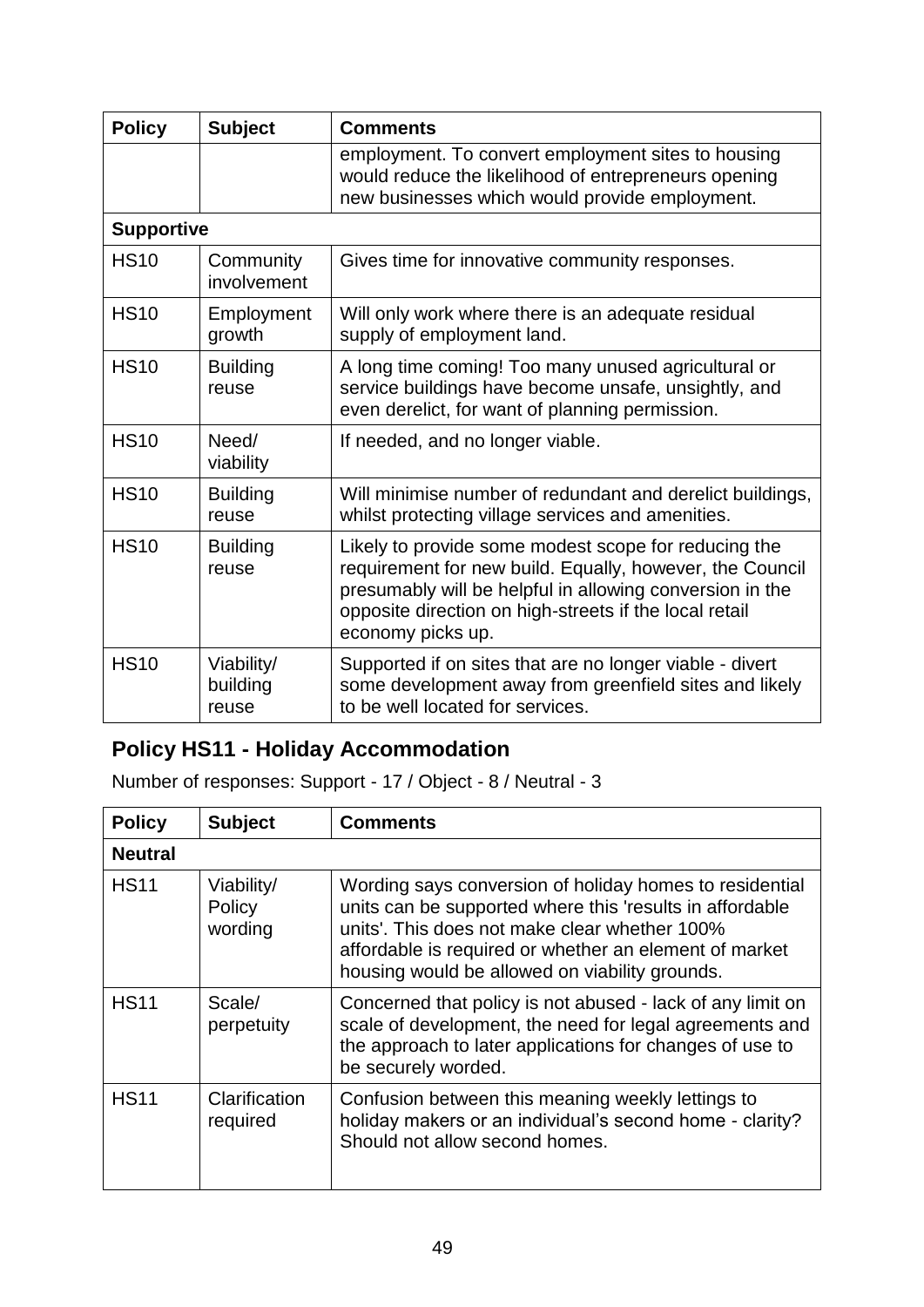| Policy | Subject | Comments |
|---|---|---|
| | | employment. To convert employment sites to housing would reduce the likelihood of entrepreneurs opening new businesses which would provide employment. |
| **Supportive** | | |
| HS10 | Community involvement | Gives time for innovative community responses. |
| HS10 | Employment growth | Will only work where there is an adequate residual supply of employment land. |
| HS10 | Building reuse | A long time coming! Too many unused agricultural or service buildings have become unsafe, unsightly, and even derelict, for want of planning permission. |
| HS10 | Need/ viability | If needed, and no longer viable. |
| HS10 | Building reuse | Will minimise number of redundant and derelict buildings, whilst protecting village services and amenities. |
| HS10 | Building reuse | Likely to provide some modest scope for reducing the requirement for new build. Equally, however, the Council presumably will be helpful in allowing conversion in the opposite direction on high-streets if the local retail economy picks up. |
| HS10 | Viability/ building reuse | Supported if on sites that are no longer viable - divert some development away from greenfield sites and likely to be well located for services. |

## Policy HS11 - Holiday Accommodation

Number of responses: Support - 17 / Object - 8 / Neutral - 3

| Policy | Subject | Comments |
|---|---|---|
| **Neutral** | | |
| HS11 | Viability/ Policy wording | Wording says conversion of holiday homes to residential units can be supported where this 'results in affordable units'. This does not make clear whether 100% affordable is required or whether an element of market housing would be allowed on viability grounds. |
| HS11 | Scale/ perpetuity | Concerned that policy is not abused - lack of any limit on scale of development, the need for legal agreements and the approach to later applications for changes of use to be securely worded. |
| HS11 | Clarification required | Confusion between this meaning weekly lettings to holiday makers or an individual's second home - clarity? Should not allow second homes. |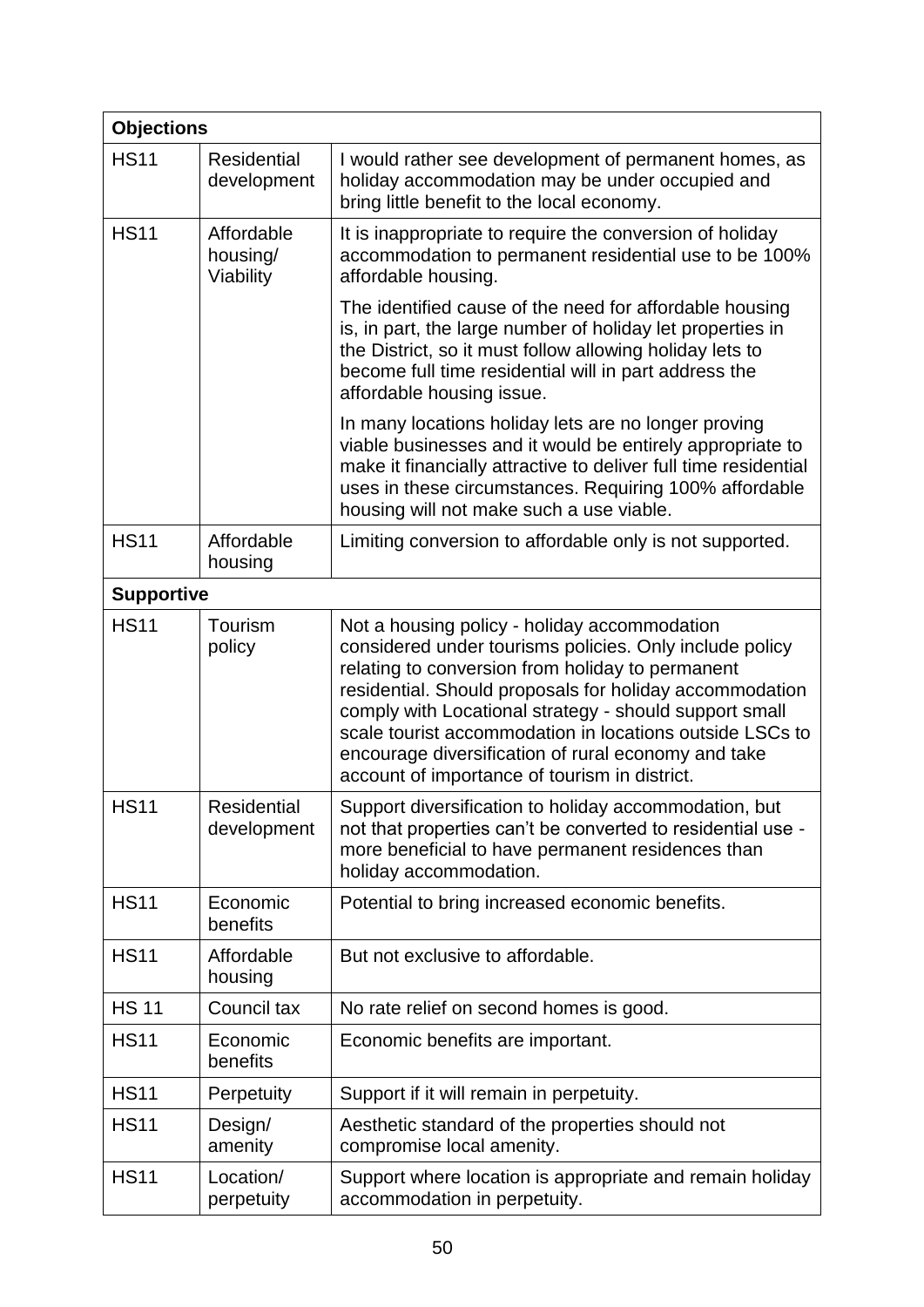| Objections | | |
|---|---|---|
| HS11 | Residential development | I would rather see development of permanent homes, as holiday accommodation may be under occupied and bring little benefit to the local economy. |
| HS11 | Affordable housing/ Viability | It is inappropriate to require the conversion of holiday accommodation to permanent residential use to be 100% affordable housing.<br><br>The identified cause of the need for affordable housing is, in part, the large number of holiday let properties in the District, so it must follow allowing holiday lets to become full time residential will in part address the affordable housing issue.<br><br>In many locations holiday lets are no longer proving viable businesses and it would be entirely appropriate to make it financially attractive to deliver full time residential uses in these circumstances. Requiring 100% affordable housing will not make such a use viable. |
| HS11 | Affordable housing | Limiting conversion to affordable only is not supported. |
| **Supportive** | | |
| HS11 | Tourism policy | Not a housing policy - holiday accommodation considered under tourisms policies. Only include policy relating to conversion from holiday to permanent residential. Should proposals for holiday accommodation comply with Locational strategy - should support small scale tourist accommodation in locations outside LSCs to encourage diversification of rural economy and take account of importance of tourism in district. |
| HS11 | Residential development | Support diversification to holiday accommodation, but not that properties can't be converted to residential use - more beneficial to have permanent residences than holiday accommodation. |
| HS11 | Economic benefits | Potential to bring increased economic benefits. |
| HS11 | Affordable housing | But not exclusive to affordable. |
| HS 11 | Council tax | No rate relief on second homes is good. |
| HS11 | Economic benefits | Economic benefits are important. |
| HS11 | Perpetuity | Support if it will remain in perpetuity. |
| HS11 | Design/ amenity | Aesthetic standard of the properties should not compromise local amenity. |
| HS11 | Location/ perpetuity | Support where location is appropriate and remain holiday accommodation in perpetuity. |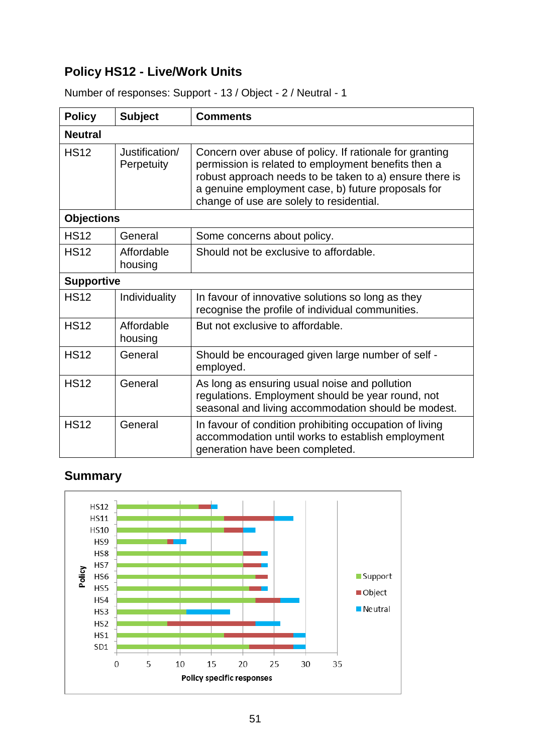## Policy HS12 - Live/Work Units

Number of responses: Support - 13 / Object - 2 / Neutral - 1

| Policy | Subject | Comments |
|---|---|---|
| **Neutral** | | |
| HS12 | Justification/ Perpetuity | Concern over abuse of policy. If rationale for granting permission is related to employment benefits then a robust approach needs to be taken to a) ensure there is a genuine employment case, b) future proposals for change of use are solely to residential. |
| **Objections** | | |
| HS12 | General | Some concerns about policy. |
| HS12 | Affordable housing | Should not be exclusive to affordable. |
| **Supportive** | | |
| HS12 | Individuality | In favour of innovative solutions so long as they recognise the profile of individual communities. |
| HS12 | Affordable housing | But not exclusive to affordable. |
| HS12 | General | Should be encouraged given large number of self - employed. |
| HS12 | General | As long as ensuring usual noise and pollution regulations. Employment should be year round, not seasonal and living accommodation should be modest. |
| HS12 | General | In favour of condition prohibiting occupation of living accommodation until works to establish employment generation have been completed. |

## Summary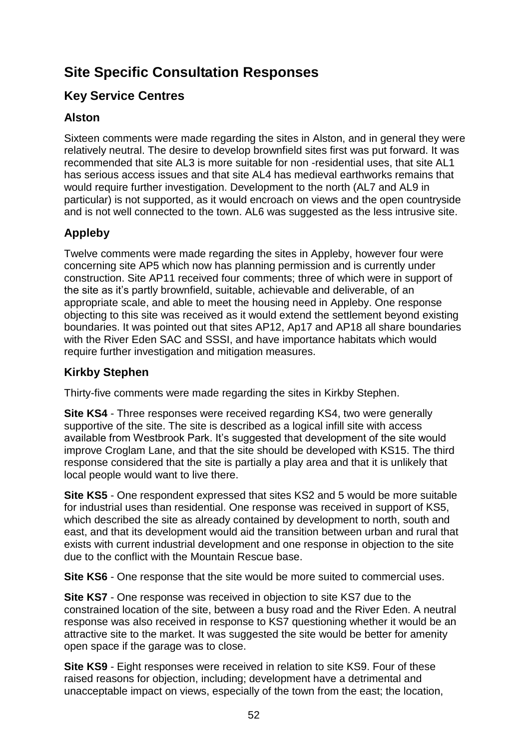# Site Specific Consultation Responses

## Key Service Centres

### Alston

Sixteen comments were made regarding the sites in Alston, and in general they were relatively neutral. The desire to develop brownfield sites first was put forward. It was recommended that site AL3 is more suitable for non -residential uses, that site AL1 has serious access issues and that site AL4 has medieval earthworks remains that would require further investigation. Development to the north (AL7 and AL9 in particular) is not supported, as it would encroach on views and the open countryside and is not well connected to the town. AL6 was suggested as the less intrusive site.

### Appleby

Twelve comments were made regarding the sites in Appleby, however four were concerning site AP5 which now has planning permission and is currently under construction. Site AP11 received four comments; three of which were in support of the site as it's partly brownfield, suitable, achievable and deliverable, of an appropriate scale, and able to meet the housing need in Appleby. One response objecting to this site was received as it would extend the settlement beyond existing boundaries. It was pointed out that sites AP12, Ap17 and AP18 all share boundaries with the River Eden SAC and SSSI, and have importance habitats which would require further investigation and mitigation measures.

### Kirkby Stephen

Thirty-five comments were made regarding the sites in Kirkby Stephen.

**Site KS4** - Three responses were received regarding KS4, two were generally supportive of the site. The site is described as a logical infill site with access available from Westbrook Park. It's suggested that development of the site would improve Croglam Lane, and that the site should be developed with KS15. The third response considered that the site is partially a play area and that it is unlikely that local people would want to live there.

**Site KS5** - One respondent expressed that sites KS2 and 5 would be more suitable for industrial uses than residential. One response was received in support of KS5, which described the site as already contained by development to north, south and east, and that its development would aid the transition between urban and rural that exists with current industrial development and one response in objection to the site due to the conflict with the Mountain Rescue base.

**Site KS6** - One response that the site would be more suited to commercial uses.

**Site KS7** - One response was received in objection to site KS7 due to the constrained location of the site, between a busy road and the River Eden. A neutral response was also received in response to KS7 questioning whether it would be an attractive site to the market. It was suggested the site would be better for amenity open space if the garage was to close.

**Site KS9** - Eight responses were received in relation to site KS9. Four of these raised reasons for objection, including; development have a detrimental and unacceptable impact on views, especially of the town from the east; the location,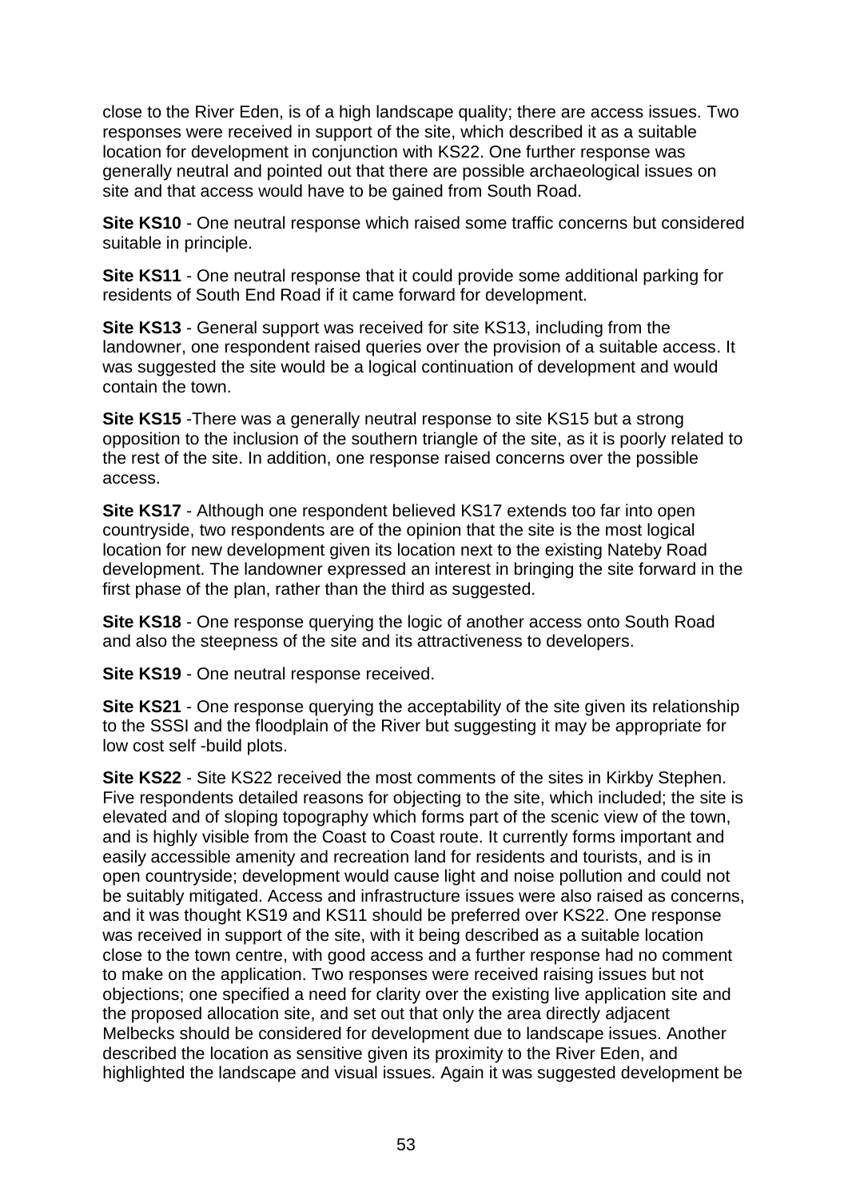close to the River Eden, is of a high landscape quality; there are access issues. Two responses were received in support of the site, which described it as a suitable location for development in conjunction with KS22. One further response was generally neutral and pointed out that there are possible archaeological issues on site and that access would have to be gained from South Road.

**Site KS10** - One neutral response which raised some traffic concerns but considered suitable in principle.

**Site KS11** - One neutral response that it could provide some additional parking for residents of South End Road if it came forward for development.

**Site KS13** - General support was received for site KS13, including from the landowner, one respondent raised queries over the provision of a suitable access. It was suggested the site would be a logical continuation of development and would contain the town.

**Site KS15** -There was a generally neutral response to site KS15 but a strong opposition to the inclusion of the southern triangle of the site, as it is poorly related to the rest of the site. In addition, one response raised concerns over the possible access.

**Site KS17** - Although one respondent believed KS17 extends too far into open countryside, two respondents are of the opinion that the site is the most logical location for new development given its location next to the existing Nateby Road development. The landowner expressed an interest in bringing the site forward in the first phase of the plan, rather than the third as suggested.

**Site KS18** - One response querying the logic of another access onto South Road and also the steepness of the site and its attractiveness to developers.

**Site KS19** - One neutral response received.

**Site KS21** - One response querying the acceptability of the site given its relationship to the SSSI and the floodplain of the River but suggesting it may be appropriate for low cost self -build plots.

**Site KS22** - Site KS22 received the most comments of the sites in Kirkby Stephen. Five respondents detailed reasons for objecting to the site, which included; the site is elevated and of sloping topography which forms part of the scenic view of the town, and is highly visible from the Coast to Coast route. It currently forms important and easily accessible amenity and recreation land for residents and tourists, and is in open countryside; development would cause light and noise pollution and could not be suitably mitigated. Access and infrastructure issues were also raised as concerns, and it was thought KS19 and KS11 should be preferred over KS22. One response was received in support of the site, with it being described as a suitable location close to the town centre, with good access and a further response had no comment to make on the application. Two responses were received raising issues but not objections; one specified a need for clarity over the existing live application site and the proposed allocation site, and set out that only the area directly adjacent Melbecks should be considered for development due to landscape issues. Another described the location as sensitive given its proximity to the River Eden, and highlighted the landscape and visual issues. Again it was suggested development be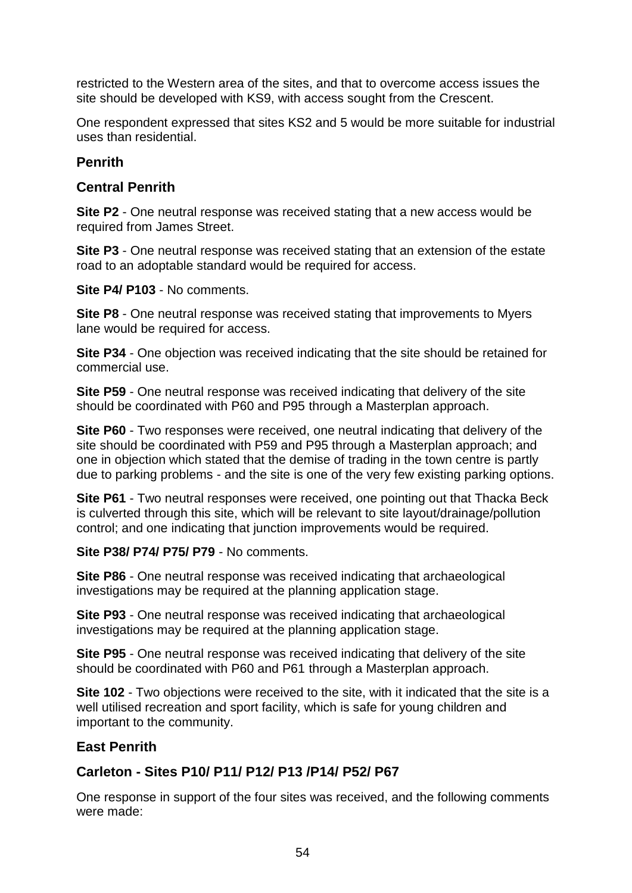restricted to the Western area of the sites, and that to overcome access issues the site should be developed with KS9, with access sought from the Crescent.

One respondent expressed that sites KS2 and 5 would be more suitable for industrial uses than residential.

### Penrith

### Central Penrith

**Site P2** - One neutral response was received stating that a new access would be required from James Street.

**Site P3** - One neutral response was received stating that an extension of the estate road to an adoptable standard would be required for access.

**Site P4/ P103** - No comments.

**Site P8** - One neutral response was received stating that improvements to Myers lane would be required for access.

**Site P34** - One objection was received indicating that the site should be retained for commercial use.

**Site P59** - One neutral response was received indicating that delivery of the site should be coordinated with P60 and P95 through a Masterplan approach.

**Site P60** - Two responses were received, one neutral indicating that delivery of the site should be coordinated with P59 and P95 through a Masterplan approach; and one in objection which stated that the demise of trading in the town centre is partly due to parking problems - and the site is one of the very few existing parking options.

**Site P61** - Two neutral responses were received, one pointing out that Thacka Beck is culverted through this site, which will be relevant to site layout/drainage/pollution control; and one indicating that junction improvements would be required.

**Site P38/ P74/ P75/ P79** - No comments.

**Site P86** - One neutral response was received indicating that archaeological investigations may be required at the planning application stage.

**Site P93** - One neutral response was received indicating that archaeological investigations may be required at the planning application stage.

**Site P95** - One neutral response was received indicating that delivery of the site should be coordinated with P60 and P61 through a Masterplan approach.

**Site 102** - Two objections were received to the site, with it indicated that the site is a well utilised recreation and sport facility, which is safe for young children and important to the community.

### East Penrith

### Carleton - Sites P10/ P11/ P12/ P13 /P14/ P52/ P67

One response in support of the four sites was received, and the following comments were made: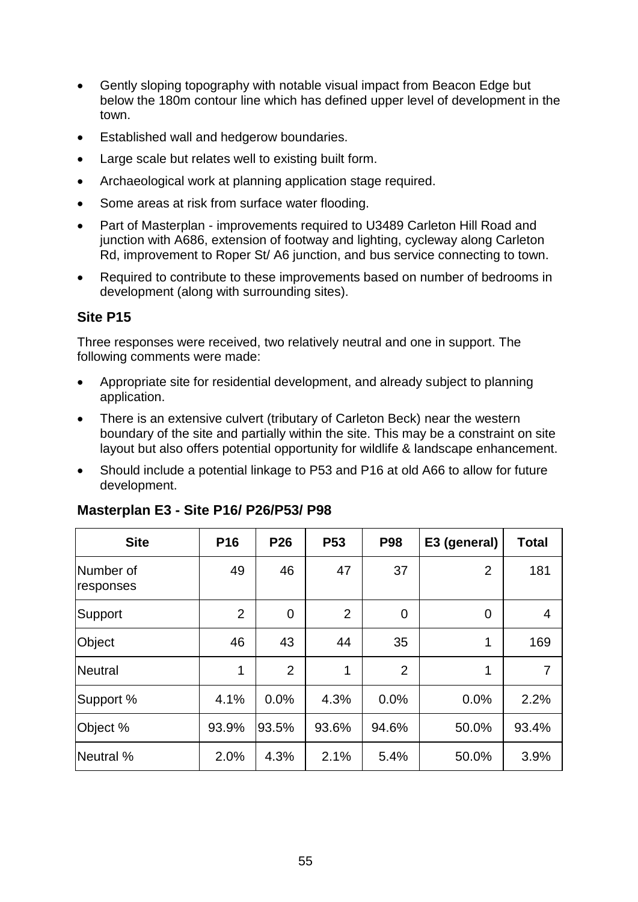- Gently sloping topography with notable visual impact from Beacon Edge but below the 180m contour line which has defined upper level of development in the town.
- Established wall and hedgerow boundaries.
- Large scale but relates well to existing built form.
- Archaeological work at planning application stage required.
- Some areas at risk from surface water flooding.
- Part of Masterplan - improvements required to U3489 Carleton Hill Road and junction with A686, extension of footway and lighting, cycleway along Carleton Rd, improvement to Roper St/ A6 junction, and bus service connecting to town.
- Required to contribute to these improvements based on number of bedrooms in development (along with surrounding sites).

### Site P15

Three responses were received, two relatively neutral and one in support. The following comments were made:

- Appropriate site for residential development, and already subject to planning application.
- There is an extensive culvert (tributary of Carleton Beck) near the western boundary of the site and partially within the site. This may be a constraint on site layout but also offers potential opportunity for wildlife & landscape enhancement.
- Should include a potential linkage to P53 and P16 at old A66 to allow for future development.

### Masterplan E3 - Site P16/ P26/P53/ P98

| Site | P16 | P26 | P53 | P98 | E3 (general) | Total |
|---|---|---|---|---|---|---|
| Number of responses | 49 | 46 | 47 | 37 | 2 | 181 |
| Support | 2 | 0 | 2 | 0 | 0 | 4 |
| Object | 46 | 43 | 44 | 35 | 1 | 169 |
| Neutral | 1 | 2 | 1 | 2 | 1 | 7 |
| Support % | 4.1% | 0.0% | 4.3% | 0.0% | 0.0% | 2.2% |
| Object % | 93.9% | 93.5% | 93.6% | 94.6% | 50.0% | 93.4% |
| Neutral % | 2.0% | 4.3% | 2.1% | 5.4% | 50.0% | 3.9% |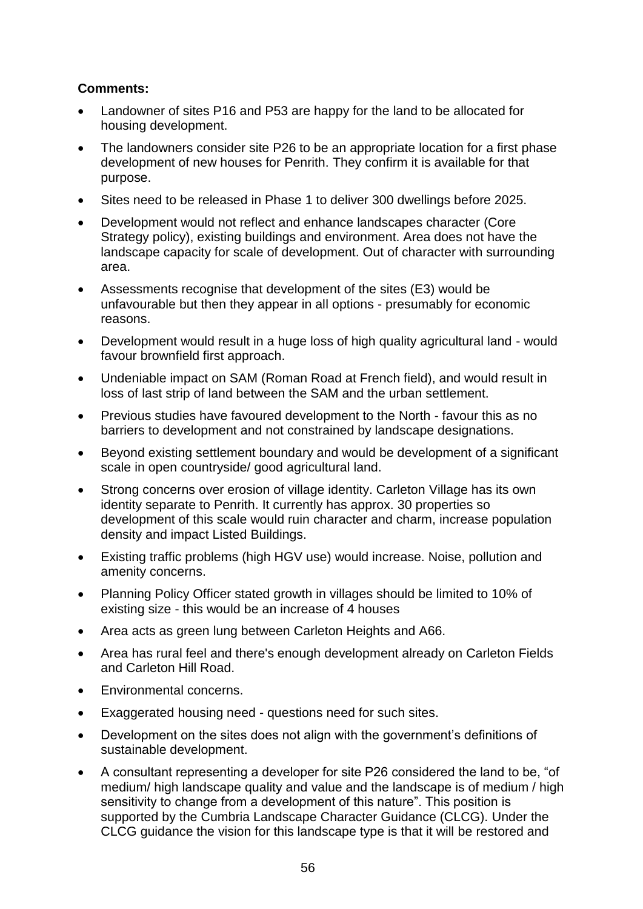**Comments:**

- Landowner of sites P16 and P53 are happy for the land to be allocated for housing development.
- The landowners consider site P26 to be an appropriate location for a first phase development of new houses for Penrith. They confirm it is available for that purpose.
- Sites need to be released in Phase 1 to deliver 300 dwellings before 2025.
- Development would not reflect and enhance landscapes character (Core Strategy policy), existing buildings and environment. Area does not have the landscape capacity for scale of development. Out of character with surrounding area.
- Assessments recognise that development of the sites (E3) would be unfavourable but then they appear in all options - presumably for economic reasons.
- Development would result in a huge loss of high quality agricultural land - would favour brownfield first approach.
- Undeniable impact on SAM (Roman Road at French field), and would result in loss of last strip of land between the SAM and the urban settlement.
- Previous studies have favoured development to the North - favour this as no barriers to development and not constrained by landscape designations.
- Beyond existing settlement boundary and would be development of a significant scale in open countryside/ good agricultural land.
- Strong concerns over erosion of village identity. Carleton Village has its own identity separate to Penrith. It currently has approx. 30 properties so development of this scale would ruin character and charm, increase population density and impact Listed Buildings.
- Existing traffic problems (high HGV use) would increase. Noise, pollution and amenity concerns.
- Planning Policy Officer stated growth in villages should be limited to 10% of existing size - this would be an increase of 4 houses
- Area acts as green lung between Carleton Heights and A66.
- Area has rural feel and there's enough development already on Carleton Fields and Carleton Hill Road.
- Environmental concerns.
- Exaggerated housing need - questions need for such sites.
- Development on the sites does not align with the government's definitions of sustainable development.
- A consultant representing a developer for site P26 considered the land to be, "of medium/ high landscape quality and value and the landscape is of medium / high sensitivity to change from a development of this nature". This position is supported by the Cumbria Landscape Character Guidance (CLCG). Under the CLCG guidance the vision for this landscape type is that it will be restored and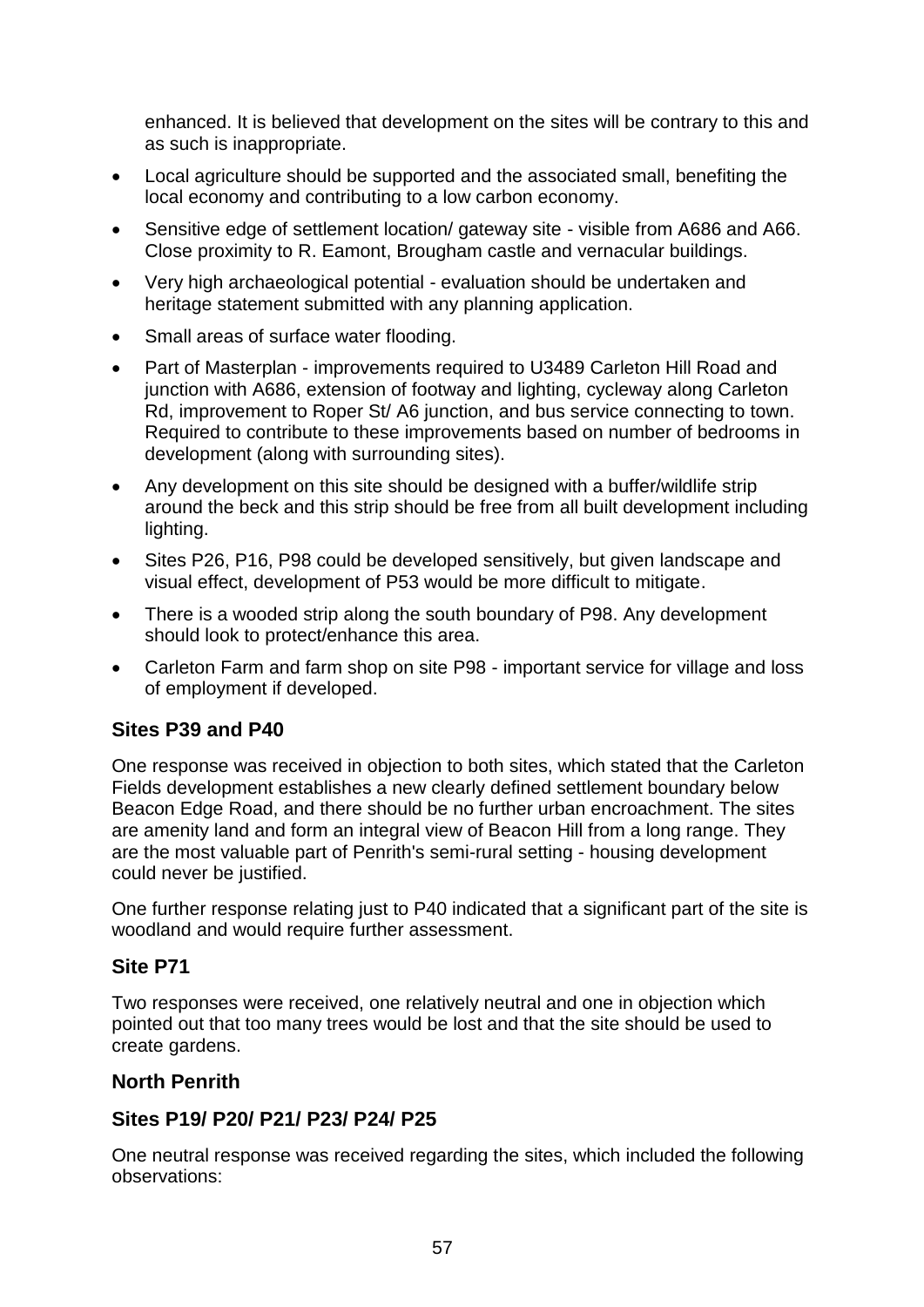enhanced. It is believed that development on the sites will be contrary to this and as such is inappropriate.

- Local agriculture should be supported and the associated small, benefiting the local economy and contributing to a low carbon economy.
- Sensitive edge of settlement location/ gateway site - visible from A686 and A66. Close proximity to R. Eamont, Brougham castle and vernacular buildings.
- Very high archaeological potential - evaluation should be undertaken and heritage statement submitted with any planning application.
- Small areas of surface water flooding.
- Part of Masterplan - improvements required to U3489 Carleton Hill Road and junction with A686, extension of footway and lighting, cycleway along Carleton Rd, improvement to Roper St/ A6 junction, and bus service connecting to town. Required to contribute to these improvements based on number of bedrooms in development (along with surrounding sites).
- Any development on this site should be designed with a buffer/wildlife strip around the beck and this strip should be free from all built development including lighting.
- Sites P26, P16, P98 could be developed sensitively, but given landscape and visual effect, development of P53 would be more difficult to mitigate.
- There is a wooded strip along the south boundary of P98. Any development should look to protect/enhance this area.
- Carleton Farm and farm shop on site P98 - important service for village and loss of employment if developed.

### Sites P39 and P40

One response was received in objection to both sites, which stated that the Carleton Fields development establishes a new clearly defined settlement boundary below Beacon Edge Road, and there should be no further urban encroachment. The sites are amenity land and form an integral view of Beacon Hill from a long range. They are the most valuable part of Penrith's semi-rural setting - housing development could never be justified.

One further response relating just to P40 indicated that a significant part of the site is woodland and would require further assessment.

### Site P71

Two responses were received, one relatively neutral and one in objection which pointed out that too many trees would be lost and that the site should be used to create gardens.

### North Penrith

### Sites P19/ P20/ P21/ P23/ P24/ P25

One neutral response was received regarding the sites, which included the following observations: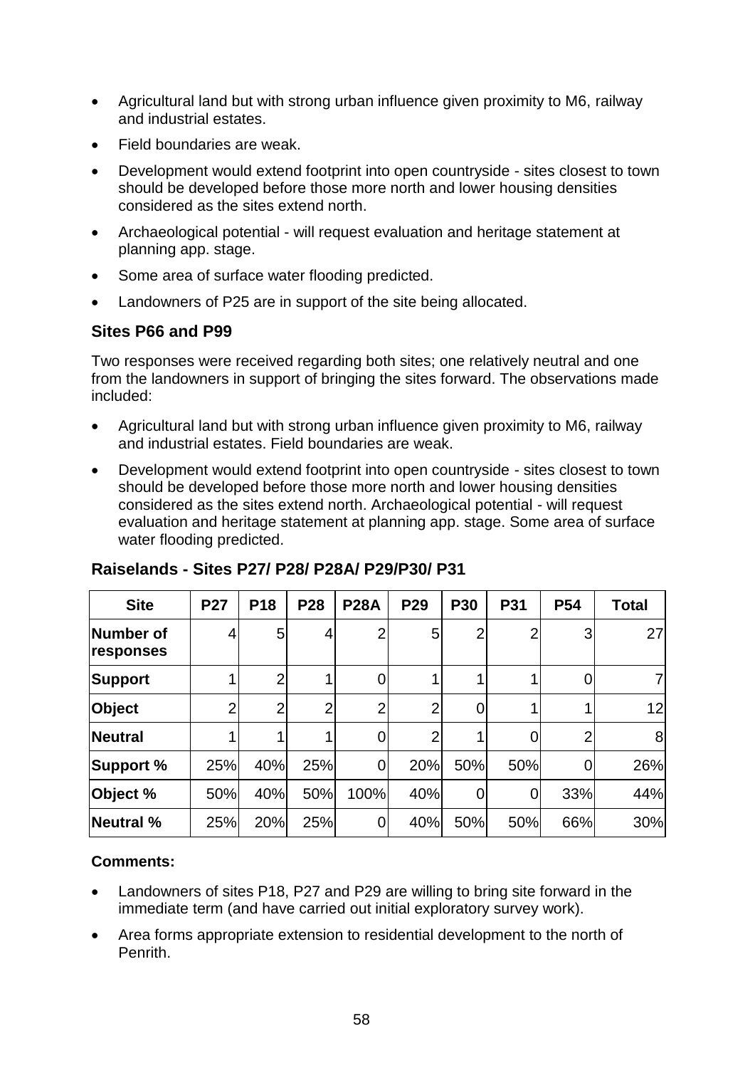- Agricultural land but with strong urban influence given proximity to M6, railway and industrial estates.
- Field boundaries are weak.
- Development would extend footprint into open countryside - sites closest to town should be developed before those more north and lower housing densities considered as the sites extend north.
- Archaeological potential - will request evaluation and heritage statement at planning app. stage.
- Some area of surface water flooding predicted.
- Landowners of P25 are in support of the site being allocated.

### Sites P66 and P99

Two responses were received regarding both sites; one relatively neutral and one from the landowners in support of bringing the sites forward. The observations made included:

- Agricultural land but with strong urban influence given proximity to M6, railway and industrial estates. Field boundaries are weak.
- Development would extend footprint into open countryside - sites closest to town should be developed before those more north and lower housing densities considered as the sites extend north. Archaeological potential - will request evaluation and heritage statement at planning app. stage. Some area of surface water flooding predicted.

### Raiselands - Sites P27/ P28/ P28A/ P29/P30/ P31

| Site | P27 | P18 | P28 | P28A | P29 | P30 | P31 | P54 | Total |
|---|---|---|---|---|---|---|---|---|---|
| Number of responses | 4 | 5 | 4 | 2 | 5 | 2 | 2 | 3 | 27 |
| Support | 1 | 2 | 1 | 0 | 1 | 1 | 1 | 0 | 7 |
| Object | 2 | 2 | 2 | 2 | 2 | 0 | 1 | 1 | 12 |
| Neutral | 1 | 1 | 1 | 0 | 2 | 1 | 0 | 2 | 8 |
| Support % | 25% | 40% | 25% | 0 | 20% | 50% | 50% | 0 | 26% |
| Object % | 50% | 40% | 50% | 100% | 40% | 0 | 0 | 33% | 44% |
| Neutral % | 25% | 20% | 25% | 0 | 40% | 50% | 50% | 66% | 30% |

**Comments:**

- Landowners of sites P18, P27 and P29 are willing to bring site forward in the immediate term (and have carried out initial exploratory survey work).
- Area forms appropriate extension to residential development to the north of Penrith.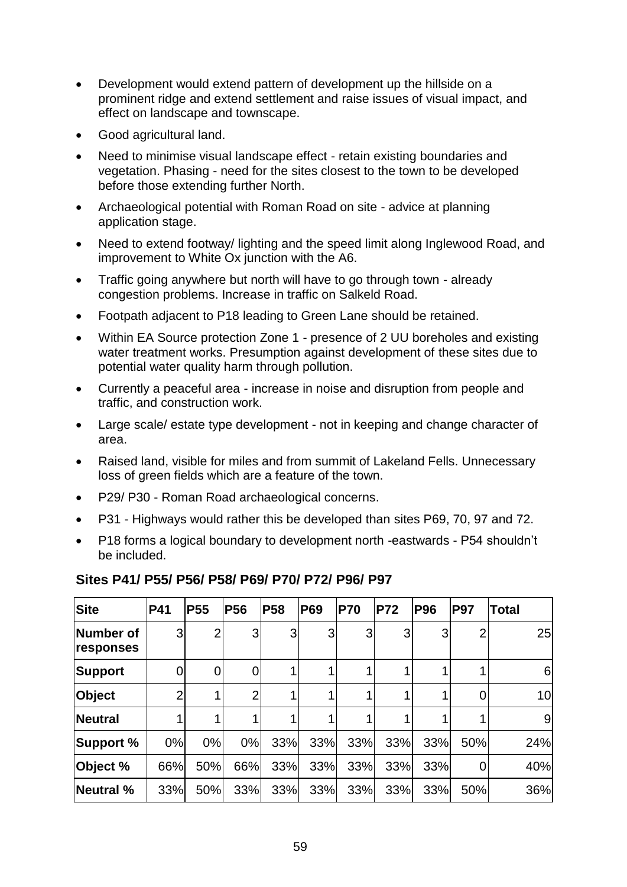- Development would extend pattern of development up the hillside on a prominent ridge and extend settlement and raise issues of visual impact, and effect on landscape and townscape.
- Good agricultural land.
- Need to minimise visual landscape effect - retain existing boundaries and vegetation. Phasing - need for the sites closest to the town to be developed before those extending further North.
- Archaeological potential with Roman Road on site - advice at planning application stage.
- Need to extend footway/ lighting and the speed limit along Inglewood Road, and improvement to White Ox junction with the A6.
- Traffic going anywhere but north will have to go through town - already congestion problems. Increase in traffic on Salkeld Road.
- Footpath adjacent to P18 leading to Green Lane should be retained.
- Within EA Source protection Zone 1 - presence of 2 UU boreholes and existing water treatment works. Presumption against development of these sites due to potential water quality harm through pollution.
- Currently a peaceful area - increase in noise and disruption from people and traffic, and construction work.
- Large scale/ estate type development - not in keeping and change character of area.
- Raised land, visible for miles and from summit of Lakeland Fells. Unnecessary loss of green fields which are a feature of the town.
- P29/ P30 - Roman Road archaeological concerns.
- P31 - Highways would rather this be developed than sites P69, 70, 97 and 72.
- P18 forms a logical boundary to development north -eastwards - P54 shouldn't be included.

### Sites P41/ P55/ P56/ P58/ P69/ P70/ P72/ P96/ P97

| Site | P41 | P55 | P56 | P58 | P69 | P70 | P72 | P96 | P97 | Total |
|---|---|---|---|---|---|---|---|---|---|---|
| Number of responses | 3 | 2 | 3 | 3 | 3 | 3 | 3 | 3 | 2 | 25 |
| Support | 0 | 0 | 0 | 1 | 1 | 1 | 1 | 1 | 1 | 6 |
| Object | 2 | 1 | 2 | 1 | 1 | 1 | 1 | 1 | 0 | 10 |
| Neutral | 1 | 1 | 1 | 1 | 1 | 1 | 1 | 1 | 1 | 9 |
| Support % | 0% | 0% | 0% | 33% | 33% | 33% | 33% | 33% | 50% | 24% |
| Object % | 66% | 50% | 66% | 33% | 33% | 33% | 33% | 33% | 0 | 40% |
| Neutral % | 33% | 50% | 33% | 33% | 33% | 33% | 33% | 33% | 50% | 36% |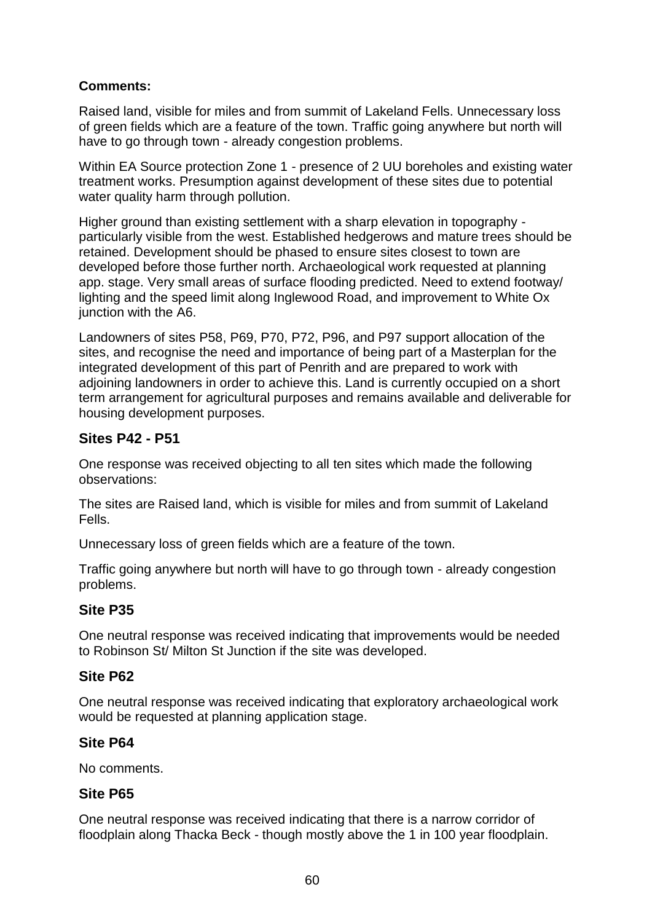**Comments:**

Raised land, visible for miles and from summit of Lakeland Fells. Unnecessary loss of green fields which are a feature of the town. Traffic going anywhere but north will have to go through town - already congestion problems.

Within EA Source protection Zone 1 - presence of 2 UU boreholes and existing water treatment works. Presumption against development of these sites due to potential water quality harm through pollution.

Higher ground than existing settlement with a sharp elevation in topography - particularly visible from the west. Established hedgerows and mature trees should be retained. Development should be phased to ensure sites closest to town are developed before those further north. Archaeological work requested at planning app. stage. Very small areas of surface flooding predicted. Need to extend footway/ lighting and the speed limit along Inglewood Road, and improvement to White Ox junction with the A6.

Landowners of sites P58, P69, P70, P72, P96, and P97 support allocation of the sites, and recognise the need and importance of being part of a Masterplan for the integrated development of this part of Penrith and are prepared to work with adjoining landowners in order to achieve this. Land is currently occupied on a short term arrangement for agricultural purposes and remains available and deliverable for housing development purposes.

### Sites P42 - P51

One response was received objecting to all ten sites which made the following observations:

The sites are Raised land, which is visible for miles and from summit of Lakeland Fells.

Unnecessary loss of green fields which are a feature of the town.

Traffic going anywhere but north will have to go through town - already congestion problems.

### Site P35

One neutral response was received indicating that improvements would be needed to Robinson St/ Milton St Junction if the site was developed.

### Site P62

One neutral response was received indicating that exploratory archaeological work would be requested at planning application stage.

### Site P64

No comments.

### Site P65

One neutral response was received indicating that there is a narrow corridor of floodplain along Thacka Beck - though mostly above the 1 in 100 year floodplain.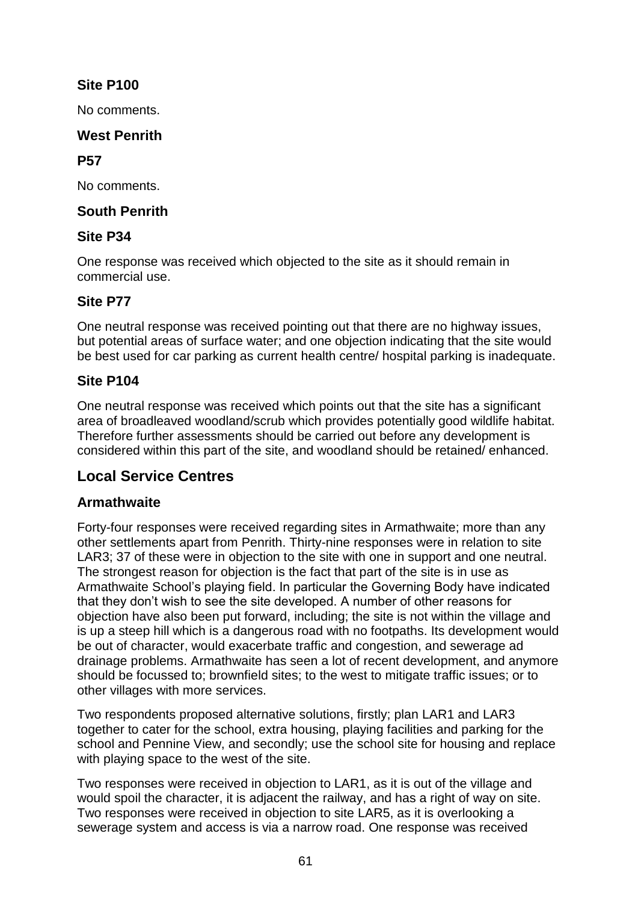### Site P100

No comments.

### West Penrith

### P57

No comments.

### South Penrith

### Site P34

One response was received which objected to the site as it should remain in commercial use.

### Site P77

One neutral response was received pointing out that there are no highway issues, but potential areas of surface water; and one objection indicating that the site would be best used for car parking as current health centre/ hospital parking is inadequate.

### Site P104

One neutral response was received which points out that the site has a significant area of broadleaved woodland/scrub which provides potentially good wildlife habitat. Therefore further assessments should be carried out before any development is considered within this part of the site, and woodland should be retained/ enhanced.

## Local Service Centres

### Armathwaite

Forty-four responses were received regarding sites in Armathwaite; more than any other settlements apart from Penrith. Thirty-nine responses were in relation to site LAR3; 37 of these were in objection to the site with one in support and one neutral. The strongest reason for objection is the fact that part of the site is in use as Armathwaite School's playing field. In particular the Governing Body have indicated that they don't wish to see the site developed. A number of other reasons for objection have also been put forward, including; the site is not within the village and is up a steep hill which is a dangerous road with no footpaths. Its development would be out of character, would exacerbate traffic and congestion, and sewerage ad drainage problems. Armathwaite has seen a lot of recent development, and anymore should be focussed to; brownfield sites; to the west to mitigate traffic issues; or to other villages with more services.

Two respondents proposed alternative solutions, firstly; plan LAR1 and LAR3 together to cater for the school, extra housing, playing facilities and parking for the school and Pennine View, and secondly; use the school site for housing and replace with playing space to the west of the site.

Two responses were received in objection to LAR1, as it is out of the village and would spoil the character, it is adjacent the railway, and has a right of way on site. Two responses were received in objection to site LAR5, as it is overlooking a sewerage system and access is via a narrow road. One response was received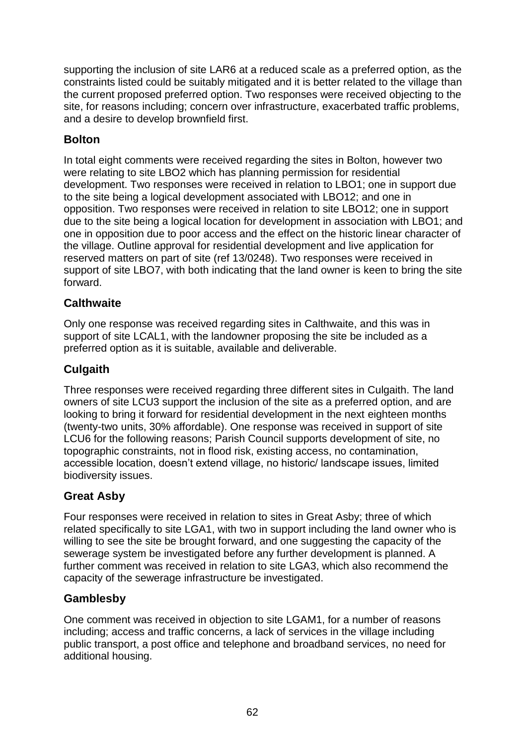supporting the inclusion of site LAR6 at a reduced scale as a preferred option, as the constraints listed could be suitably mitigated and it is better related to the village than the current proposed preferred option. Two responses were received objecting to the site, for reasons including; concern over infrastructure, exacerbated traffic problems, and a desire to develop brownfield first.

### Bolton

In total eight comments were received regarding the sites in Bolton, however two were relating to site LBO2 which has planning permission for residential development. Two responses were received in relation to LBO1; one in support due to the site being a logical development associated with LBO12; and one in opposition. Two responses were received in relation to site LBO12; one in support due to the site being a logical location for development in association with LBO1; and one in opposition due to poor access and the effect on the historic linear character of the village. Outline approval for residential development and live application for reserved matters on part of site (ref 13/0248). Two responses were received in support of site LBO7, with both indicating that the land owner is keen to bring the site forward.

### Calthwaite

Only one response was received regarding sites in Calthwaite, and this was in support of site LCAL1, with the landowner proposing the site be included as a preferred option as it is suitable, available and deliverable.

### Culgaith

Three responses were received regarding three different sites in Culgaith. The land owners of site LCU3 support the inclusion of the site as a preferred option, and are looking to bring it forward for residential development in the next eighteen months (twenty-two units, 30% affordable). One response was received in support of site LCU6 for the following reasons; Parish Council supports development of site, no topographic constraints, not in flood risk, existing access, no contamination, accessible location, doesn't extend village, no historic/ landscape issues, limited biodiversity issues.

### Great Asby

Four responses were received in relation to sites in Great Asby; three of which related specifically to site LGA1, with two in support including the land owner who is willing to see the site be brought forward, and one suggesting the capacity of the sewerage system be investigated before any further development is planned. A further comment was received in relation to site LGA3, which also recommend the capacity of the sewerage infrastructure be investigated.

### Gamblesby

One comment was received in objection to site LGAM1, for a number of reasons including; access and traffic concerns, a lack of services in the village including public transport, a post office and telephone and broadband services, no need for additional housing.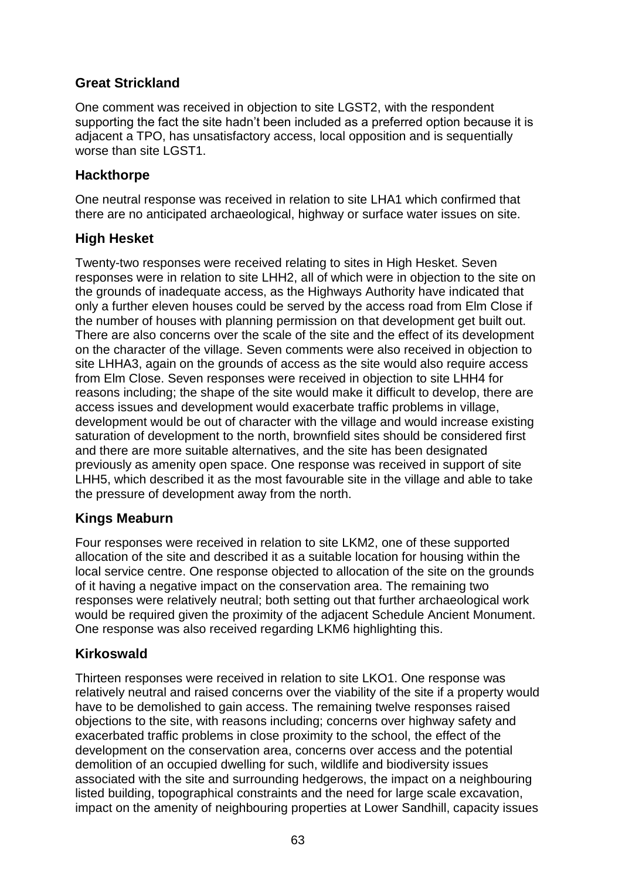## Great Strickland

One comment was received in objection to site LGST2, with the respondent supporting the fact the site hadn't been included as a preferred option because it is adjacent a TPO, has unsatisfactory access, local opposition and is sequentially worse than site LGST1.

## Hackthorpe

One neutral response was received in relation to site LHA1 which confirmed that there are no anticipated archaeological, highway or surface water issues on site.

## High Hesket

Twenty-two responses were received relating to sites in High Hesket. Seven responses were in relation to site LHH2, all of which were in objection to the site on the grounds of inadequate access, as the Highways Authority have indicated that only a further eleven houses could be served by the access road from Elm Close if the number of houses with planning permission on that development get built out. There are also concerns over the scale of the site and the effect of its development on the character of the village. Seven comments were also received in objection to site LHHA3, again on the grounds of access as the site would also require access from Elm Close. Seven responses were received in objection to site LHH4 for reasons including; the shape of the site would make it difficult to develop, there are access issues and development would exacerbate traffic problems in village, development would be out of character with the village and would increase existing saturation of development to the north, brownfield sites should be considered first and there are more suitable alternatives, and the site has been designated previously as amenity open space. One response was received in support of site LHH5, which described it as the most favourable site in the village and able to take the pressure of development away from the north.

## Kings Meaburn

Four responses were received in relation to site LKM2, one of these supported allocation of the site and described it as a suitable location for housing within the local service centre. One response objected to allocation of the site on the grounds of it having a negative impact on the conservation area. The remaining two responses were relatively neutral; both setting out that further archaeological work would be required given the proximity of the adjacent Schedule Ancient Monument. One response was also received regarding LKM6 highlighting this.

## Kirkoswald

Thirteen responses were received in relation to site LKO1. One response was relatively neutral and raised concerns over the viability of the site if a property would have to be demolished to gain access. The remaining twelve responses raised objections to the site, with reasons including; concerns over highway safety and exacerbated traffic problems in close proximity to the school, the effect of the development on the conservation area, concerns over access and the potential demolition of an occupied dwelling for such, wildlife and biodiversity issues associated with the site and surrounding hedgerows, the impact on a neighbouring listed building, topographical constraints and the need for large scale excavation, impact on the amenity of neighbouring properties at Lower Sandhill, capacity issues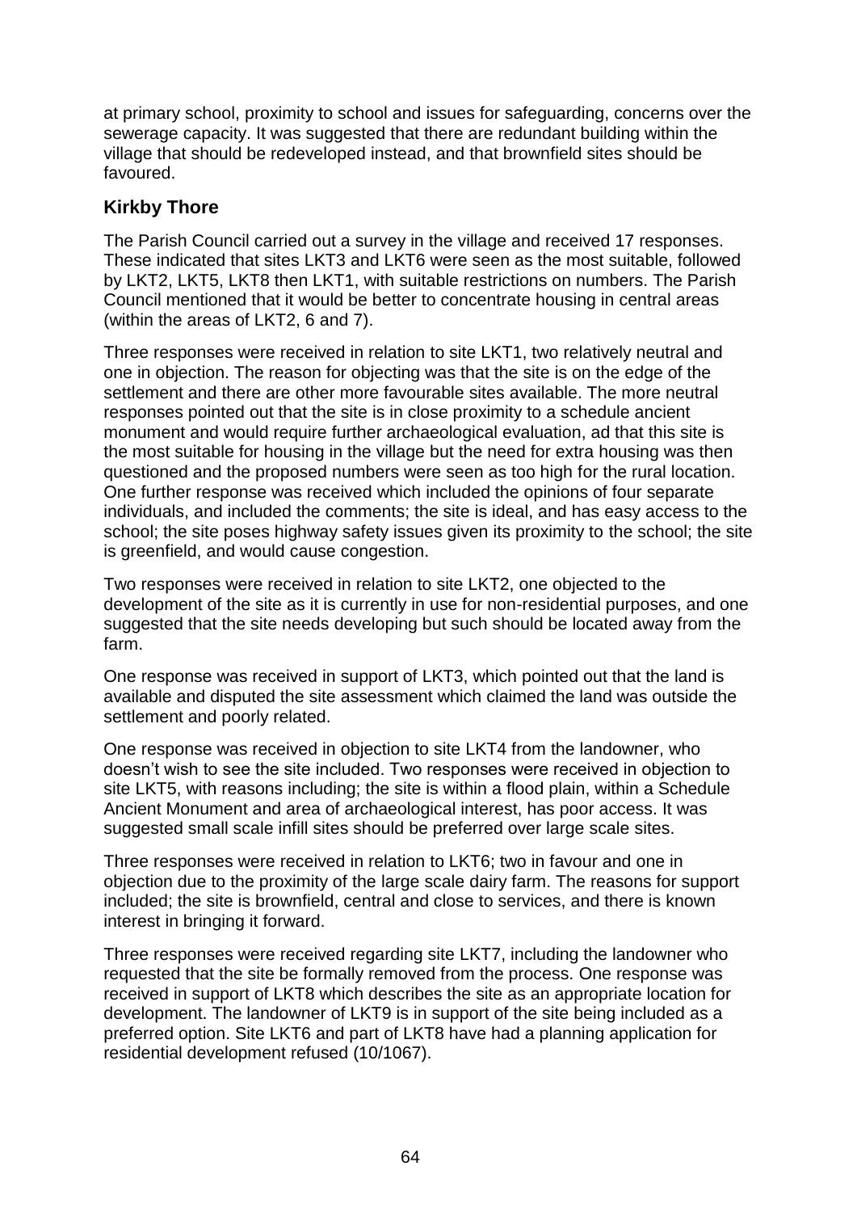at primary school, proximity to school and issues for safeguarding, concerns over the sewerage capacity. It was suggested that there are redundant building within the village that should be redeveloped instead, and that brownfield sites should be favoured.

## Kirkby Thore

The Parish Council carried out a survey in the village and received 17 responses. These indicated that sites LKT3 and LKT6 were seen as the most suitable, followed by LKT2, LKT5, LKT8 then LKT1, with suitable restrictions on numbers. The Parish Council mentioned that it would be better to concentrate housing in central areas (within the areas of LKT2, 6 and 7).

Three responses were received in relation to site LKT1, two relatively neutral and one in objection. The reason for objecting was that the site is on the edge of the settlement and there are other more favourable sites available. The more neutral responses pointed out that the site is in close proximity to a schedule ancient monument and would require further archaeological evaluation, ad that this site is the most suitable for housing in the village but the need for extra housing was then questioned and the proposed numbers were seen as too high for the rural location. One further response was received which included the opinions of four separate individuals, and included the comments; the site is ideal, and has easy access to the school; the site poses highway safety issues given its proximity to the school; the site is greenfield, and would cause congestion.

Two responses were received in relation to site LKT2, one objected to the development of the site as it is currently in use for non-residential purposes, and one suggested that the site needs developing but such should be located away from the farm.

One response was received in support of LKT3, which pointed out that the land is available and disputed the site assessment which claimed the land was outside the settlement and poorly related.

One response was received in objection to site LKT4 from the landowner, who doesn't wish to see the site included. Two responses were received in objection to site LKT5, with reasons including; the site is within a flood plain, within a Schedule Ancient Monument and area of archaeological interest, has poor access. It was suggested small scale infill sites should be preferred over large scale sites.

Three responses were received in relation to LKT6; two in favour and one in objection due to the proximity of the large scale dairy farm. The reasons for support included; the site is brownfield, central and close to services, and there is known interest in bringing it forward.

Three responses were received regarding site LKT7, including the landowner who requested that the site be formally removed from the process. One response was received in support of LKT8 which describes the site as an appropriate location for development. The landowner of LKT9 is in support of the site being included as a preferred option. Site LKT6 and part of LKT8 have had a planning application for residential development refused (10/1067).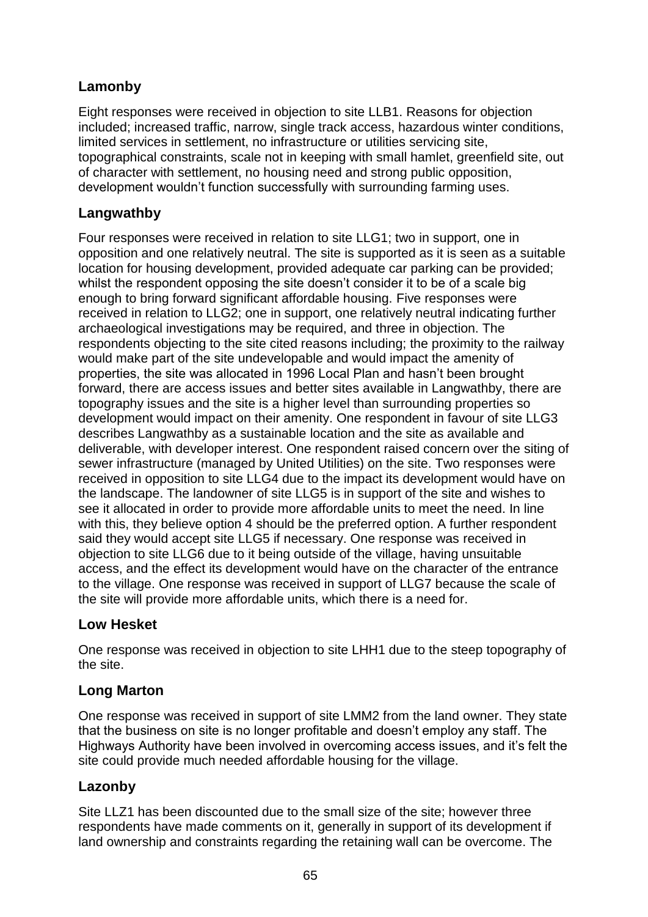## Lamonby

Eight responses were received in objection to site LLB1. Reasons for objection included; increased traffic, narrow, single track access, hazardous winter conditions, limited services in settlement, no infrastructure or utilities servicing site, topographical constraints, scale not in keeping with small hamlet, greenfield site, out of character with settlement, no housing need and strong public opposition, development wouldn't function successfully with surrounding farming uses.

## Langwathby

Four responses were received in relation to site LLG1; two in support, one in opposition and one relatively neutral. The site is supported as it is seen as a suitable location for housing development, provided adequate car parking can be provided; whilst the respondent opposing the site doesn't consider it to be of a scale big enough to bring forward significant affordable housing. Five responses were received in relation to LLG2; one in support, one relatively neutral indicating further archaeological investigations may be required, and three in objection. The respondents objecting to the site cited reasons including; the proximity to the railway would make part of the site undevelopable and would impact the amenity of properties, the site was allocated in 1996 Local Plan and hasn't been brought forward, there are access issues and better sites available in Langwathby, there are topography issues and the site is a higher level than surrounding properties so development would impact on their amenity. One respondent in favour of site LLG3 describes Langwathby as a sustainable location and the site as available and deliverable, with developer interest. One respondent raised concern over the siting of sewer infrastructure (managed by United Utilities) on the site. Two responses were received in opposition to site LLG4 due to the impact its development would have on the landscape. The landowner of site LLG5 is in support of the site and wishes to see it allocated in order to provide more affordable units to meet the need. In line with this, they believe option 4 should be the preferred option. A further respondent said they would accept site LLG5 if necessary. One response was received in objection to site LLG6 due to it being outside of the village, having unsuitable access, and the effect its development would have on the character of the entrance to the village. One response was received in support of LLG7 because the scale of the site will provide more affordable units, which there is a need for.

## Low Hesket

One response was received in objection to site LHH1 due to the steep topography of the site.

## Long Marton

One response was received in support of site LMM2 from the land owner. They state that the business on site is no longer profitable and doesn't employ any staff. The Highways Authority have been involved in overcoming access issues, and it's felt the site could provide much needed affordable housing for the village.

## Lazonby

Site LLZ1 has been discounted due to the small size of the site; however three respondents have made comments on it, generally in support of its development if land ownership and constraints regarding the retaining wall can be overcome. The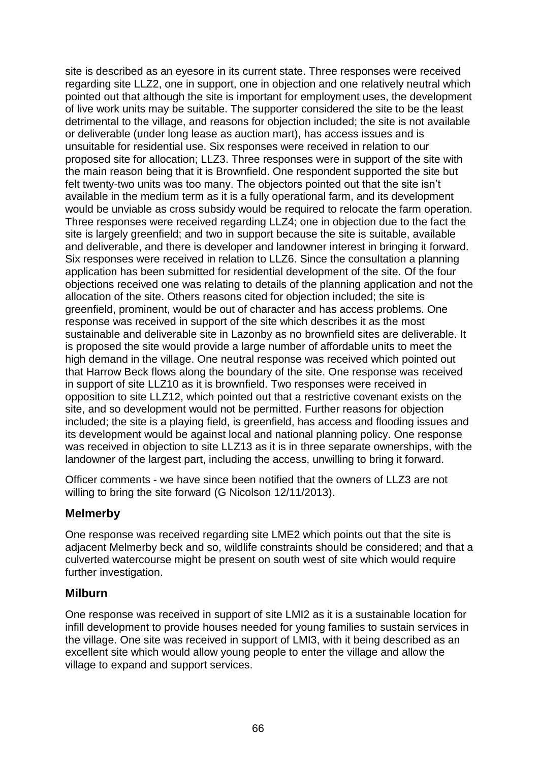site is described as an eyesore in its current state. Three responses were received regarding site LLZ2, one in support, one in objection and one relatively neutral which pointed out that although the site is important for employment uses, the development of live work units may be suitable. The supporter considered the site to be the least detrimental to the village, and reasons for objection included; the site is not available or deliverable (under long lease as auction mart), has access issues and is unsuitable for residential use. Six responses were received in relation to our proposed site for allocation; LLZ3. Three responses were in support of the site with the main reason being that it is Brownfield. One respondent supported the site but felt twenty-two units was too many. The objectors pointed out that the site isn't available in the medium term as it is a fully operational farm, and its development would be unviable as cross subsidy would be required to relocate the farm operation. Three responses were received regarding LLZ4; one in objection due to the fact the site is largely greenfield; and two in support because the site is suitable, available and deliverable, and there is developer and landowner interest in bringing it forward. Six responses were received in relation to LLZ6. Since the consultation a planning application has been submitted for residential development of the site. Of the four objections received one was relating to details of the planning application and not the allocation of the site. Others reasons cited for objection included; the site is greenfield, prominent, would be out of character and has access problems. One response was received in support of the site which describes it as the most sustainable and deliverable site in Lazonby as no brownfield sites are deliverable. It is proposed the site would provide a large number of affordable units to meet the high demand in the village. One neutral response was received which pointed out that Harrow Beck flows along the boundary of the site. One response was received in support of site LLZ10 as it is brownfield. Two responses were received in opposition to site LLZ12, which pointed out that a restrictive covenant exists on the site, and so development would not be permitted. Further reasons for objection included; the site is a playing field, is greenfield, has access and flooding issues and its development would be against local and national planning policy. One response was received in objection to site LLZ13 as it is in three separate ownerships, with the landowner of the largest part, including the access, unwilling to bring it forward.

Officer comments - we have since been notified that the owners of LLZ3 are not willing to bring the site forward (G Nicolson 12/11/2013).

### Melmerby

One response was received regarding site LME2 which points out that the site is adjacent Melmerby beck and so, wildlife constraints should be considered; and that a culverted watercourse might be present on south west of site which would require further investigation.

### Milburn

One response was received in support of site LMI2 as it is a sustainable location for infill development to provide houses needed for young families to sustain services in the village. One site was received in support of LMI3, with it being described as an excellent site which would allow young people to enter the village and allow the village to expand and support services.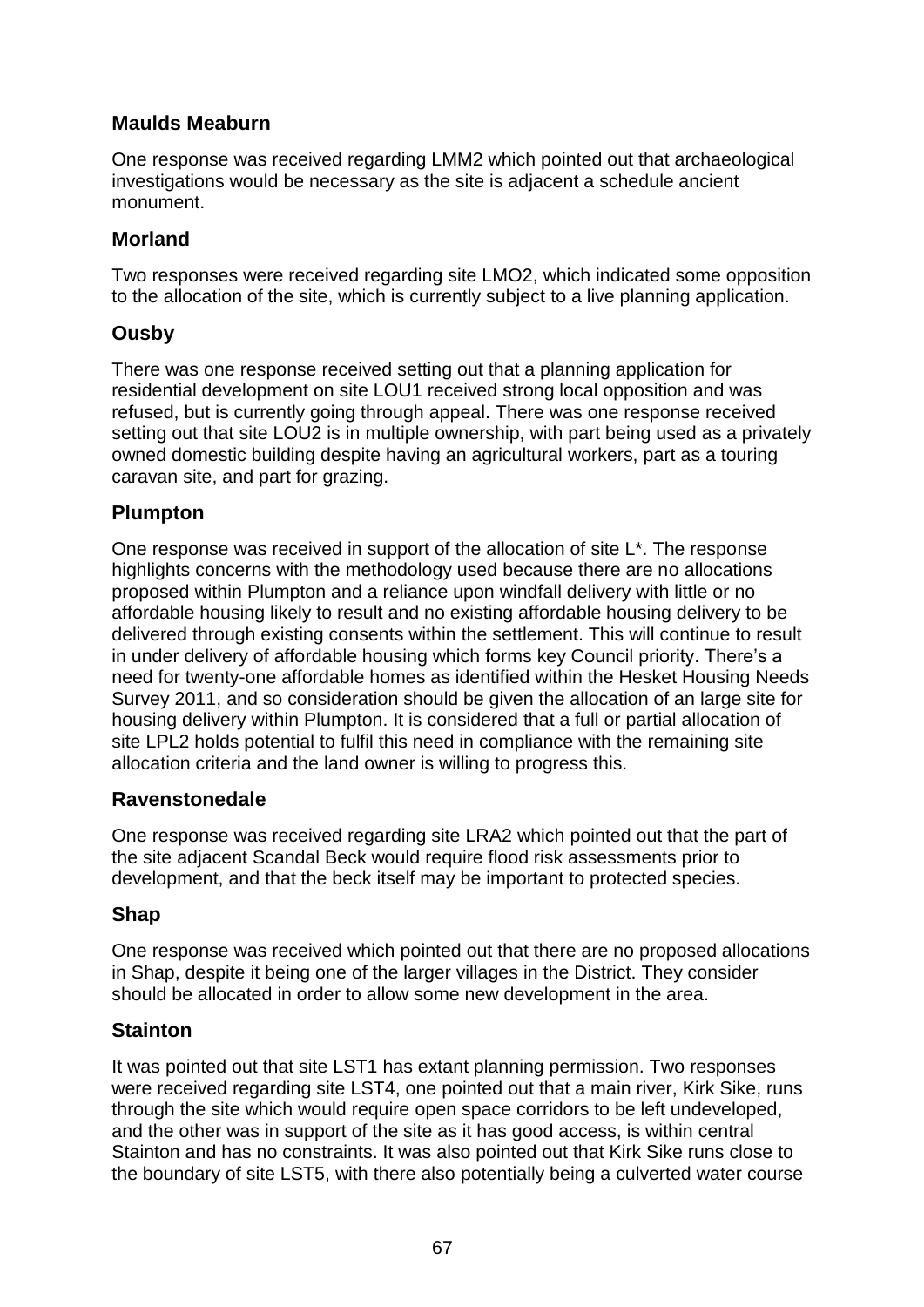## Maulds Meaburn

One response was received regarding LMM2 which pointed out that archaeological investigations would be necessary as the site is adjacent a schedule ancient monument.

## Morland

Two responses were received regarding site LMO2, which indicated some opposition to the allocation of the site, which is currently subject to a live planning application.

## Ousby

There was one response received setting out that a planning application for residential development on site LOU1 received strong local opposition and was refused, but is currently going through appeal. There was one response received setting out that site LOU2 is in multiple ownership, with part being used as a privately owned domestic building despite having an agricultural workers, part as a touring caravan site, and part for grazing.

## Plumpton

One response was received in support of the allocation of site L*. The response highlights concerns with the methodology used because there are no allocations proposed within Plumpton and a reliance upon windfall delivery with little or no affordable housing likely to result and no existing affordable housing delivery to be delivered through existing consents within the settlement. This will continue to result in under delivery of affordable housing which forms key Council priority. There's a need for twenty-one affordable homes as identified within the Hesket Housing Needs Survey 2011, and so consideration should be given the allocation of an large site for housing delivery within Plumpton. It is considered that a full or partial allocation of site LPL2 holds potential to fulfil this need in compliance with the remaining site allocation criteria and the land owner is willing to progress this.

## Ravenstonedale

One response was received regarding site LRA2 which pointed out that the part of the site adjacent Scandal Beck would require flood risk assessments prior to development, and that the beck itself may be important to protected species.

## Shap

One response was received which pointed out that there are no proposed allocations in Shap, despite it being one of the larger villages in the District. They consider should be allocated in order to allow some new development in the area.

## Stainton

It was pointed out that site LST1 has extant planning permission. Two responses were received regarding site LST4, one pointed out that a main river, Kirk Sike, runs through the site which would require open space corridors to be left undeveloped, and the other was in support of the site as it has good access, is within central Stainton and has no constraints. It was also pointed out that Kirk Sike runs close to the boundary of site LST5, with there also potentially being a culverted water course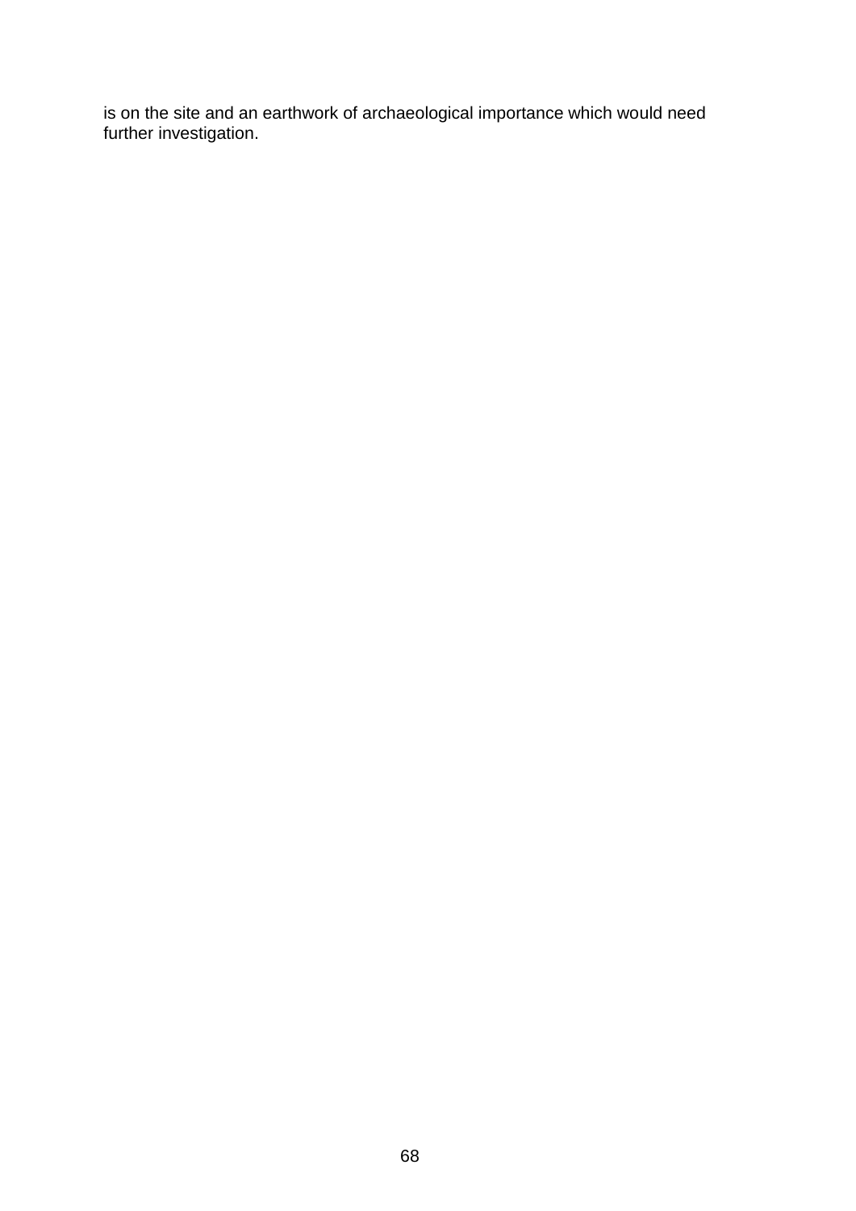is on the site and an earthwork of archaeological importance which would need further investigation.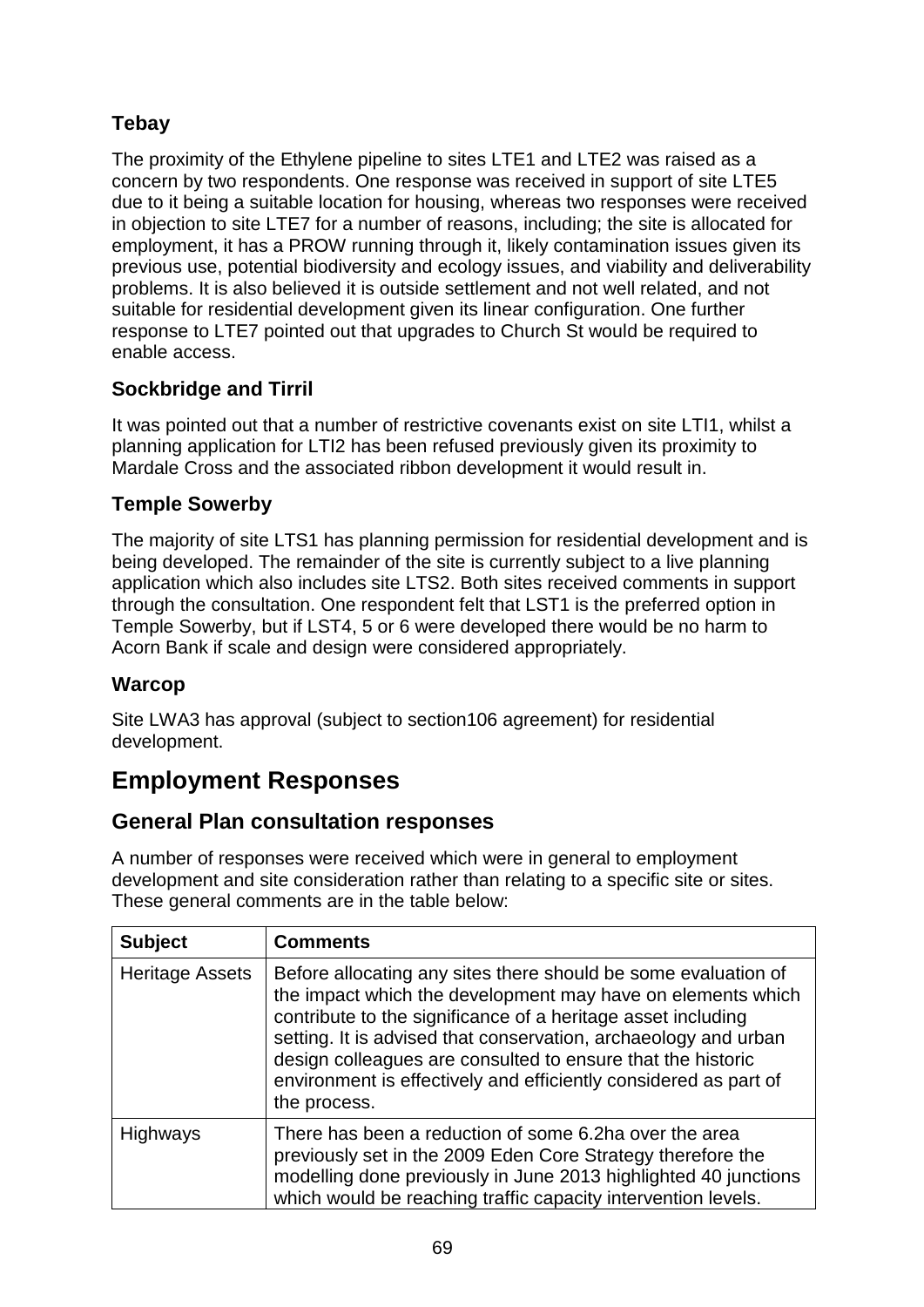### Tebay

The proximity of the Ethylene pipeline to sites LTE1 and LTE2 was raised as a concern by two respondents. One response was received in support of site LTE5 due to it being a suitable location for housing, whereas two responses were received in objection to site LTE7 for a number of reasons, including; the site is allocated for employment, it has a PROW running through it, likely contamination issues given its previous use, potential biodiversity and ecology issues, and viability and deliverability problems. It is also believed it is outside settlement and not well related, and not suitable for residential development given its linear configuration. One further response to LTE7 pointed out that upgrades to Church St would be required to enable access.

### Sockbridge and Tirril

It was pointed out that a number of restrictive covenants exist on site LTI1, whilst a planning application for LTI2 has been refused previously given its proximity to Mardale Cross and the associated ribbon development it would result in.

### Temple Sowerby

The majority of site LTS1 has planning permission for residential development and is being developed. The remainder of the site is currently subject to a live planning application which also includes site LTS2. Both sites received comments in support through the consultation. One respondent felt that LST1 is the preferred option in Temple Sowerby, but if LST4, 5 or 6 were developed there would be no harm to Acorn Bank if scale and design were considered appropriately.

### Warcop

Site LWA3 has approval (subject to section106 agreement) for residential development.

# Employment Responses

## General Plan consultation responses

A number of responses were received which were in general to employment development and site consideration rather than relating to a specific site or sites. These general comments are in the table below:

| Subject | Comments |
|---|---|
| Heritage Assets | Before allocating any sites there should be some evaluation of the impact which the development may have on elements which contribute to the significance of a heritage asset including setting. It is advised that conservation, archaeology and urban design colleagues are consulted to ensure that the historic environment is effectively and efficiently considered as part of the process. |
| Highways | There has been a reduction of some 6.2ha over the area previously set in the 2009 Eden Core Strategy therefore the modelling done previously in June 2013 highlighted 40 junctions which would be reaching traffic capacity intervention levels. |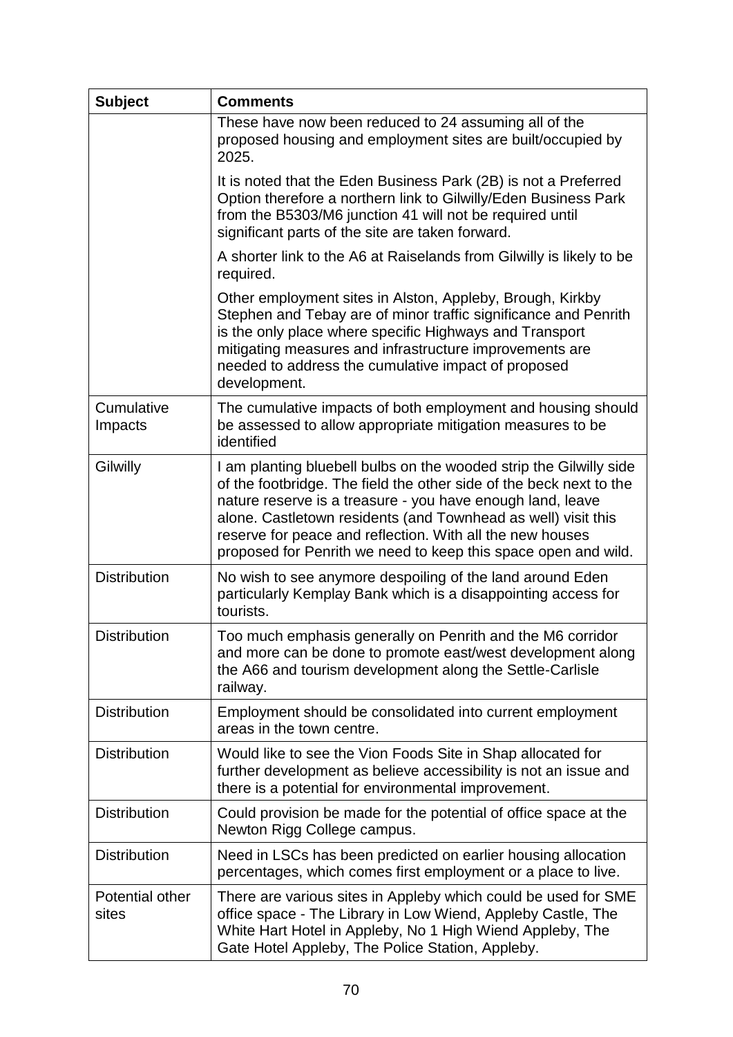| Subject | Comments |
| --- | --- |
| | These have now been reduced to 24 assuming all of the proposed housing and employment sites are built/occupied by 2025.<br><br>It is noted that the Eden Business Park (2B) is not a Preferred Option therefore a northern link to Gilwilly/Eden Business Park from the B5303/M6 junction 41 will not be required until significant parts of the site are taken forward.<br><br>A shorter link to the A6 at Raiselands from Gilwilly is likely to be required.<br><br>Other employment sites in Alston, Appleby, Brough, Kirkby Stephen and Tebay are of minor traffic significance and Penrith is the only place where specific Highways and Transport mitigating measures and infrastructure improvements are needed to address the cumulative impact of proposed development. |
| Cumulative Impacts | The cumulative impacts of both employment and housing should be assessed to allow appropriate mitigation measures to be identified |
| Gilwilly | I am planting bluebell bulbs on the wooded strip the Gilwilly side of the footbridge. The field the other side of the beck next to the nature reserve is a treasure - you have enough land, leave alone. Castletown residents (and Townhead as well) visit this reserve for peace and reflection. With all the new houses proposed for Penrith we need to keep this space open and wild. |
| Distribution | No wish to see anymore despoiling of the land around Eden particularly Kemplay Bank which is a disappointing access for tourists. |
| Distribution | Too much emphasis generally on Penrith and the M6 corridor and more can be done to promote east/west development along the A66 and tourism development along the Settle-Carlisle railway. |
| Distribution | Employment should be consolidated into current employment areas in the town centre. |
| Distribution | Would like to see the Vion Foods Site in Shap allocated for further development as believe accessibility is not an issue and there is a potential for environmental improvement. |
| Distribution | Could provision be made for the potential of office space at the Newton Rigg College campus. |
| Distribution | Need in LSCs has been predicted on earlier housing allocation percentages, which comes first employment or a place to live. |
| Potential other sites | There are various sites in Appleby which could be used for SME office space - The Library in Low Wiend, Appleby Castle, The White Hart Hotel in Appleby, No 1 High Wiend Appleby, The Gate Hotel Appleby, The Police Station, Appleby. |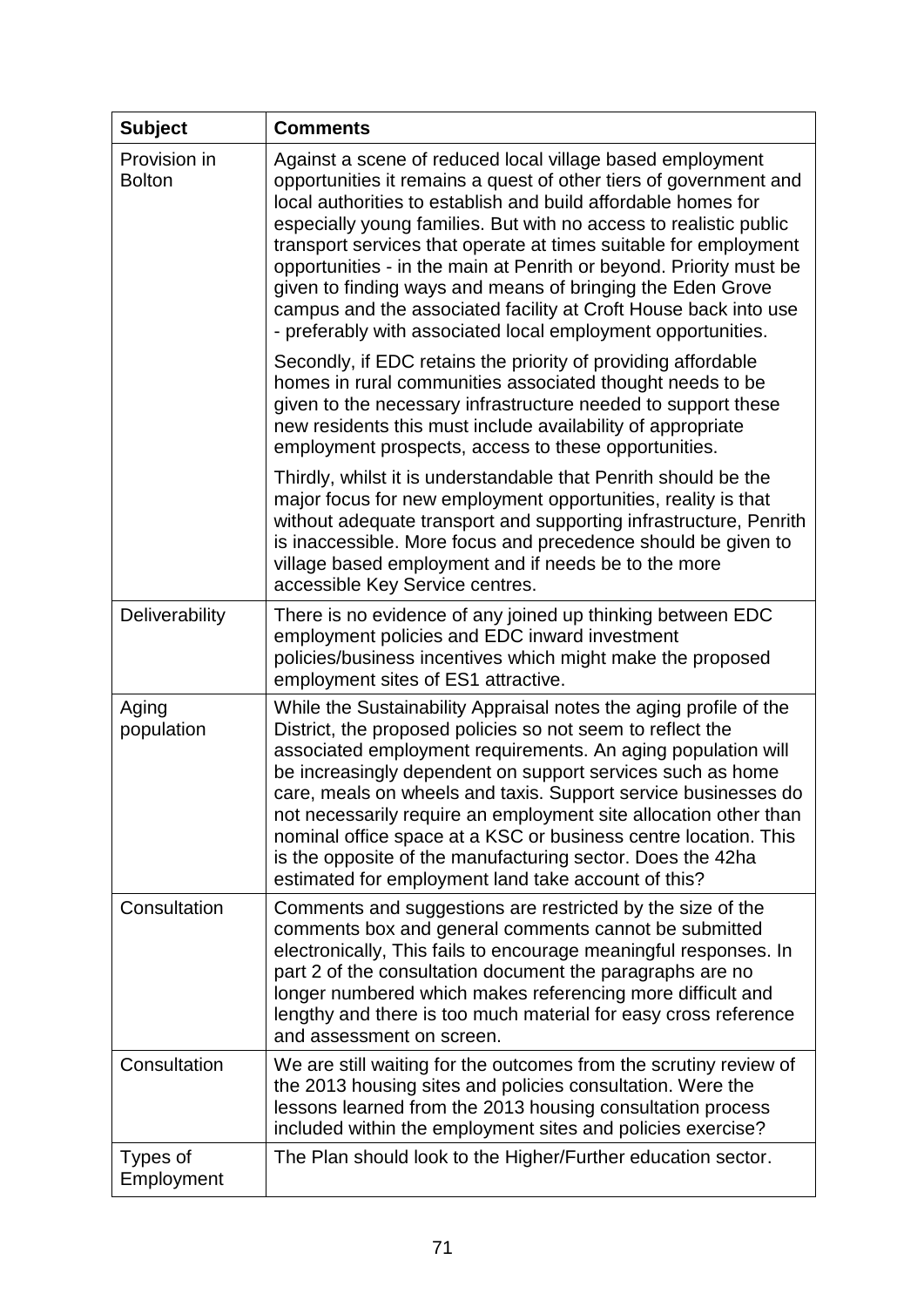| Subject | Comments |
|---|---|
| Provision in Bolton | Against a scene of reduced local village based employment opportunities it remains a quest of other tiers of government and local authorities to establish and build affordable homes for especially young families. But with no access to realistic public transport services that operate at times suitable for employment opportunities - in the main at Penrith or beyond. Priority must be given to finding ways and means of bringing the Eden Grove campus and the associated facility at Croft House back into use - preferably with associated local employment opportunities.<br><br>Secondly, if EDC retains the priority of providing affordable homes in rural communities associated thought needs to be given to the necessary infrastructure needed to support these new residents this must include availability of appropriate employment prospects, access to these opportunities.<br><br>Thirdly, whilst it is understandable that Penrith should be the major focus for new employment opportunities, reality is that without adequate transport and supporting infrastructure, Penrith is inaccessible. More focus and precedence should be given to village based employment and if needs be to the more accessible Key Service centres. |
| Deliverability | There is no evidence of any joined up thinking between EDC employment policies and EDC inward investment policies/business incentives which might make the proposed employment sites of ES1 attractive. |
| Aging population | While the Sustainability Appraisal notes the aging profile of the District, the proposed policies so not seem to reflect the associated employment requirements. An aging population will be increasingly dependent on support services such as home care, meals on wheels and taxis. Support service businesses do not necessarily require an employment site allocation other than nominal office space at a KSC or business centre location. This is the opposite of the manufacturing sector. Does the 42ha estimated for employment land take account of this? |
| Consultation | Comments and suggestions are restricted by the size of the comments box and general comments cannot be submitted electronically, This fails to encourage meaningful responses. In part 2 of the consultation document the paragraphs are no longer numbered which makes referencing more difficult and lengthy and there is too much material for easy cross reference and assessment on screen. |
| Consultation | We are still waiting for the outcomes from the scrutiny review of the 2013 housing sites and policies consultation. Were the lessons learned from the 2013 housing consultation process included within the employment sites and policies exercise? |
| Types of Employment | The Plan should look to the Higher/Further education sector. |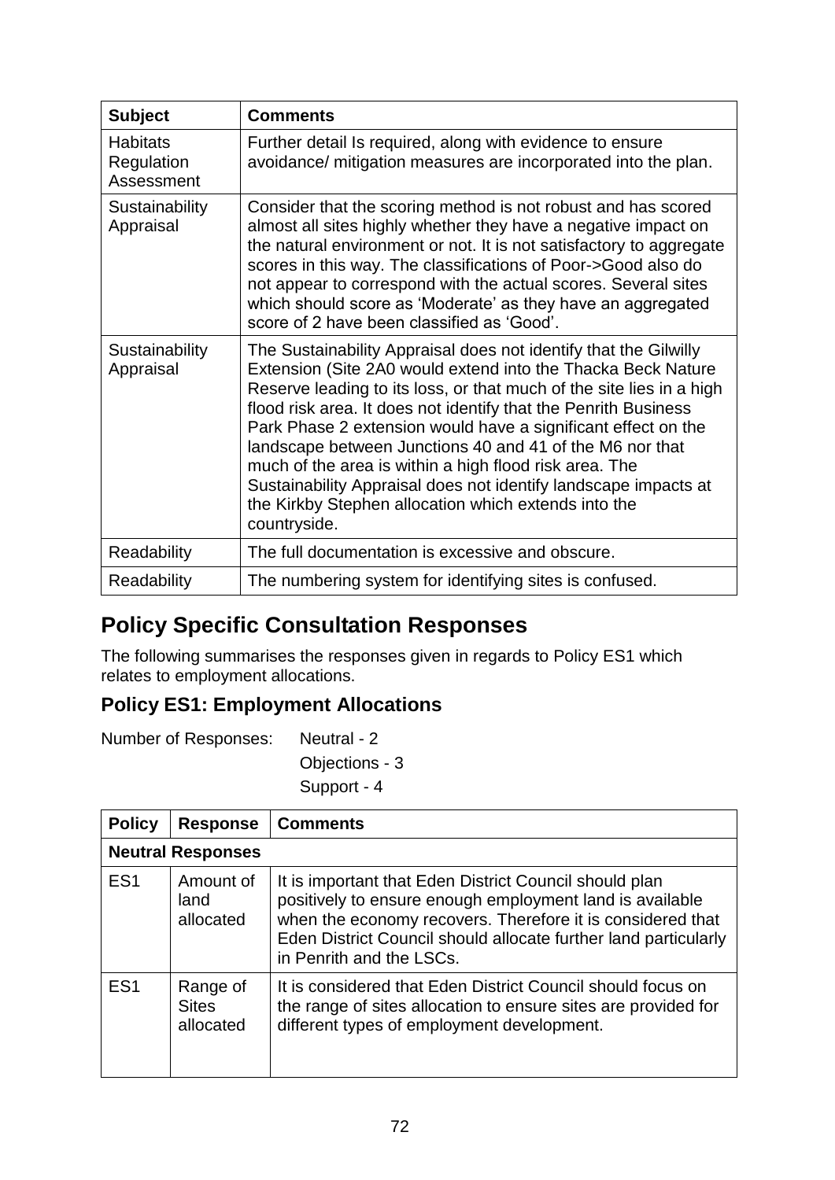| Subject | Comments |
|---|---|
| Habitats Regulation Assessment | Further detail Is required, along with evidence to ensure avoidance/ mitigation measures are incorporated into the plan. |
| Sustainability Appraisal | Consider that the scoring method is not robust and has scored almost all sites highly whether they have a negative impact on the natural environment or not. It is not satisfactory to aggregate scores in this way. The classifications of Poor->Good also do not appear to correspond with the actual scores. Several sites which should score as 'Moderate' as they have an aggregated score of 2 have been classified as 'Good'. |
| Sustainability Appraisal | The Sustainability Appraisal does not identify that the Gilwilly Extension (Site 2A0 would extend into the Thacka Beck Nature Reserve leading to its loss, or that much of the site lies in a high flood risk area. It does not identify that the Penrith Business Park Phase 2 extension would have a significant effect on the landscape between Junctions 40 and 41 of the M6 nor that much of the area is within a high flood risk area. The Sustainability Appraisal does not identify landscape impacts at the Kirkby Stephen allocation which extends into the countryside. |
| Readability | The full documentation is excessive and obscure. |
| Readability | The numbering system for identifying sites is confused. |

## Policy Specific Consultation Responses

The following summarises the responses given in regards to Policy ES1 which relates to employment allocations.

### Policy ES1: Employment Allocations

Number of Responses: Neutral - 2
Objections - 3
Support - 4

| Policy | Response | Comments |
|---|---|---|
| **Neutral Responses** | | |
| ES1 | Amount of land allocated | It is important that Eden District Council should plan positively to ensure enough employment land is available when the economy recovers. Therefore it is considered that Eden District Council should allocate further land particularly in Penrith and the LSCs. |
| ES1 | Range of Sites allocated | It is considered that Eden District Council should focus on the range of sites allocation to ensure sites are provided for different types of employment development. |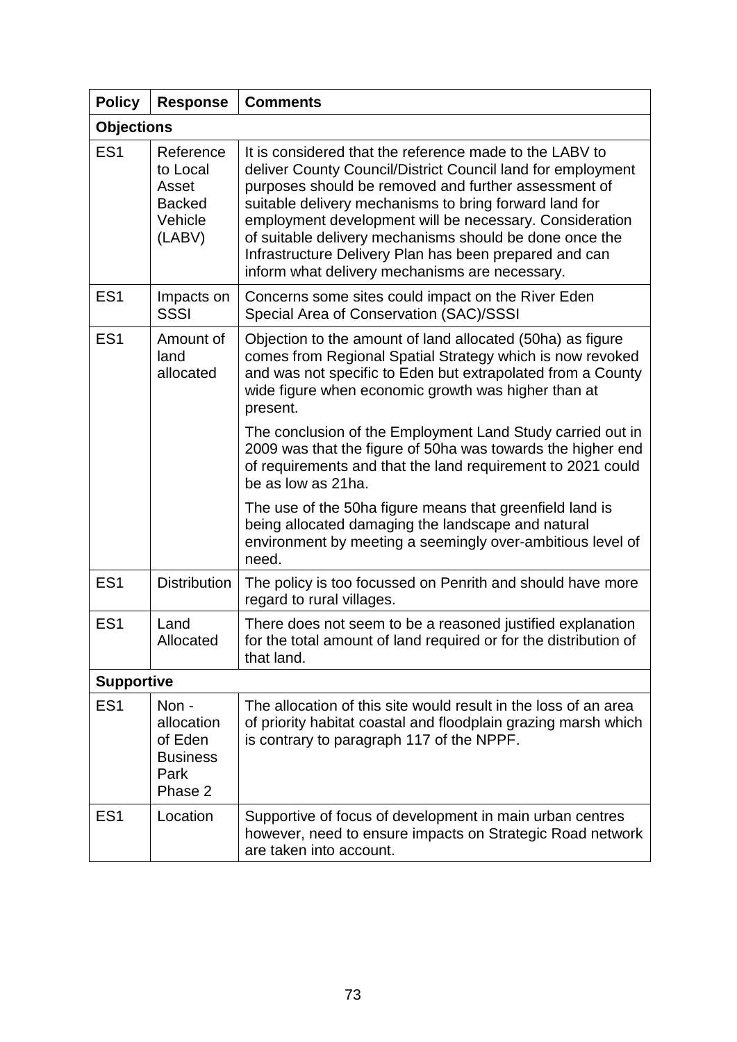| Policy | Response | Comments |
|---|---|---|
| **Objections** | | |
| ES1 | Reference to Local Asset Backed Vehicle (LABV) | It is considered that the reference made to the LABV to deliver County Council/District Council land for employment purposes should be removed and further assessment of suitable delivery mechanisms to bring forward land for employment development will be necessary. Consideration of suitable delivery mechanisms should be done once the Infrastructure Delivery Plan has been prepared and can inform what delivery mechanisms are necessary. |
| ES1 | Impacts on SSSI | Concerns some sites could impact on the River Eden Special Area of Conservation (SAC)/SSSI |
| ES1 | Amount of land allocated | Objection to the amount of land allocated (50ha) as figure comes from Regional Spatial Strategy which is now revoked and was not specific to Eden but extrapolated from a County wide figure when economic growth was higher than at present.<br><br>The conclusion of the Employment Land Study carried out in 2009 was that the figure of 50ha was towards the higher end of requirements and that the land requirement to 2021 could be as low as 21ha.<br><br>The use of the 50ha figure means that greenfield land is being allocated damaging the landscape and natural environment by meeting a seemingly over-ambitious level of need. |
| ES1 | Distribution | The policy is too focussed on Penrith and should have more regard to rural villages. |
| ES1 | Land Allocated | There does not seem to be a reasoned justified explanation for the total amount of land required or for the distribution of that land. |
| **Supportive** | | |
| ES1 | Non - allocation of Eden Business Park Phase 2 | The allocation of this site would result in the loss of an area of priority habitat coastal and floodplain grazing marsh which is contrary to paragraph 117 of the NPPF. |
| ES1 | Location | Supportive of focus of development in main urban centres however, need to ensure impacts on Strategic Road network are taken into account. |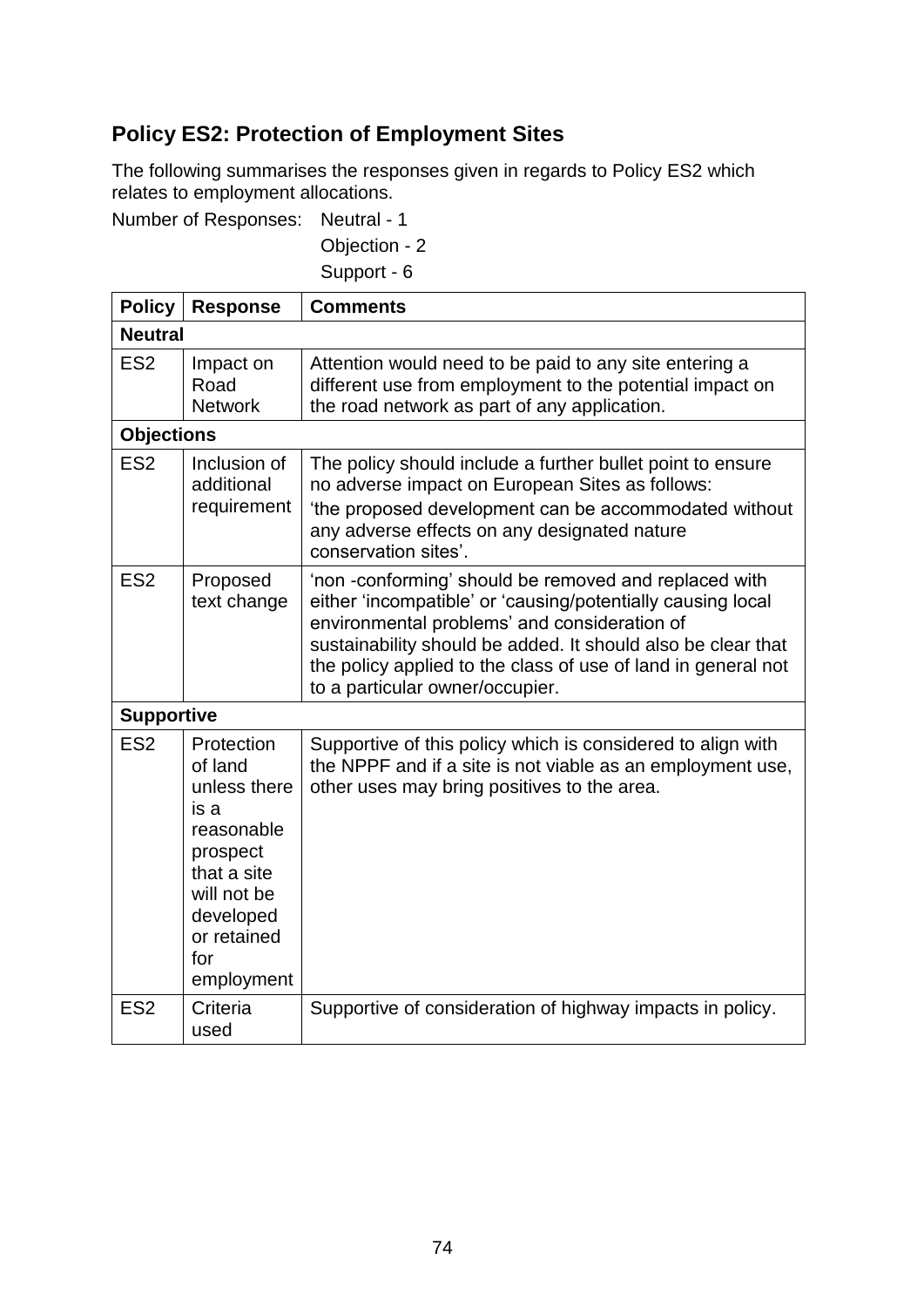## Policy ES2: Protection of Employment Sites

The following summarises the responses given in regards to Policy ES2 which relates to employment allocations.

Number of Responses: Neutral - 1
Objection - 2
Support - 6

| Policy | Response | Comments |
|---|---|---|
| **Neutral** | | |
| ES2 | Impact on Road Network | Attention would need to be paid to any site entering a different use from employment to the potential impact on the road network as part of any application. |
| **Objections** | | |
| ES2 | Inclusion of additional requirement | The policy should include a further bullet point to ensure no adverse impact on European Sites as follows: 'the proposed development can be accommodated without any adverse effects on any designated nature conservation sites'. |
| ES2 | Proposed text change | 'non -conforming' should be removed and replaced with either 'incompatible' or 'causing/potentially causing local environmental problems' and consideration of sustainability should be added. It should also be clear that the policy applied to the class of use of land in general not to a particular owner/occupier. |
| **Supportive** | | |
| ES2 | Protection of land unless there is a reasonable prospect that a site will not be developed or retained for employment | Supportive of this policy which is considered to align with the NPPF and if a site is not viable as an employment use, other uses may bring positives to the area. |
| ES2 | Criteria used | Supportive of consideration of highway impacts in policy. |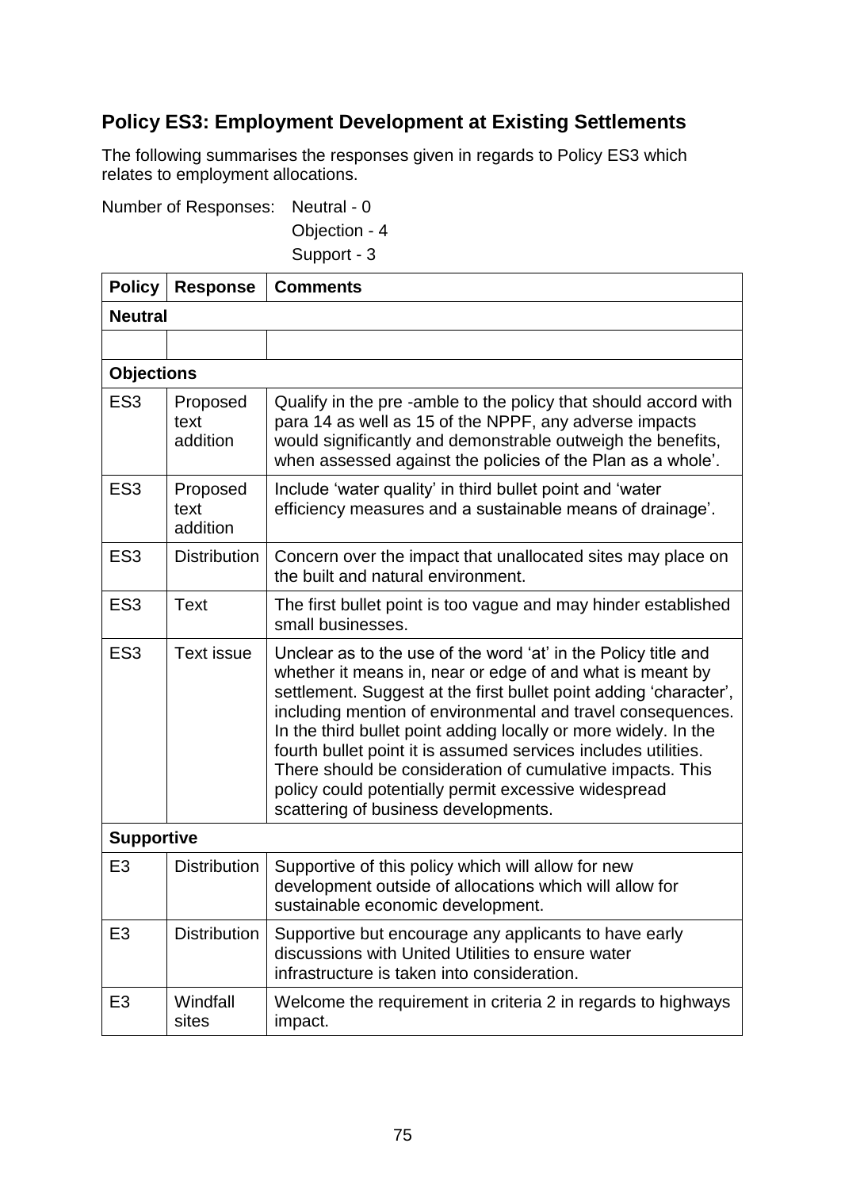## Policy ES3: Employment Development at Existing Settlements

The following summarises the responses given in regards to Policy ES3 which relates to employment allocations.

Number of Responses: Neutral - 0
Objection - 4
Support - 3

| Policy | Response | Comments |
|---|---|---|
| **Neutral** | | |
| | | |
| **Objections** | | |
| ES3 | Proposed text addition | Qualify in the pre -amble to the policy that should accord with para 14 as well as 15 of the NPPF, any adverse impacts would significantly and demonstrable outweigh the benefits, when assessed against the policies of the Plan as a whole'. |
| ES3 | Proposed text addition | Include 'water quality' in third bullet point and 'water efficiency measures and a sustainable means of drainage'. |
| ES3 | Distribution | Concern over the impact that unallocated sites may place on the built and natural environment. |
| ES3 | Text | The first bullet point is too vague and may hinder established small businesses. |
| ES3 | Text issue | Unclear as to the use of the word 'at' in the Policy title and whether it means in, near or edge of and what is meant by settlement. Suggest at the first bullet point adding 'character', including mention of environmental and travel consequences. In the third bullet point adding locally or more widely. In the fourth bullet point it is assumed services includes utilities. There should be consideration of cumulative impacts. This policy could potentially permit excessive widespread scattering of business developments. |
| **Supportive** | | |
| E3 | Distribution | Supportive of this policy which will allow for new development outside of allocations which will allow for sustainable economic development. |
| E3 | Distribution | Supportive but encourage any applicants to have early discussions with United Utilities to ensure water infrastructure is taken into consideration. |
| E3 | Windfall sites | Welcome the requirement in criteria 2 in regards to highways impact. |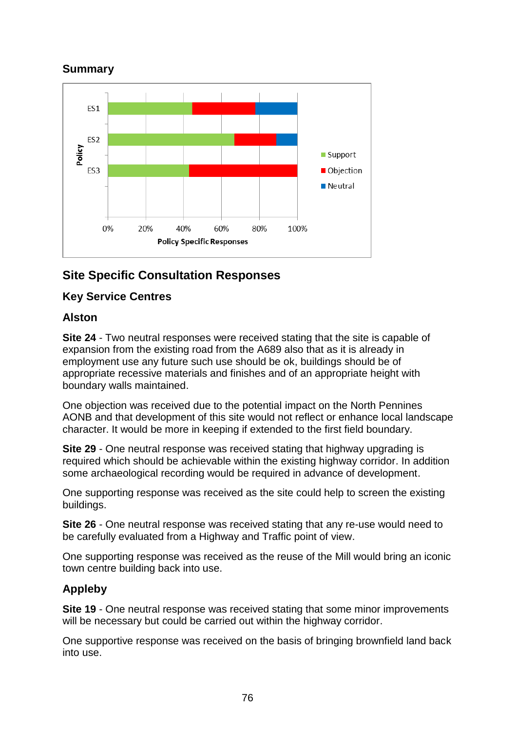### Summary

## Site Specific Consultation Responses

### Key Service Centres

### Alston

**Site 24** - Two neutral responses were received stating that the site is capable of expansion from the existing road from the A689 also that as it is already in employment use any future such use should be ok, buildings should be of appropriate recessive materials and finishes and of an appropriate height with boundary walls maintained.

One objection was received due to the potential impact on the North Pennines AONB and that development of this site would not reflect or enhance local landscape character. It would be more in keeping if extended to the first field boundary.

**Site 29** - One neutral response was received stating that highway upgrading is required which should be achievable within the existing highway corridor. In addition some archaeological recording would be required in advance of development.

One supporting response was received as the site could help to screen the existing buildings.

**Site 26** - One neutral response was received stating that any re-use would need to be carefully evaluated from a Highway and Traffic point of view.

One supporting response was received as the reuse of the Mill would bring an iconic town centre building back into use.

### Appleby

**Site 19** - One neutral response was received stating that some minor improvements will be necessary but could be carried out within the highway corridor.

One supportive response was received on the basis of bringing brownfield land back into use.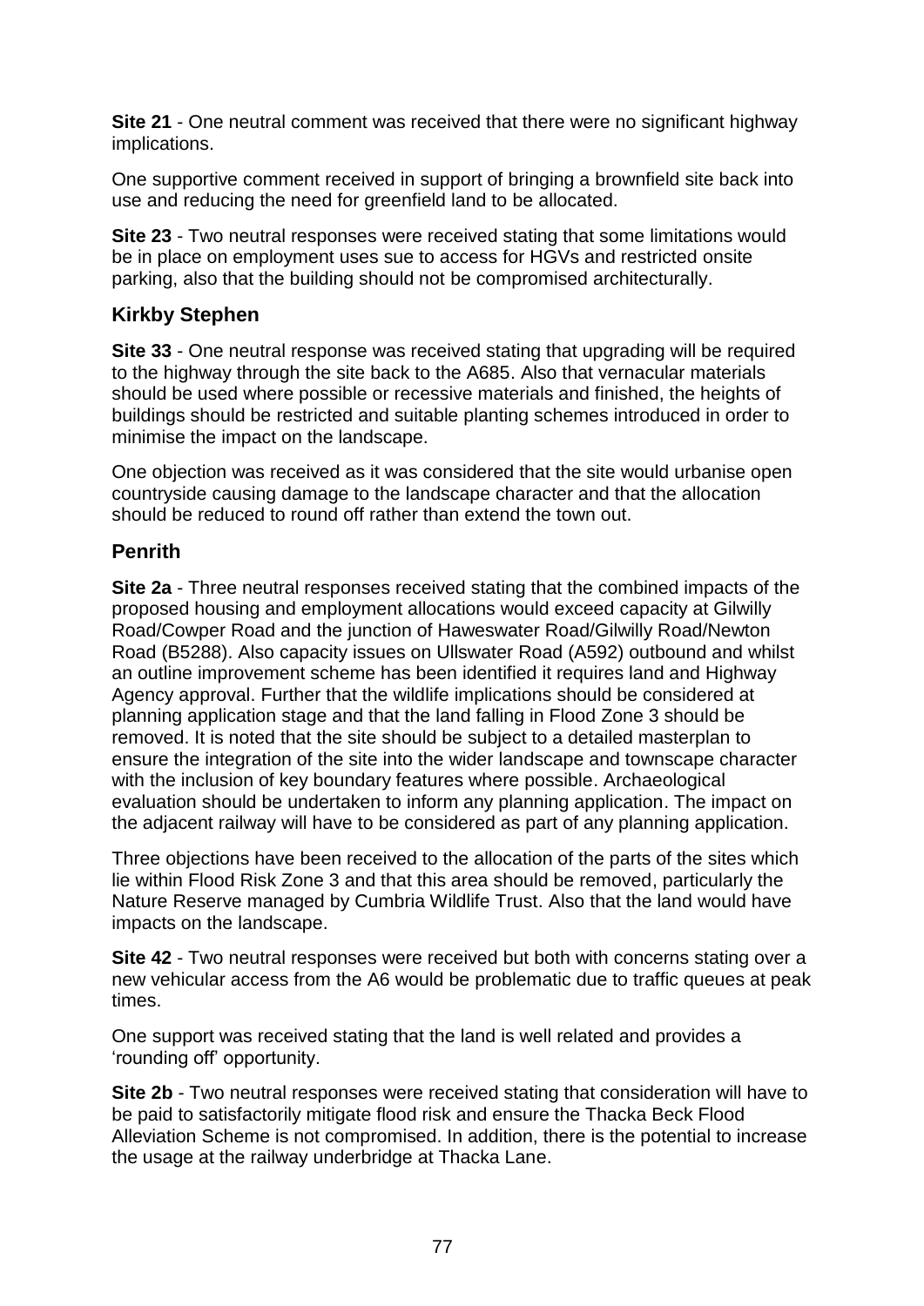**Site 21** - One neutral comment was received that there were no significant highway implications.

One supportive comment received in support of bringing a brownfield site back into use and reducing the need for greenfield land to be allocated.

**Site 23** - Two neutral responses were received stating that some limitations would be in place on employment uses sue to access for HGVs and restricted onsite parking, also that the building should not be compromised architecturally.

### Kirkby Stephen

**Site 33** - One neutral response was received stating that upgrading will be required to the highway through the site back to the A685. Also that vernacular materials should be used where possible or recessive materials and finished, the heights of buildings should be restricted and suitable planting schemes introduced in order to minimise the impact on the landscape.

One objection was received as it was considered that the site would urbanise open countryside causing damage to the landscape character and that the allocation should be reduced to round off rather than extend the town out.

### Penrith

**Site 2a** - Three neutral responses received stating that the combined impacts of the proposed housing and employment allocations would exceed capacity at Gilwilly Road/Cowper Road and the junction of Haweswater Road/Gilwilly Road/Newton Road (B5288). Also capacity issues on Ullswater Road (A592) outbound and whilst an outline improvement scheme has been identified it requires land and Highway Agency approval. Further that the wildlife implications should be considered at planning application stage and that the land falling in Flood Zone 3 should be removed. It is noted that the site should be subject to a detailed masterplan to ensure the integration of the site into the wider landscape and townscape character with the inclusion of key boundary features where possible. Archaeological evaluation should be undertaken to inform any planning application. The impact on the adjacent railway will have to be considered as part of any planning application.

Three objections have been received to the allocation of the parts of the sites which lie within Flood Risk Zone 3 and that this area should be removed, particularly the Nature Reserve managed by Cumbria Wildlife Trust. Also that the land would have impacts on the landscape.

**Site 42** - Two neutral responses were received but both with concerns stating over a new vehicular access from the A6 would be problematic due to traffic queues at peak times.

One support was received stating that the land is well related and provides a 'rounding off' opportunity.

**Site 2b** - Two neutral responses were received stating that consideration will have to be paid to satisfactorily mitigate flood risk and ensure the Thacka Beck Flood Alleviation Scheme is not compromised. In addition, there is the potential to increase the usage at the railway underbridge at Thacka Lane.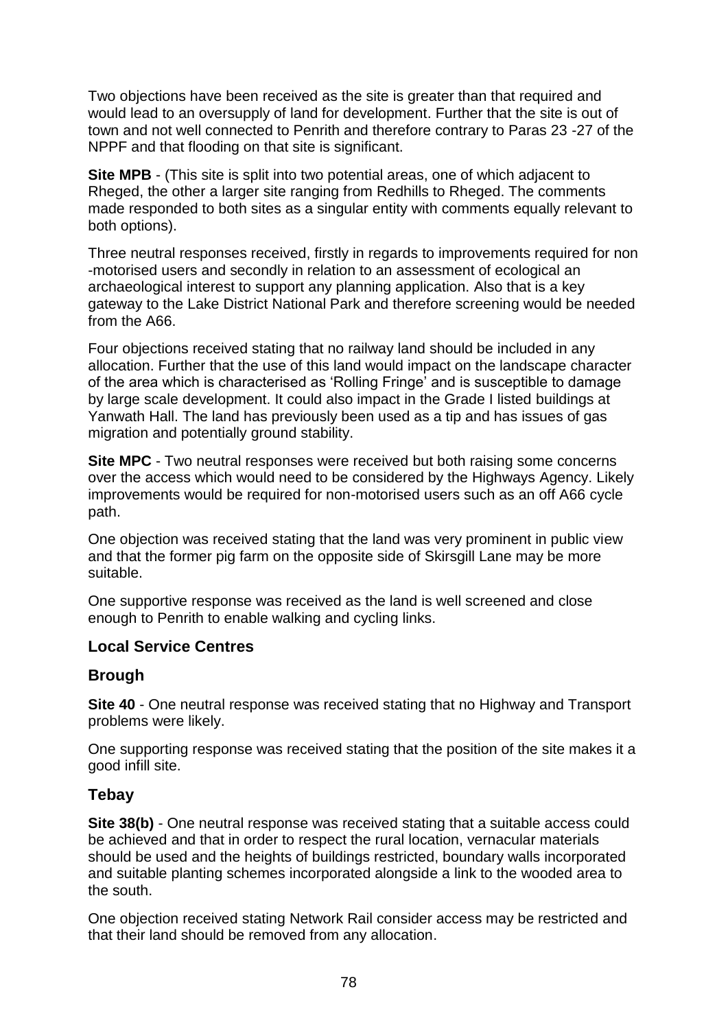Two objections have been received as the site is greater than that required and would lead to an oversupply of land for development. Further that the site is out of town and not well connected to Penrith and therefore contrary to Paras 23 -27 of the NPPF and that flooding on that site is significant.

**Site MPB** - (This site is split into two potential areas, one of which adjacent to Rheged, the other a larger site ranging from Redhills to Rheged. The comments made responded to both sites as a singular entity with comments equally relevant to both options).

Three neutral responses received, firstly in regards to improvements required for non -motorised users and secondly in relation to an assessment of ecological an archaeological interest to support any planning application. Also that is a key gateway to the Lake District National Park and therefore screening would be needed from the A66.

Four objections received stating that no railway land should be included in any allocation. Further that the use of this land would impact on the landscape character of the area which is characterised as 'Rolling Fringe' and is susceptible to damage by large scale development. It could also impact in the Grade I listed buildings at Yanwath Hall. The land has previously been used as a tip and has issues of gas migration and potentially ground stability.

**Site MPC** - Two neutral responses were received but both raising some concerns over the access which would need to be considered by the Highways Agency. Likely improvements would be required for non-motorised users such as an off A66 cycle path.

One objection was received stating that the land was very prominent in public view and that the former pig farm on the opposite side of Skirsgill Lane may be more suitable.

One supportive response was received as the land is well screened and close enough to Penrith to enable walking and cycling links.

## Local Service Centres

### Brough

**Site 40** - One neutral response was received stating that no Highway and Transport problems were likely.

One supporting response was received stating that the position of the site makes it a good infill site.

### Tebay

**Site 38(b)** - One neutral response was received stating that a suitable access could be achieved and that in order to respect the rural location, vernacular materials should be used and the heights of buildings restricted, boundary walls incorporated and suitable planting schemes incorporated alongside a link to the wooded area to the south.

One objection received stating Network Rail consider access may be restricted and that their land should be removed from any allocation.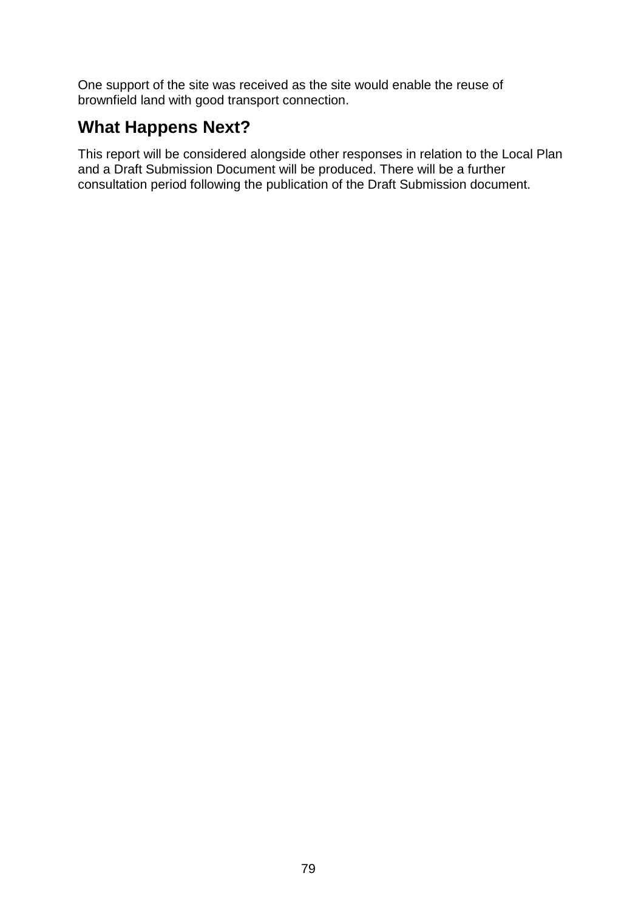One support of the site was received as the site would enable the reuse of brownfield land with good transport connection.

## What Happens Next?

This report will be considered alongside other responses in relation to the Local Plan and a Draft Submission Document will be produced. There will be a further consultation period following the publication of the Draft Submission document.